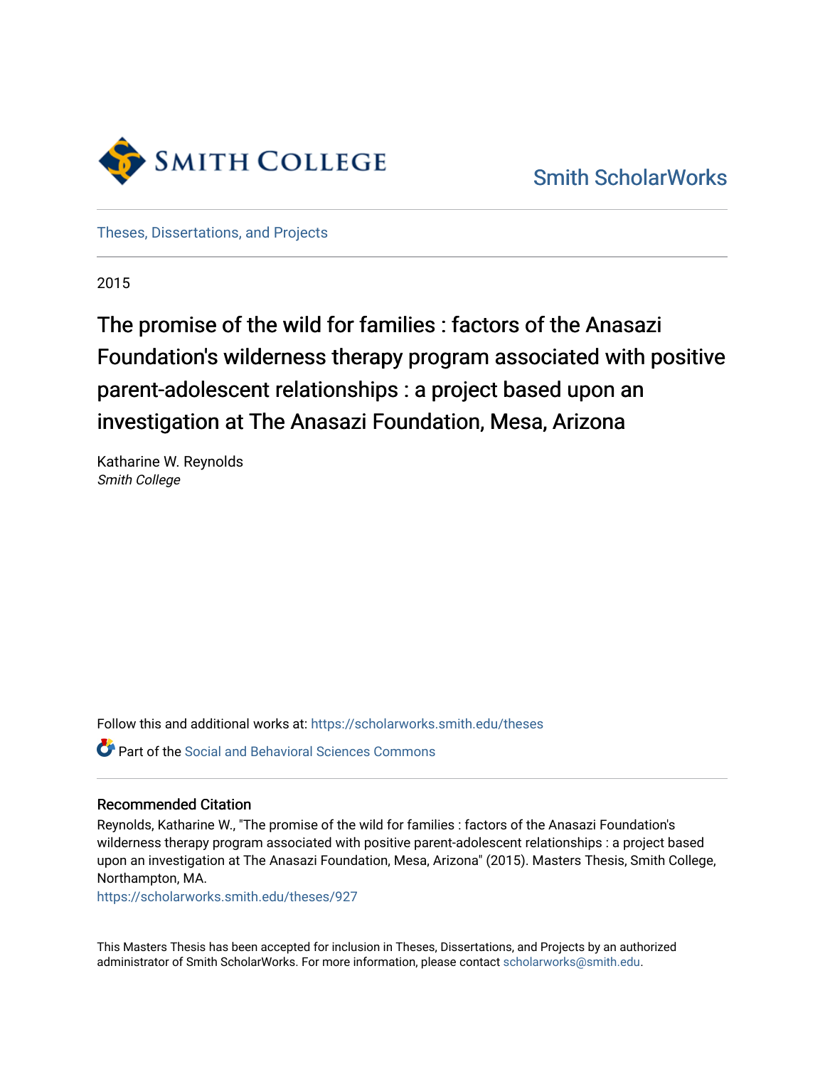Smith ScholarWorks

Theses, Dissertations, and Projects

2015

# The promise of the wild for families : factors of the Anasazi Foundation's wilderness therapy program associated with positive parent-adolescent relationships : a project based upon an investigation at The Anasazi Foundation, Mesa, Arizona

Katharine W. Reynolds
*Smith College*

Follow this and additional works at: https://scholarworks.smith.edu/theses

Part of the Social and Behavioral Sciences Commons

## Recommended Citation

Reynolds, Katharine W., "The promise of the wild for families : factors of the Anasazi Foundation's wilderness therapy program associated with positive parent-adolescent relationships : a project based upon an investigation at The Anasazi Foundation, Mesa, Arizona" (2015). Masters Thesis, Smith College, Northampton, MA.
https://scholarworks.smith.edu/theses/927

This Masters Thesis has been accepted for inclusion in Theses, Dissertations, and Projects by an authorized administrator of Smith ScholarWorks. For more information, please contact scholarworks@smith.edu.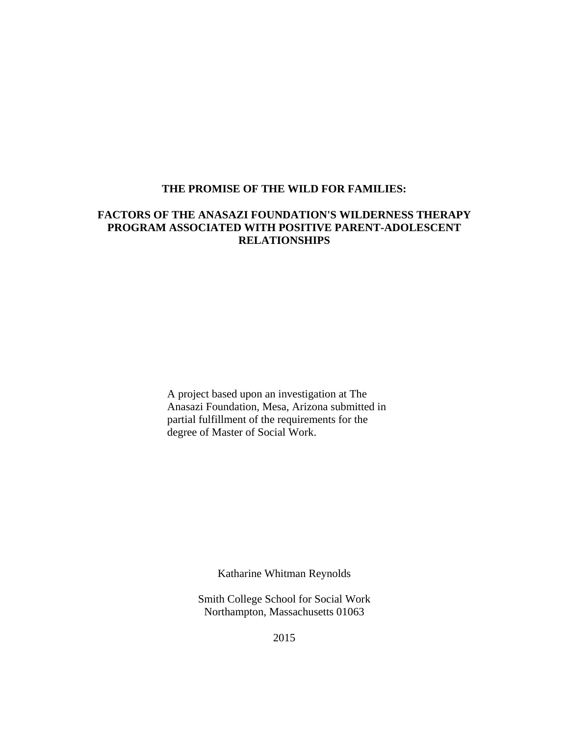# THE PROMISE OF THE WILD FOR FAMILIES:

## FACTORS OF THE ANASAZI FOUNDATION'S WILDERNESS THERAPY PROGRAM ASSOCIATED WITH POSITIVE PARENT-ADOLESCENT RELATIONSHIPS

A project based upon an investigation at The Anasazi Foundation, Mesa, Arizona submitted in partial fulfillment of the requirements for the degree of Master of Social Work.

Katharine Whitman Reynolds

Smith College School for Social Work
Northampton, Massachusetts 01063

2015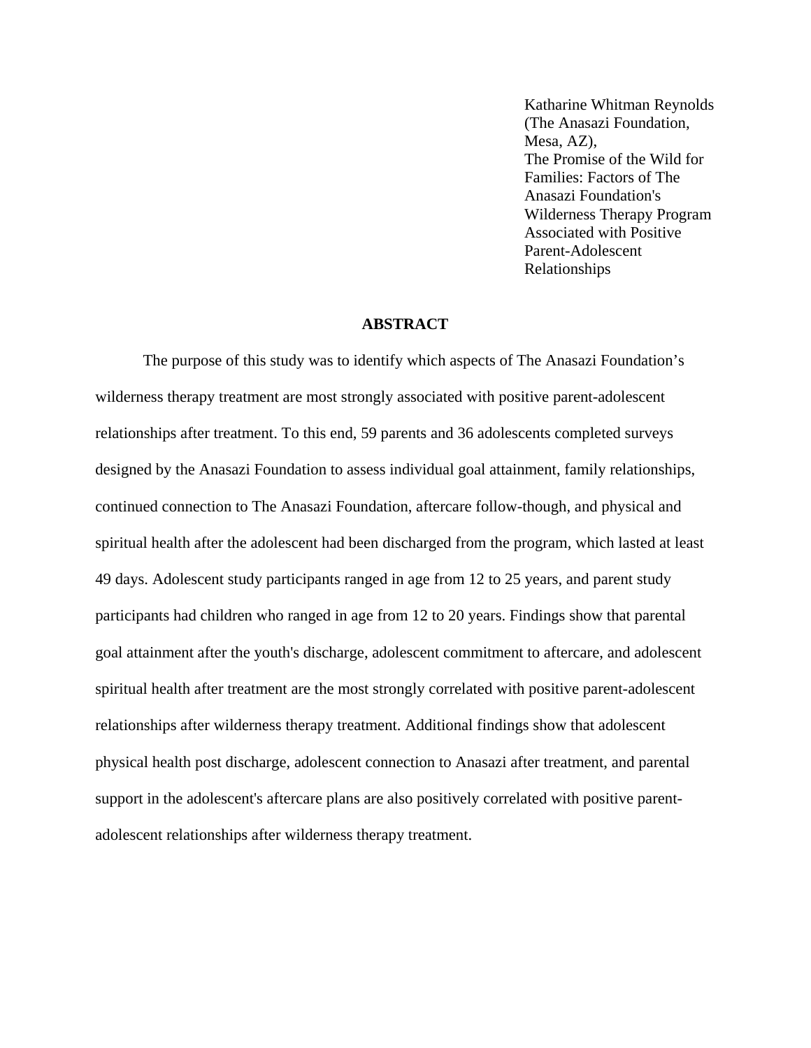Katharine Whitman Reynolds
(The Anasazi Foundation, Mesa, AZ),
The Promise of the Wild for Families: Factors of The Anasazi Foundation's Wilderness Therapy Program Associated with Positive Parent-Adolescent Relationships

## ABSTRACT

The purpose of this study was to identify which aspects of The Anasazi Foundation's wilderness therapy treatment are most strongly associated with positive parent-adolescent relationships after treatment. To this end, 59 parents and 36 adolescents completed surveys designed by the Anasazi Foundation to assess individual goal attainment, family relationships, continued connection to The Anasazi Foundation, aftercare follow-though, and physical and spiritual health after the adolescent had been discharged from the program, which lasted at least 49 days. Adolescent study participants ranged in age from 12 to 25 years, and parent study participants had children who ranged in age from 12 to 20 years. Findings show that parental goal attainment after the youth's discharge, adolescent commitment to aftercare, and adolescent spiritual health after treatment are the most strongly correlated with positive parent-adolescent relationships after wilderness therapy treatment. Additional findings show that adolescent physical health post discharge, adolescent connection to Anasazi after treatment, and parental support in the adolescent's aftercare plans are also positively correlated with positive parent-adolescent relationships after wilderness therapy treatment.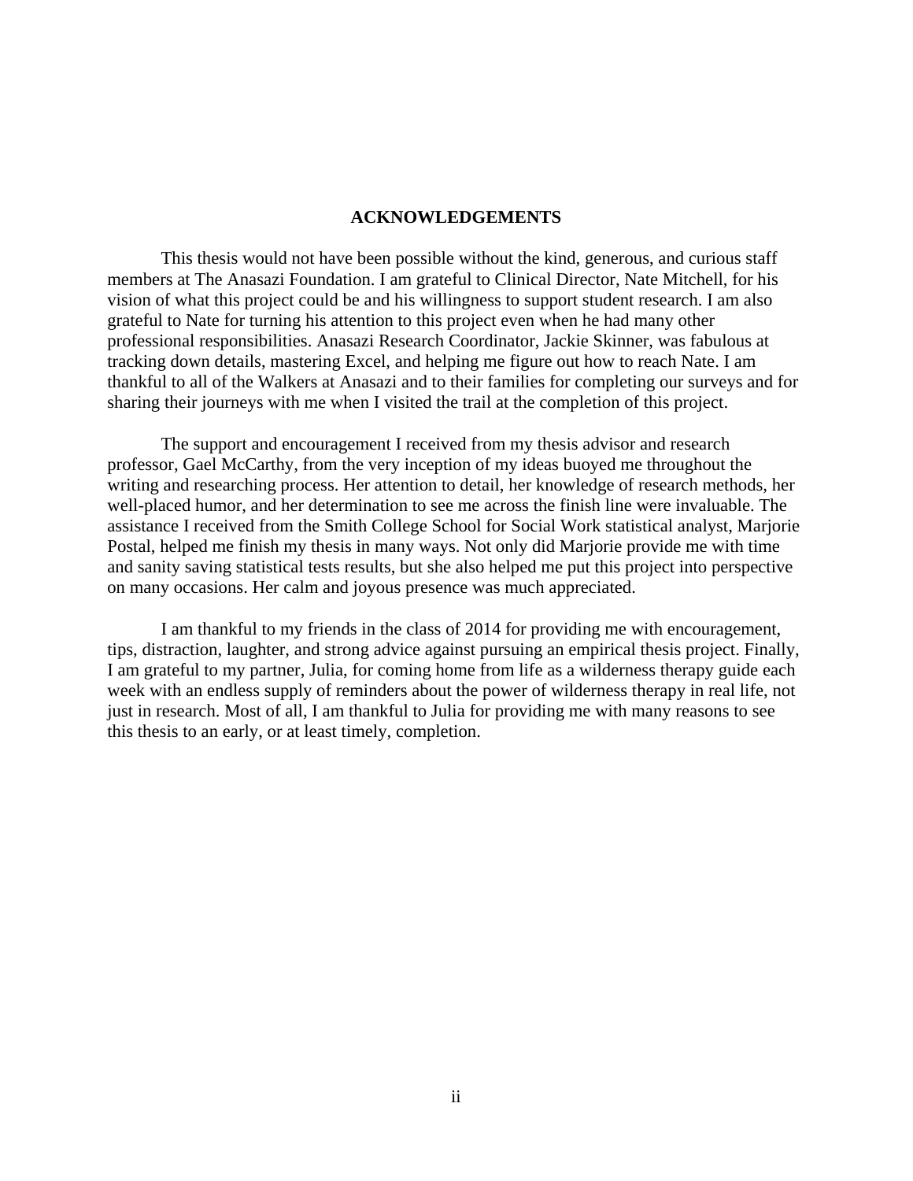# ACKNOWLEDGEMENTS

This thesis would not have been possible without the kind, generous, and curious staff members at The Anasazi Foundation. I am grateful to Clinical Director, Nate Mitchell, for his vision of what this project could be and his willingness to support student research. I am also grateful to Nate for turning his attention to this project even when he had many other professional responsibilities. Anasazi Research Coordinator, Jackie Skinner, was fabulous at tracking down details, mastering Excel, and helping me figure out how to reach Nate. I am thankful to all of the Walkers at Anasazi and to their families for completing our surveys and for sharing their journeys with me when I visited the trail at the completion of this project.

The support and encouragement I received from my thesis advisor and research professor, Gael McCarthy, from the very inception of my ideas buoyed me throughout the writing and researching process. Her attention to detail, her knowledge of research methods, her well-placed humor, and her determination to see me across the finish line were invaluable. The assistance I received from the Smith College School for Social Work statistical analyst, Marjorie Postal, helped me finish my thesis in many ways. Not only did Marjorie provide me with time and sanity saving statistical tests results, but she also helped me put this project into perspective on many occasions. Her calm and joyous presence was much appreciated.

I am thankful to my friends in the class of 2014 for providing me with encouragement, tips, distraction, laughter, and strong advice against pursuing an empirical thesis project. Finally, I am grateful to my partner, Julia, for coming home from life as a wilderness therapy guide each week with an endless supply of reminders about the power of wilderness therapy in real life, not just in research. Most of all, I am thankful to Julia for providing me with many reasons to see this thesis to an early, or at least timely, completion.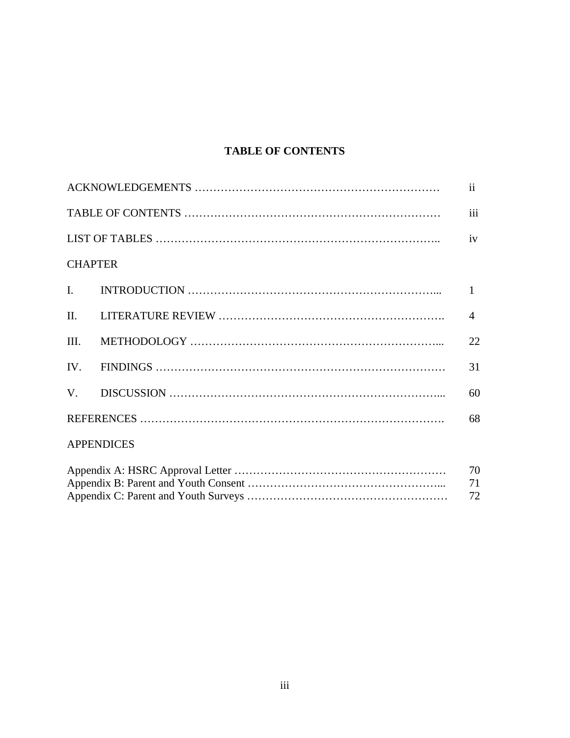# TABLE OF CONTENTS

| | | |
|---|---|---|
| ACKNOWLEDGEMENTS | | ii |
| TABLE OF CONTENTS | | iii |
| LIST OF TABLES | | iv |
| CHAPTER | | |
| I. | INTRODUCTION | 1 |
| II. | LITERATURE REVIEW | 4 |
| III. | METHODOLOGY | 22 |
| IV. | FINDINGS | 31 |
| V. | DISCUSSION | 60 |
| REFERENCES | | 68 |
| APPENDICES | | |
| Appendix A: HSRC Approval Letter | | 70 |
| Appendix B: Parent and Youth Consent | | 71 |
| Appendix C: Parent and Youth Surveys | | 72 |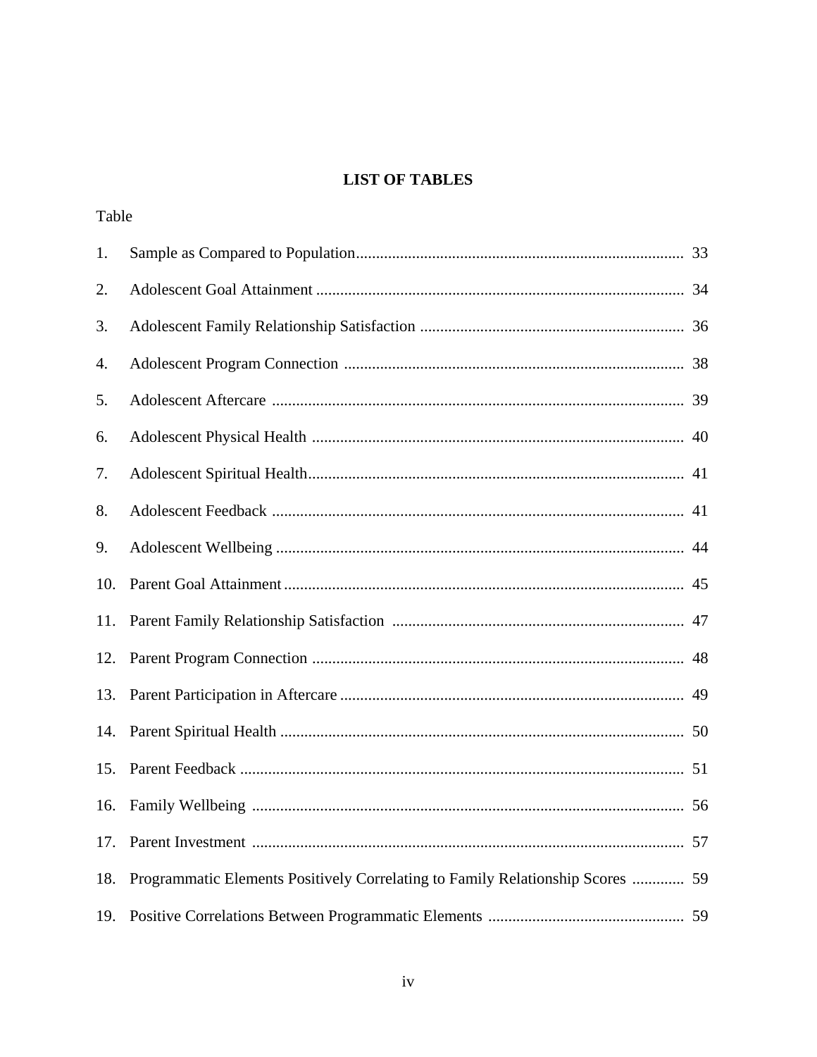# LIST OF TABLES

| Table | | |
|---|---|---|
| 1. | Sample as Compared to Population | 33 |
| 2. | Adolescent Goal Attainment | 34 |
| 3. | Adolescent Family Relationship Satisfaction | 36 |
| 4. | Adolescent Program Connection | 38 |
| 5. | Adolescent Aftercare | 39 |
| 6. | Adolescent Physical Health | 40 |
| 7. | Adolescent Spiritual Health | 41 |
| 8. | Adolescent Feedback | 41 |
| 9. | Adolescent Wellbeing | 44 |
| 10. | Parent Goal Attainment | 45 |
| 11. | Parent Family Relationship Satisfaction | 47 |
| 12. | Parent Program Connection | 48 |
| 13. | Parent Participation in Aftercare | 49 |
| 14. | Parent Spiritual Health | 50 |
| 15. | Parent Feedback | 51 |
| 16. | Family Wellbeing | 56 |
| 17. | Parent Investment | 57 |
| 18. | Programmatic Elements Positively Correlating to Family Relationship Scores | 59 |
| 19. | Positive Correlations Between Programmatic Elements | 59 |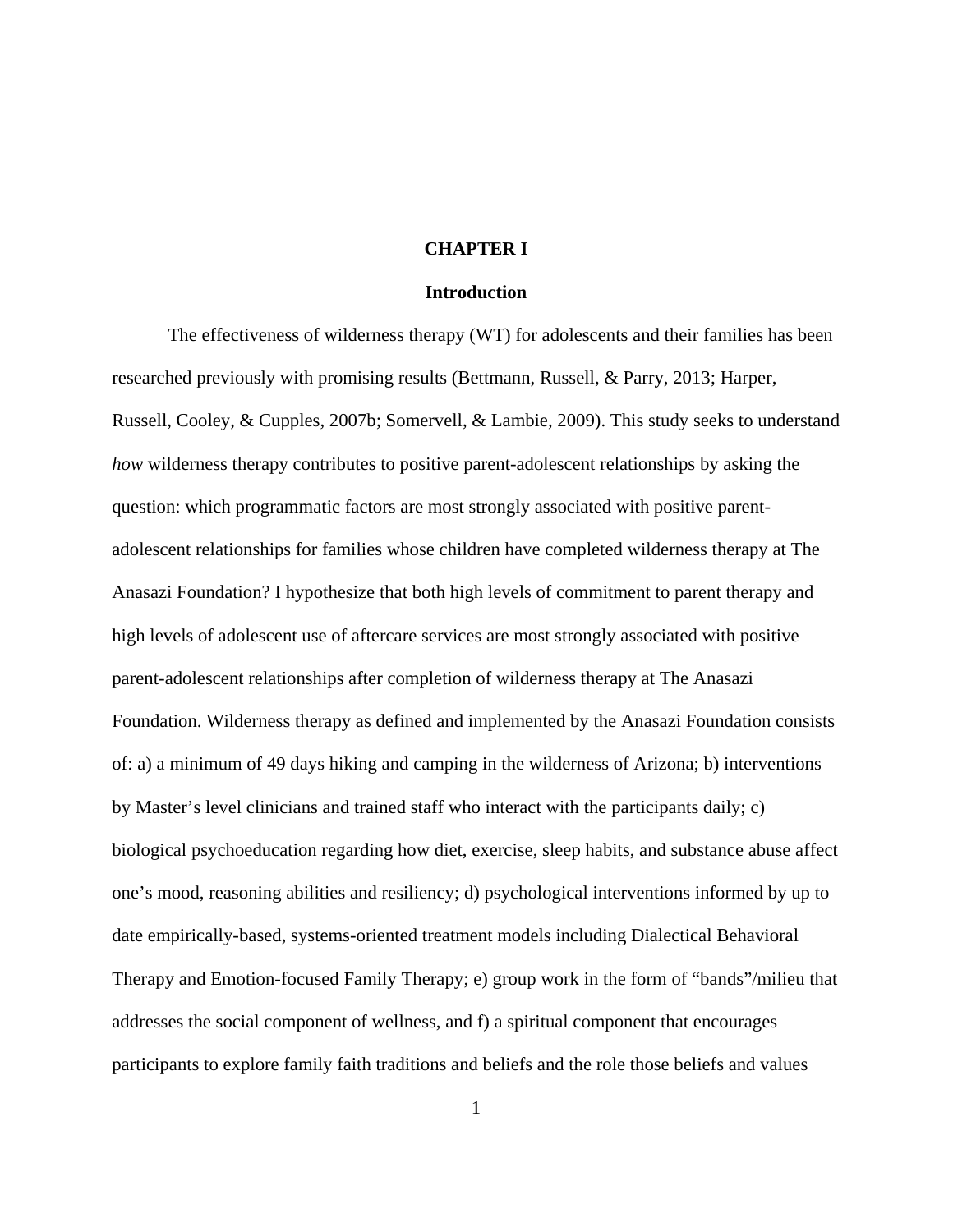# CHAPTER I

## Introduction

The effectiveness of wilderness therapy (WT) for adolescents and their families has been researched previously with promising results (Bettmann, Russell, & Parry, 2013; Harper, Russell, Cooley, & Cupples, 2007b; Somervell, & Lambie, 2009). This study seeks to understand *how* wilderness therapy contributes to positive parent-adolescent relationships by asking the question: which programmatic factors are most strongly associated with positive parent-adolescent relationships for families whose children have completed wilderness therapy at The Anasazi Foundation? I hypothesize that both high levels of commitment to parent therapy and high levels of adolescent use of aftercare services are most strongly associated with positive parent-adolescent relationships after completion of wilderness therapy at The Anasazi Foundation. Wilderness therapy as defined and implemented by the Anasazi Foundation consists of: a) a minimum of 49 days hiking and camping in the wilderness of Arizona; b) interventions by Master's level clinicians and trained staff who interact with the participants daily; c) biological psychoeducation regarding how diet, exercise, sleep habits, and substance abuse affect one's mood, reasoning abilities and resiliency; d) psychological interventions informed by up to date empirically-based, systems-oriented treatment models including Dialectical Behavioral Therapy and Emotion-focused Family Therapy; e) group work in the form of "bands"/milieu that addresses the social component of wellness, and f) a spiritual component that encourages participants to explore family faith traditions and beliefs and the role those beliefs and values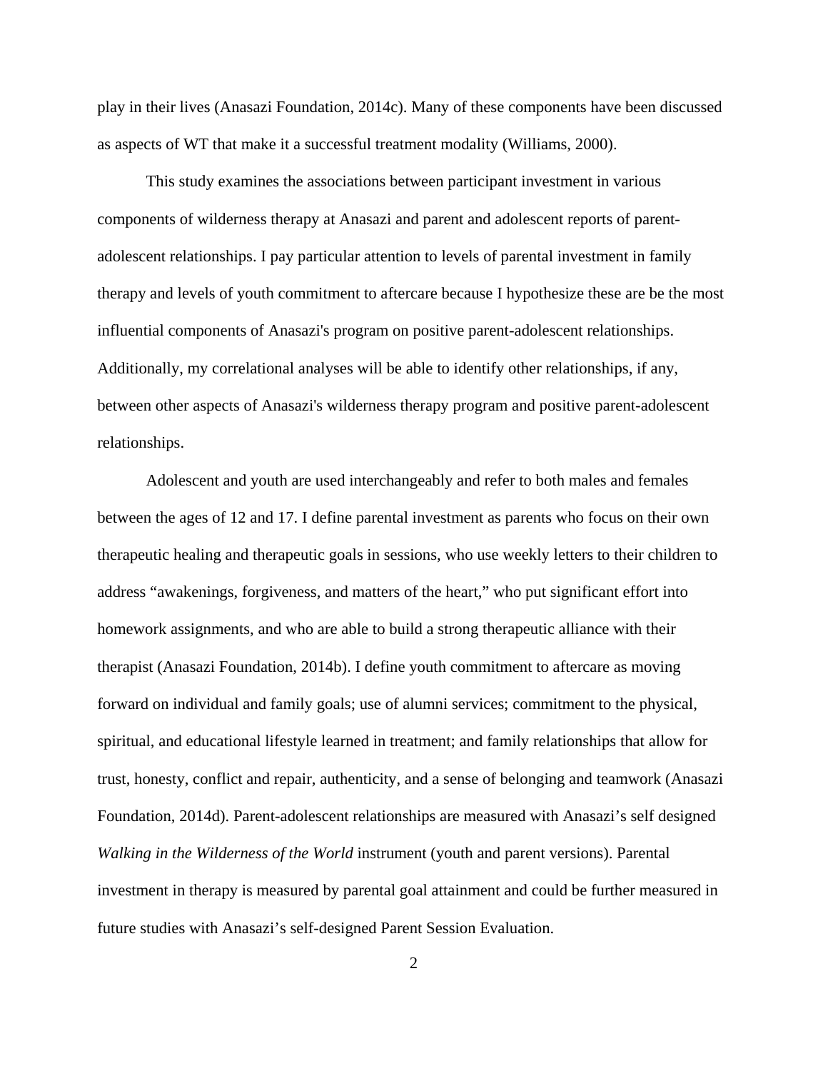play in their lives (Anasazi Foundation, 2014c). Many of these components have been discussed as aspects of WT that make it a successful treatment modality (Williams, 2000).

This study examines the associations between participant investment in various components of wilderness therapy at Anasazi and parent and adolescent reports of parent-adolescent relationships. I pay particular attention to levels of parental investment in family therapy and levels of youth commitment to aftercare because I hypothesize these are be the most influential components of Anasazi's program on positive parent-adolescent relationships. Additionally, my correlational analyses will be able to identify other relationships, if any, between other aspects of Anasazi's wilderness therapy program and positive parent-adolescent relationships.

Adolescent and youth are used interchangeably and refer to both males and females between the ages of 12 and 17. I define parental investment as parents who focus on their own therapeutic healing and therapeutic goals in sessions, who use weekly letters to their children to address "awakenings, forgiveness, and matters of the heart," who put significant effort into homework assignments, and who are able to build a strong therapeutic alliance with their therapist (Anasazi Foundation, 2014b). I define youth commitment to aftercare as moving forward on individual and family goals; use of alumni services; commitment to the physical, spiritual, and educational lifestyle learned in treatment; and family relationships that allow for trust, honesty, conflict and repair, authenticity, and a sense of belonging and teamwork (Anasazi Foundation, 2014d). Parent-adolescent relationships are measured with Anasazi's self designed *Walking in the Wilderness of the World* instrument (youth and parent versions). Parental investment in therapy is measured by parental goal attainment and could be further measured in future studies with Anasazi's self-designed Parent Session Evaluation.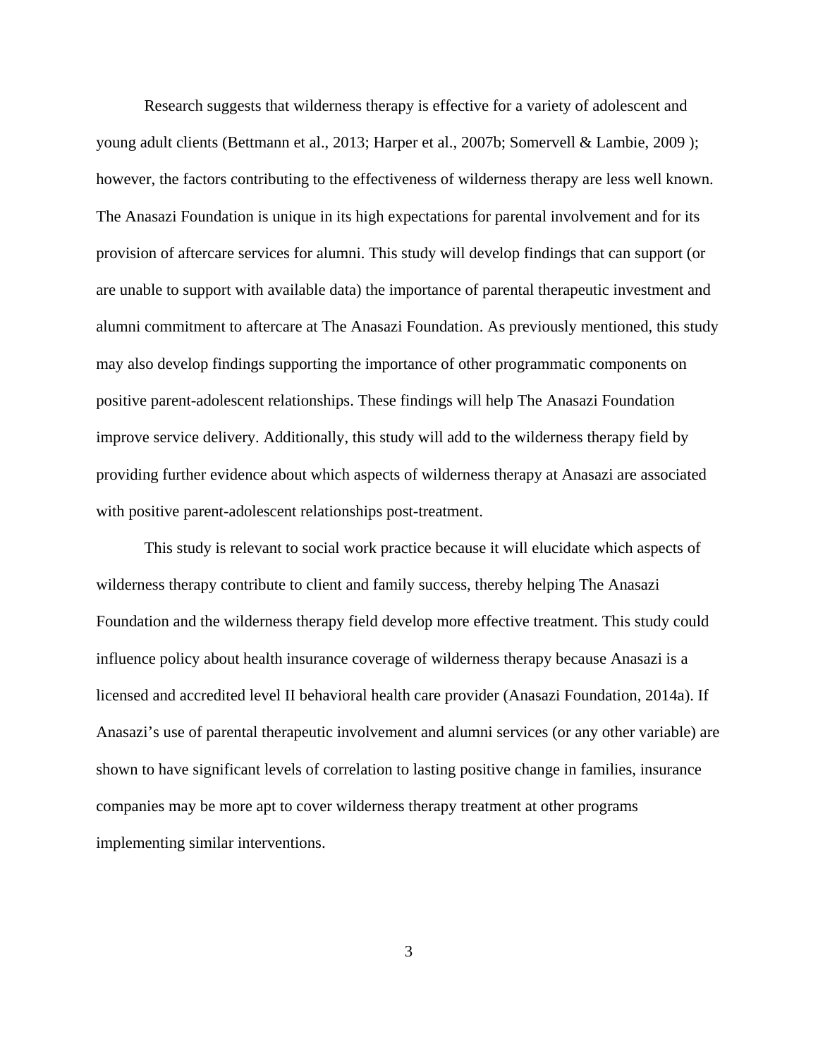Research suggests that wilderness therapy is effective for a variety of adolescent and young adult clients (Bettmann et al., 2013; Harper et al., 2007b; Somervell & Lambie, 2009 ); however, the factors contributing to the effectiveness of wilderness therapy are less well known. The Anasazi Foundation is unique in its high expectations for parental involvement and for its provision of aftercare services for alumni. This study will develop findings that can support (or are unable to support with available data) the importance of parental therapeutic investment and alumni commitment to aftercare at The Anasazi Foundation. As previously mentioned, this study may also develop findings supporting the importance of other programmatic components on positive parent-adolescent relationships. These findings will help The Anasazi Foundation improve service delivery. Additionally, this study will add to the wilderness therapy field by providing further evidence about which aspects of wilderness therapy at Anasazi are associated with positive parent-adolescent relationships post-treatment.

This study is relevant to social work practice because it will elucidate which aspects of wilderness therapy contribute to client and family success, thereby helping The Anasazi Foundation and the wilderness therapy field develop more effective treatment. This study could influence policy about health insurance coverage of wilderness therapy because Anasazi is a licensed and accredited level II behavioral health care provider (Anasazi Foundation, 2014a). If Anasazi's use of parental therapeutic involvement and alumni services (or any other variable) are shown to have significant levels of correlation to lasting positive change in families, insurance companies may be more apt to cover wilderness therapy treatment at other programs implementing similar interventions.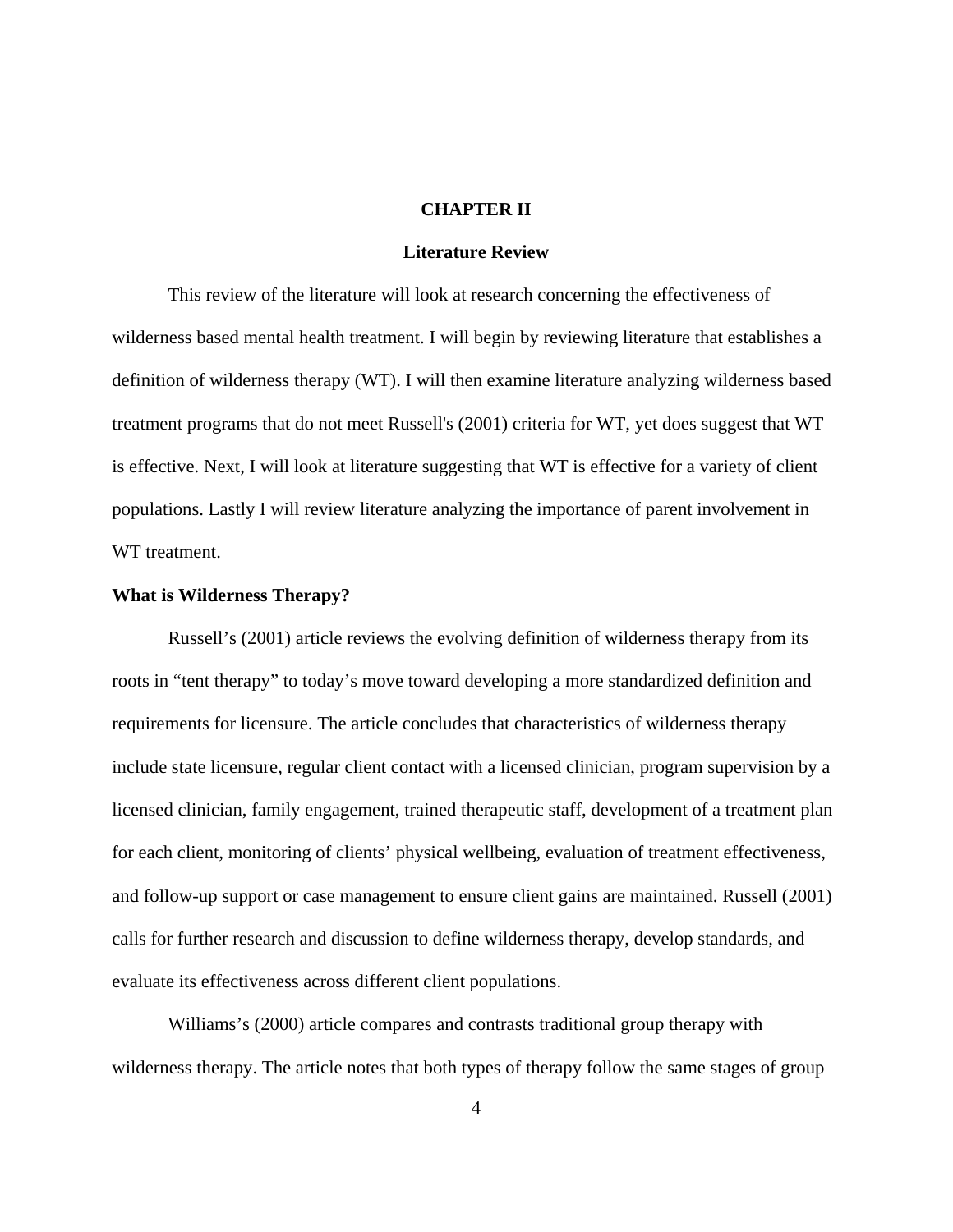# CHAPTER II

# Literature Review

This review of the literature will look at research concerning the effectiveness of wilderness based mental health treatment. I will begin by reviewing literature that establishes a definition of wilderness therapy (WT). I will then examine literature analyzing wilderness based treatment programs that do not meet Russell's (2001) criteria for WT, yet does suggest that WT is effective. Next, I will look at literature suggesting that WT is effective for a variety of client populations. Lastly I will review literature analyzing the importance of parent involvement in WT treatment.

## What is Wilderness Therapy?

Russell's (2001) article reviews the evolving definition of wilderness therapy from its roots in "tent therapy" to today's move toward developing a more standardized definition and requirements for licensure. The article concludes that characteristics of wilderness therapy include state licensure, regular client contact with a licensed clinician, program supervision by a licensed clinician, family engagement, trained therapeutic staff, development of a treatment plan for each client, monitoring of clients' physical wellbeing, evaluation of treatment effectiveness, and follow-up support or case management to ensure client gains are maintained. Russell (2001) calls for further research and discussion to define wilderness therapy, develop standards, and evaluate its effectiveness across different client populations.

Williams's (2000) article compares and contrasts traditional group therapy with wilderness therapy. The article notes that both types of therapy follow the same stages of group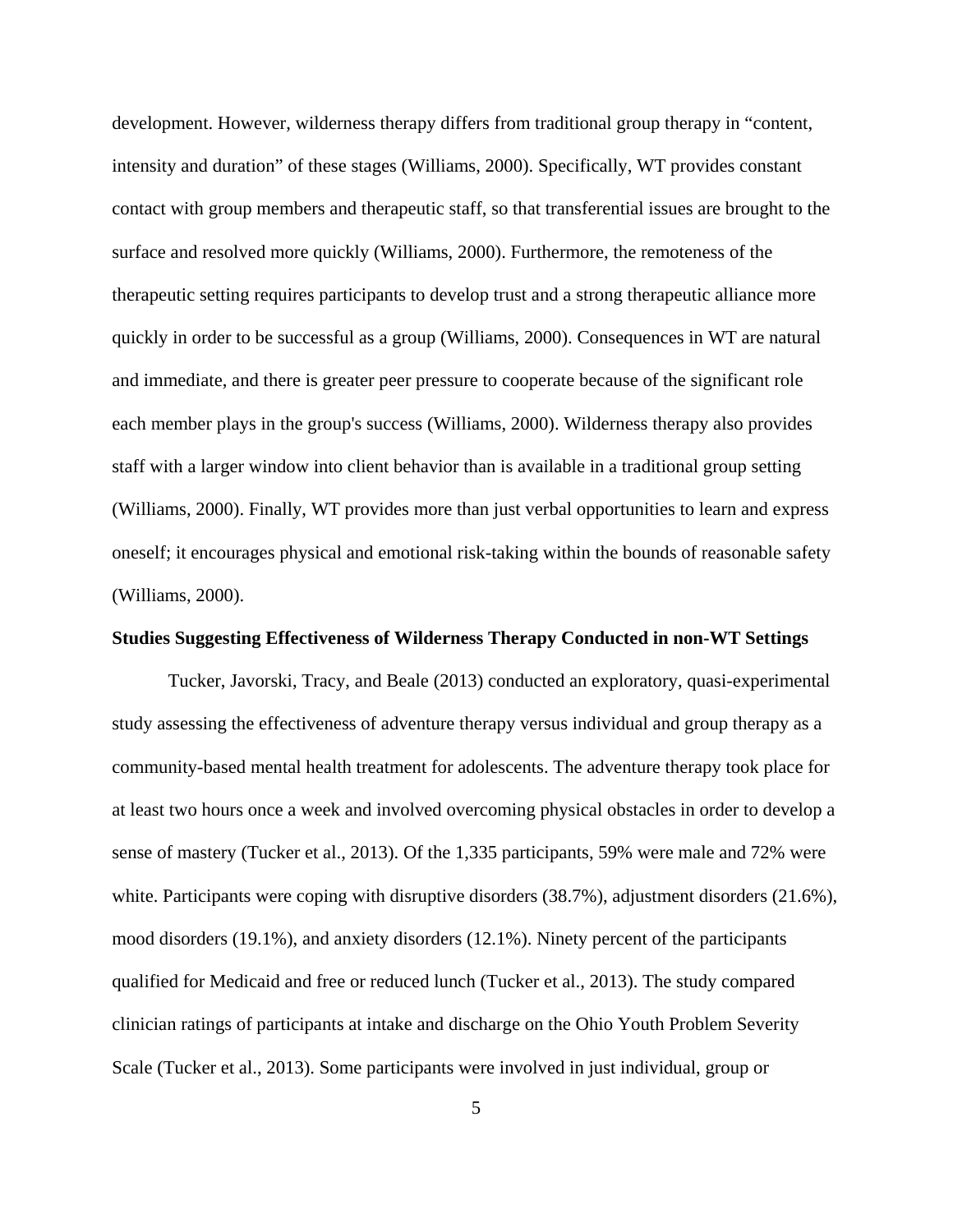development. However, wilderness therapy differs from traditional group therapy in "content, intensity and duration" of these stages (Williams, 2000). Specifically, WT provides constant contact with group members and therapeutic staff, so that transferential issues are brought to the surface and resolved more quickly (Williams, 2000). Furthermore, the remoteness of the therapeutic setting requires participants to develop trust and a strong therapeutic alliance more quickly in order to be successful as a group (Williams, 2000). Consequences in WT are natural and immediate, and there is greater peer pressure to cooperate because of the significant role each member plays in the group's success (Williams, 2000). Wilderness therapy also provides staff with a larger window into client behavior than is available in a traditional group setting (Williams, 2000). Finally, WT provides more than just verbal opportunities to learn and express oneself; it encourages physical and emotional risk-taking within the bounds of reasonable safety (Williams, 2000).

**Studies Suggesting Effectiveness of Wilderness Therapy Conducted in non-WT Settings**

Tucker, Javorski, Tracy, and Beale (2013) conducted an exploratory, quasi-experimental study assessing the effectiveness of adventure therapy versus individual and group therapy as a community-based mental health treatment for adolescents. The adventure therapy took place for at least two hours once a week and involved overcoming physical obstacles in order to develop a sense of mastery (Tucker et al., 2013). Of the 1,335 participants, 59% were male and 72% were white. Participants were coping with disruptive disorders (38.7%), adjustment disorders (21.6%), mood disorders (19.1%), and anxiety disorders (12.1%). Ninety percent of the participants qualified for Medicaid and free or reduced lunch (Tucker et al., 2013). The study compared clinician ratings of participants at intake and discharge on the Ohio Youth Problem Severity Scale (Tucker et al., 2013). Some participants were involved in just individual, group or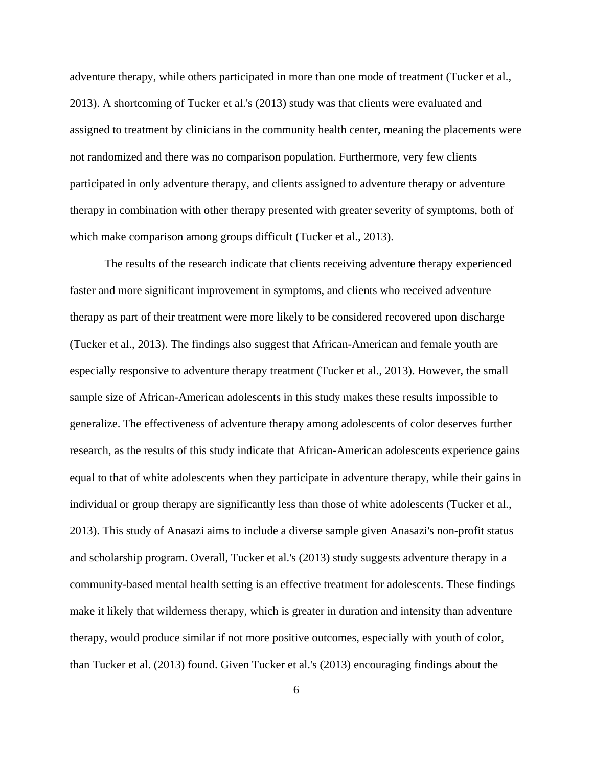adventure therapy, while others participated in more than one mode of treatment (Tucker et al., 2013). A shortcoming of Tucker et al.'s (2013) study was that clients were evaluated and assigned to treatment by clinicians in the community health center, meaning the placements were not randomized and there was no comparison population. Furthermore, very few clients participated in only adventure therapy, and clients assigned to adventure therapy or adventure therapy in combination with other therapy presented with greater severity of symptoms, both of which make comparison among groups difficult (Tucker et al., 2013).

The results of the research indicate that clients receiving adventure therapy experienced faster and more significant improvement in symptoms, and clients who received adventure therapy as part of their treatment were more likely to be considered recovered upon discharge (Tucker et al., 2013). The findings also suggest that African-American and female youth are especially responsive to adventure therapy treatment (Tucker et al., 2013). However, the small sample size of African-American adolescents in this study makes these results impossible to generalize. The effectiveness of adventure therapy among adolescents of color deserves further research, as the results of this study indicate that African-American adolescents experience gains equal to that of white adolescents when they participate in adventure therapy, while their gains in individual or group therapy are significantly less than those of white adolescents (Tucker et al., 2013). This study of Anasazi aims to include a diverse sample given Anasazi's non-profit status and scholarship program. Overall, Tucker et al.'s (2013) study suggests adventure therapy in a community-based mental health setting is an effective treatment for adolescents. These findings make it likely that wilderness therapy, which is greater in duration and intensity than adventure therapy, would produce similar if not more positive outcomes, especially with youth of color, than Tucker et al. (2013) found. Given Tucker et al.'s (2013) encouraging findings about the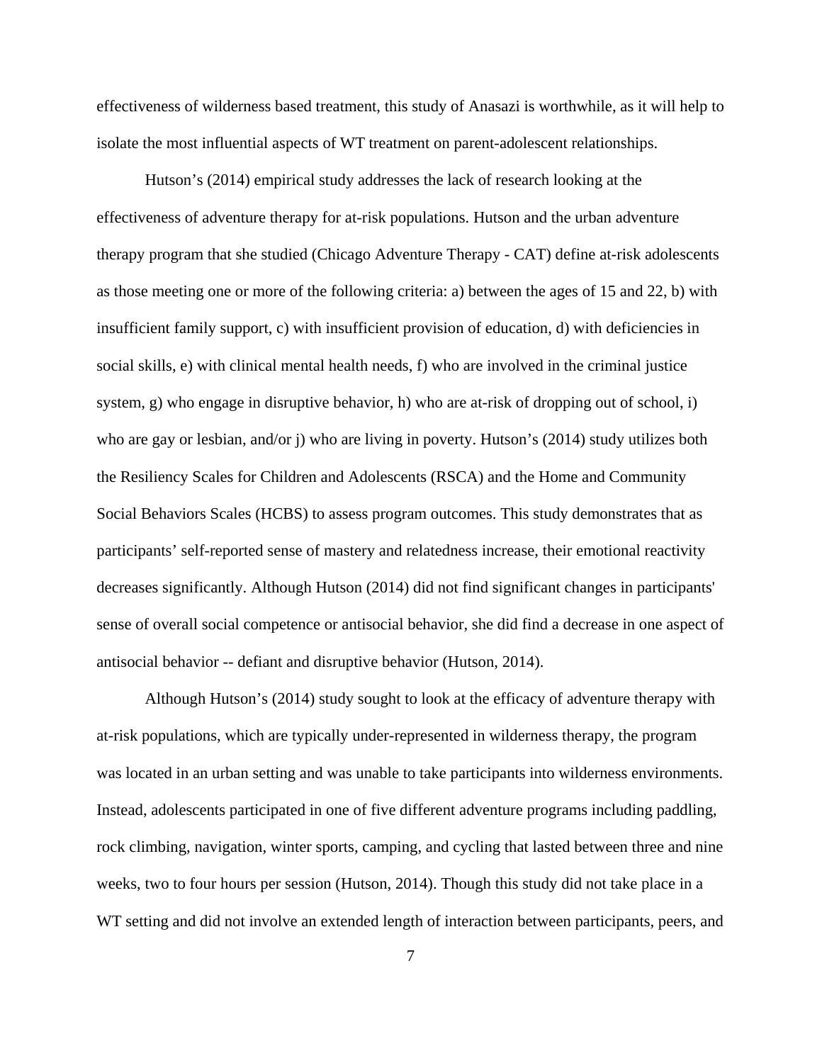effectiveness of wilderness based treatment, this study of Anasazi is worthwhile, as it will help to isolate the most influential aspects of WT treatment on parent-adolescent relationships.

Hutson's (2014) empirical study addresses the lack of research looking at the effectiveness of adventure therapy for at-risk populations. Hutson and the urban adventure therapy program that she studied (Chicago Adventure Therapy - CAT) define at-risk adolescents as those meeting one or more of the following criteria: a) between the ages of 15 and 22, b) with insufficient family support, c) with insufficient provision of education, d) with deficiencies in social skills, e) with clinical mental health needs, f) who are involved in the criminal justice system, g) who engage in disruptive behavior, h) who are at-risk of dropping out of school, i) who are gay or lesbian, and/or j) who are living in poverty. Hutson's (2014) study utilizes both the Resiliency Scales for Children and Adolescents (RSCA) and the Home and Community Social Behaviors Scales (HCBS) to assess program outcomes. This study demonstrates that as participants' self-reported sense of mastery and relatedness increase, their emotional reactivity decreases significantly. Although Hutson (2014) did not find significant changes in participants' sense of overall social competence or antisocial behavior, she did find a decrease in one aspect of antisocial behavior -- defiant and disruptive behavior (Hutson, 2014).

Although Hutson's (2014) study sought to look at the efficacy of adventure therapy with at-risk populations, which are typically under-represented in wilderness therapy, the program was located in an urban setting and was unable to take participants into wilderness environments. Instead, adolescents participated in one of five different adventure programs including paddling, rock climbing, navigation, winter sports, camping, and cycling that lasted between three and nine weeks, two to four hours per session (Hutson, 2014). Though this study did not take place in a WT setting and did not involve an extended length of interaction between participants, peers, and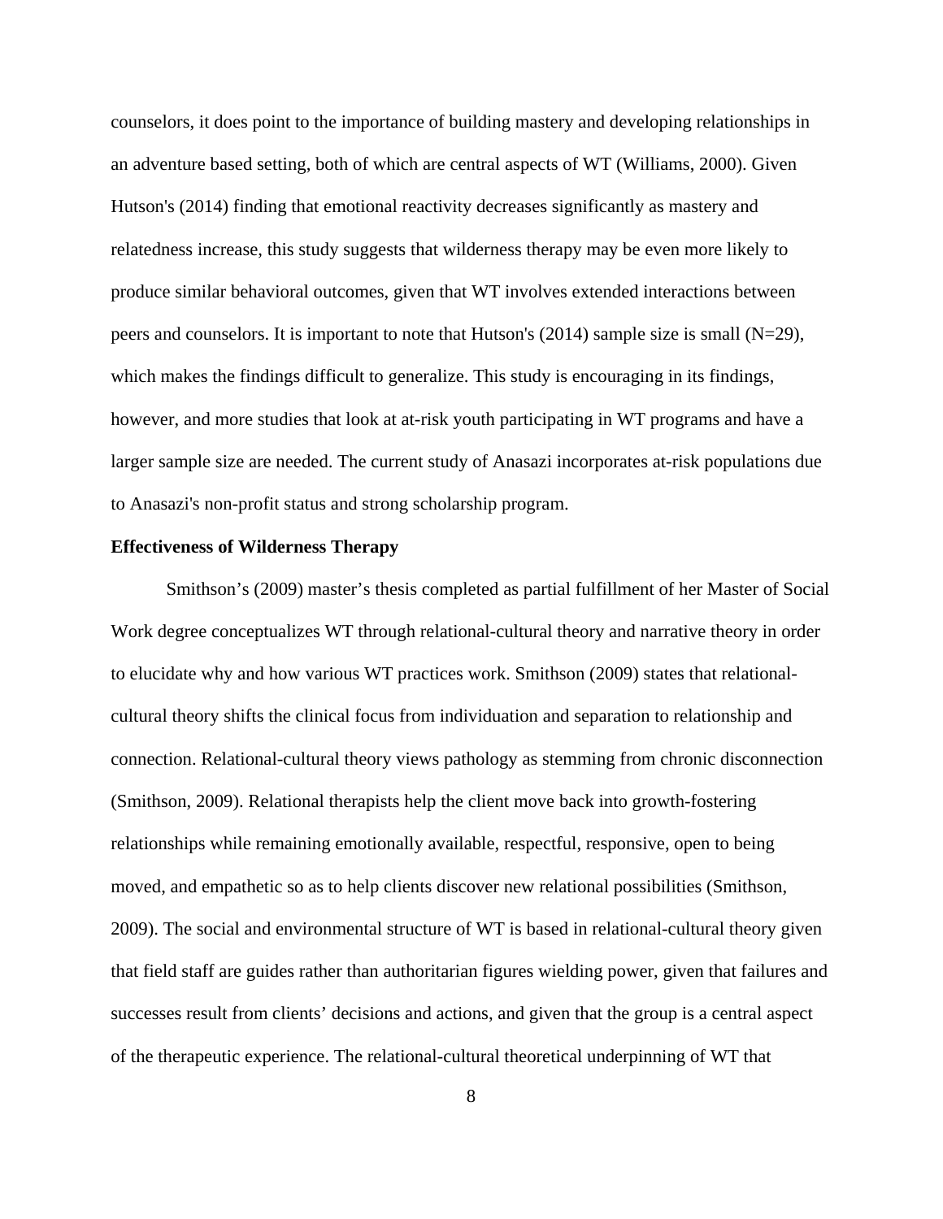counselors, it does point to the importance of building mastery and developing relationships in an adventure based setting, both of which are central aspects of WT (Williams, 2000). Given Hutson's (2014) finding that emotional reactivity decreases significantly as mastery and relatedness increase, this study suggests that wilderness therapy may be even more likely to produce similar behavioral outcomes, given that WT involves extended interactions between peers and counselors. It is important to note that Hutson's (2014) sample size is small (N=29), which makes the findings difficult to generalize. This study is encouraging in its findings, however, and more studies that look at at-risk youth participating in WT programs and have a larger sample size are needed. The current study of Anasazi incorporates at-risk populations due to Anasazi's non-profit status and strong scholarship program.

**Effectiveness of Wilderness Therapy**

Smithson's (2009) master's thesis completed as partial fulfillment of her Master of Social Work degree conceptualizes WT through relational-cultural theory and narrative theory in order to elucidate why and how various WT practices work. Smithson (2009) states that relational-cultural theory shifts the clinical focus from individuation and separation to relationship and connection. Relational-cultural theory views pathology as stemming from chronic disconnection (Smithson, 2009). Relational therapists help the client move back into growth-fostering relationships while remaining emotionally available, respectful, responsive, open to being moved, and empathetic so as to help clients discover new relational possibilities (Smithson, 2009). The social and environmental structure of WT is based in relational-cultural theory given that field staff are guides rather than authoritarian figures wielding power, given that failures and successes result from clients' decisions and actions, and given that the group is a central aspect of the therapeutic experience. The relational-cultural theoretical underpinning of WT that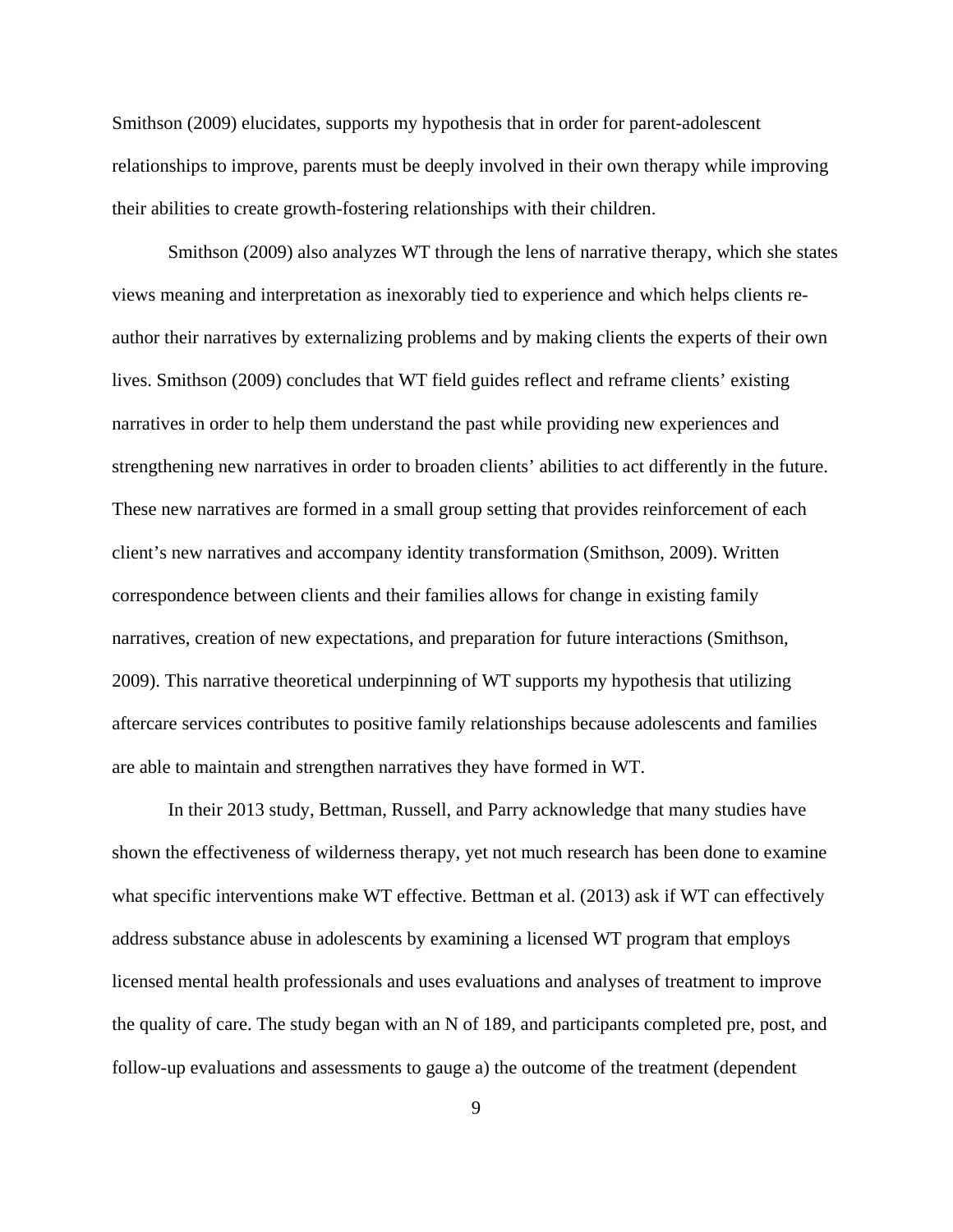Smithson (2009) elucidates, supports my hypothesis that in order for parent-adolescent relationships to improve, parents must be deeply involved in their own therapy while improving their abilities to create growth-fostering relationships with their children.

Smithson (2009) also analyzes WT through the lens of narrative therapy, which she states views meaning and interpretation as inexorably tied to experience and which helps clients re-author their narratives by externalizing problems and by making clients the experts of their own lives. Smithson (2009) concludes that WT field guides reflect and reframe clients' existing narratives in order to help them understand the past while providing new experiences and strengthening new narratives in order to broaden clients' abilities to act differently in the future. These new narratives are formed in a small group setting that provides reinforcement of each client's new narratives and accompany identity transformation (Smithson, 2009). Written correspondence between clients and their families allows for change in existing family narratives, creation of new expectations, and preparation for future interactions (Smithson, 2009). This narrative theoretical underpinning of WT supports my hypothesis that utilizing aftercare services contributes to positive family relationships because adolescents and families are able to maintain and strengthen narratives they have formed in WT.

In their 2013 study, Bettman, Russell, and Parry acknowledge that many studies have shown the effectiveness of wilderness therapy, yet not much research has been done to examine what specific interventions make WT effective. Bettman et al. (2013) ask if WT can effectively address substance abuse in adolescents by examining a licensed WT program that employs licensed mental health professionals and uses evaluations and analyses of treatment to improve the quality of care. The study began with an N of 189, and participants completed pre, post, and follow-up evaluations and assessments to gauge a) the outcome of the treatment (dependent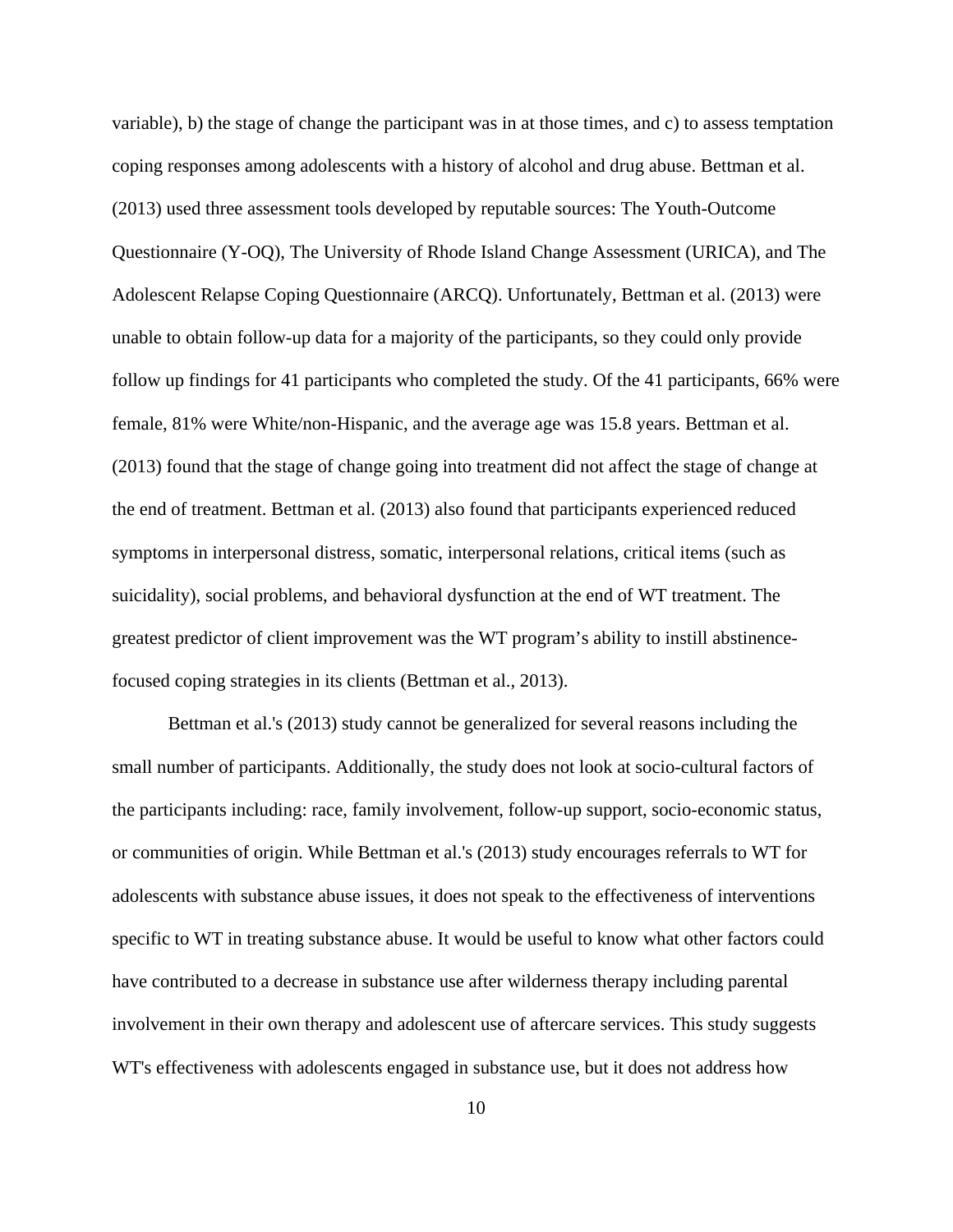variable), b) the stage of change the participant was in at those times, and c) to assess temptation coping responses among adolescents with a history of alcohol and drug abuse. Bettman et al. (2013) used three assessment tools developed by reputable sources: The Youth-Outcome Questionnaire (Y-OQ), The University of Rhode Island Change Assessment (URICA), and The Adolescent Relapse Coping Questionnaire (ARCQ). Unfortunately, Bettman et al. (2013) were unable to obtain follow-up data for a majority of the participants, so they could only provide follow up findings for 41 participants who completed the study. Of the 41 participants, 66% were female, 81% were White/non-Hispanic, and the average age was 15.8 years. Bettman et al. (2013) found that the stage of change going into treatment did not affect the stage of change at the end of treatment. Bettman et al. (2013) also found that participants experienced reduced symptoms in interpersonal distress, somatic, interpersonal relations, critical items (such as suicidality), social problems, and behavioral dysfunction at the end of WT treatment. The greatest predictor of client improvement was the WT program's ability to instill abstinence-focused coping strategies in its clients (Bettman et al., 2013).

Bettman et al.'s (2013) study cannot be generalized for several reasons including the small number of participants. Additionally, the study does not look at socio-cultural factors of the participants including: race, family involvement, follow-up support, socio-economic status, or communities of origin. While Bettman et al.'s (2013) study encourages referrals to WT for adolescents with substance abuse issues, it does not speak to the effectiveness of interventions specific to WT in treating substance abuse. It would be useful to know what other factors could have contributed to a decrease in substance use after wilderness therapy including parental involvement in their own therapy and adolescent use of aftercare services. This study suggests WT's effectiveness with adolescents engaged in substance use, but it does not address how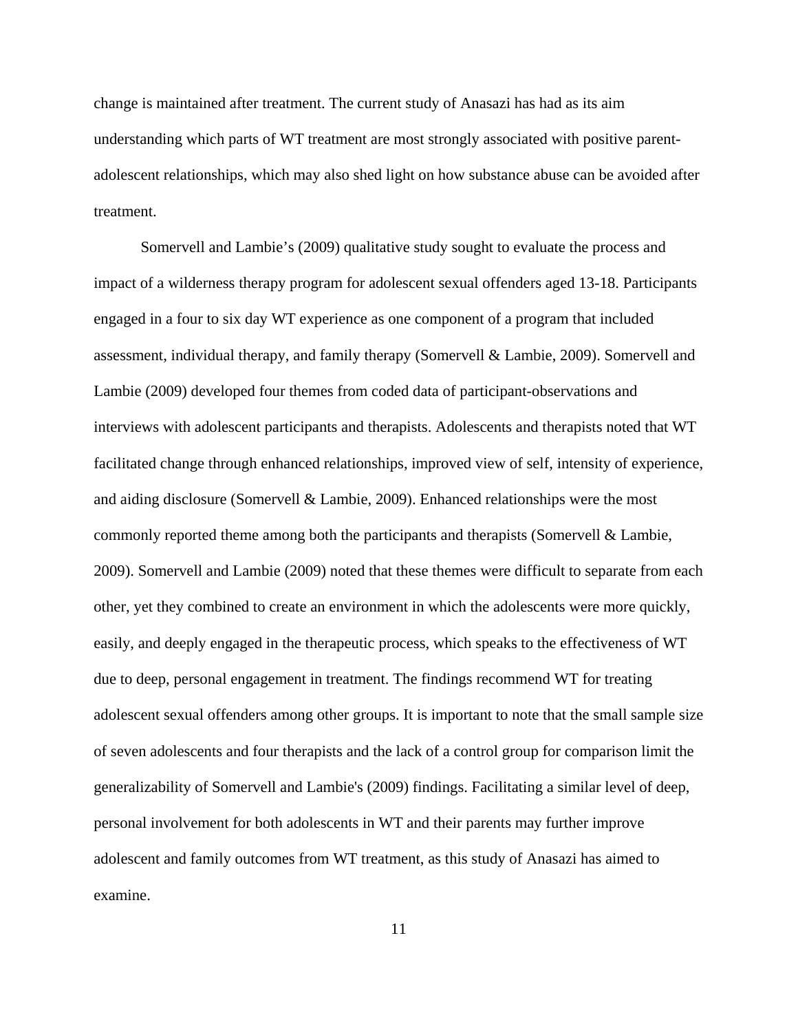change is maintained after treatment. The current study of Anasazi has had as its aim understanding which parts of WT treatment are most strongly associated with positive parent-adolescent relationships, which may also shed light on how substance abuse can be avoided after treatment.

Somervell and Lambie's (2009) qualitative study sought to evaluate the process and impact of a wilderness therapy program for adolescent sexual offenders aged 13-18. Participants engaged in a four to six day WT experience as one component of a program that included assessment, individual therapy, and family therapy (Somervell & Lambie, 2009). Somervell and Lambie (2009) developed four themes from coded data of participant-observations and interviews with adolescent participants and therapists. Adolescents and therapists noted that WT facilitated change through enhanced relationships, improved view of self, intensity of experience, and aiding disclosure (Somervell & Lambie, 2009). Enhanced relationships were the most commonly reported theme among both the participants and therapists (Somervell & Lambie, 2009). Somervell and Lambie (2009) noted that these themes were difficult to separate from each other, yet they combined to create an environment in which the adolescents were more quickly, easily, and deeply engaged in the therapeutic process, which speaks to the effectiveness of WT due to deep, personal engagement in treatment. The findings recommend WT for treating adolescent sexual offenders among other groups. It is important to note that the small sample size of seven adolescents and four therapists and the lack of a control group for comparison limit the generalizability of Somervell and Lambie's (2009) findings. Facilitating a similar level of deep, personal involvement for both adolescents in WT and their parents may further improve adolescent and family outcomes from WT treatment, as this study of Anasazi has aimed to examine.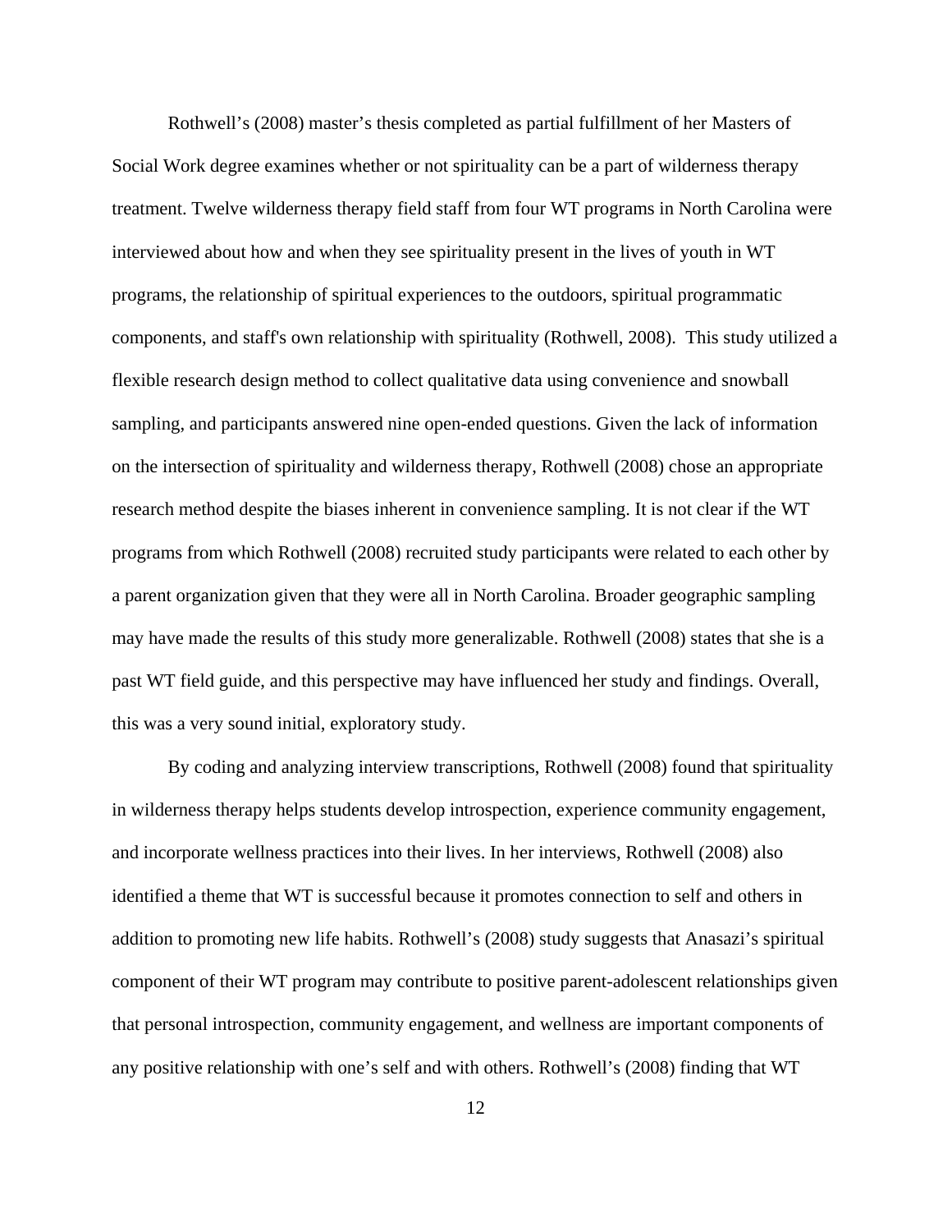Rothwell's (2008) master's thesis completed as partial fulfillment of her Masters of Social Work degree examines whether or not spirituality can be a part of wilderness therapy treatment. Twelve wilderness therapy field staff from four WT programs in North Carolina were interviewed about how and when they see spirituality present in the lives of youth in WT programs, the relationship of spiritual experiences to the outdoors, spiritual programmatic components, and staff's own relationship with spirituality (Rothwell, 2008). This study utilized a flexible research design method to collect qualitative data using convenience and snowball sampling, and participants answered nine open-ended questions. Given the lack of information on the intersection of spirituality and wilderness therapy, Rothwell (2008) chose an appropriate research method despite the biases inherent in convenience sampling. It is not clear if the WT programs from which Rothwell (2008) recruited study participants were related to each other by a parent organization given that they were all in North Carolina. Broader geographic sampling may have made the results of this study more generalizable. Rothwell (2008) states that she is a past WT field guide, and this perspective may have influenced her study and findings. Overall, this was a very sound initial, exploratory study.

By coding and analyzing interview transcriptions, Rothwell (2008) found that spirituality in wilderness therapy helps students develop introspection, experience community engagement, and incorporate wellness practices into their lives. In her interviews, Rothwell (2008) also identified a theme that WT is successful because it promotes connection to self and others in addition to promoting new life habits. Rothwell's (2008) study suggests that Anasazi's spiritual component of their WT program may contribute to positive parent-adolescent relationships given that personal introspection, community engagement, and wellness are important components of any positive relationship with one's self and with others. Rothwell's (2008) finding that WT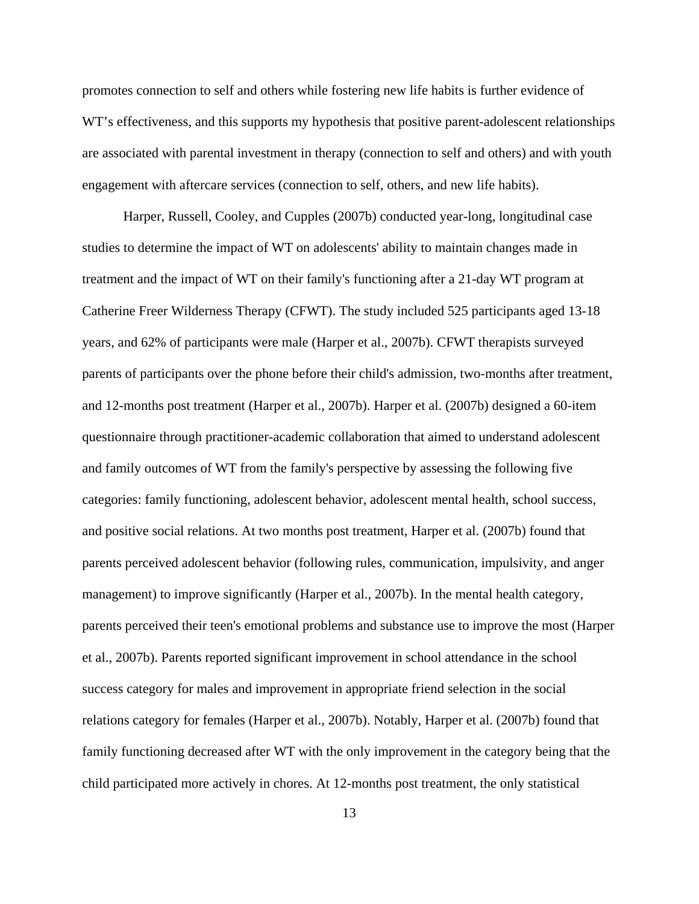promotes connection to self and others while fostering new life habits is further evidence of WT's effectiveness, and this supports my hypothesis that positive parent-adolescent relationships are associated with parental investment in therapy (connection to self and others) and with youth engagement with aftercare services (connection to self, others, and new life habits).

Harper, Russell, Cooley, and Cupples (2007b) conducted year-long, longitudinal case studies to determine the impact of WT on adolescents' ability to maintain changes made in treatment and the impact of WT on their family's functioning after a 21-day WT program at Catherine Freer Wilderness Therapy (CFWT). The study included 525 participants aged 13-18 years, and 62% of participants were male (Harper et al., 2007b). CFWT therapists surveyed parents of participants over the phone before their child's admission, two-months after treatment, and 12-months post treatment (Harper et al., 2007b). Harper et al. (2007b) designed a 60-item questionnaire through practitioner-academic collaboration that aimed to understand adolescent and family outcomes of WT from the family's perspective by assessing the following five categories: family functioning, adolescent behavior, adolescent mental health, school success, and positive social relations. At two months post treatment, Harper et al. (2007b) found that parents perceived adolescent behavior (following rules, communication, impulsivity, and anger management) to improve significantly (Harper et al., 2007b). In the mental health category, parents perceived their teen's emotional problems and substance use to improve the most (Harper et al., 2007b). Parents reported significant improvement in school attendance in the school success category for males and improvement in appropriate friend selection in the social relations category for females (Harper et al., 2007b). Notably, Harper et al. (2007b) found that family functioning decreased after WT with the only improvement in the category being that the child participated more actively in chores. At 12-months post treatment, the only statistical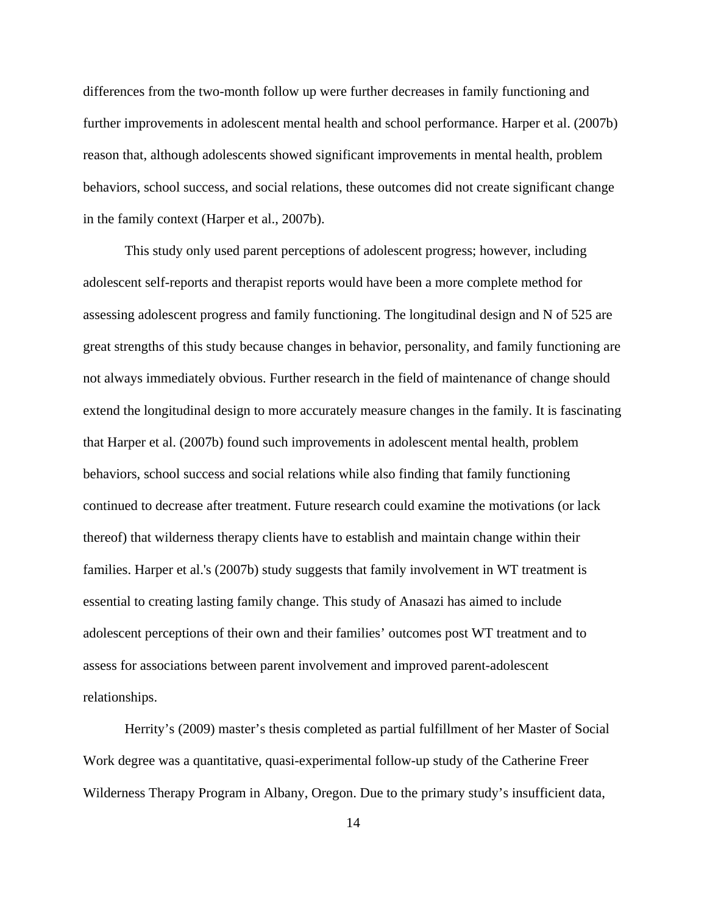differences from the two-month follow up were further decreases in family functioning and further improvements in adolescent mental health and school performance. Harper et al. (2007b) reason that, although adolescents showed significant improvements in mental health, problem behaviors, school success, and social relations, these outcomes did not create significant change in the family context (Harper et al., 2007b).

This study only used parent perceptions of adolescent progress; however, including adolescent self-reports and therapist reports would have been a more complete method for assessing adolescent progress and family functioning. The longitudinal design and N of 525 are great strengths of this study because changes in behavior, personality, and family functioning are not always immediately obvious. Further research in the field of maintenance of change should extend the longitudinal design to more accurately measure changes in the family. It is fascinating that Harper et al. (2007b) found such improvements in adolescent mental health, problem behaviors, school success and social relations while also finding that family functioning continued to decrease after treatment. Future research could examine the motivations (or lack thereof) that wilderness therapy clients have to establish and maintain change within their families. Harper et al.'s (2007b) study suggests that family involvement in WT treatment is essential to creating lasting family change. This study of Anasazi has aimed to include adolescent perceptions of their own and their families' outcomes post WT treatment and to assess for associations between parent involvement and improved parent-adolescent relationships.

Herrity's (2009) master's thesis completed as partial fulfillment of her Master of Social Work degree was a quantitative, quasi-experimental follow-up study of the Catherine Freer Wilderness Therapy Program in Albany, Oregon. Due to the primary study's insufficient data,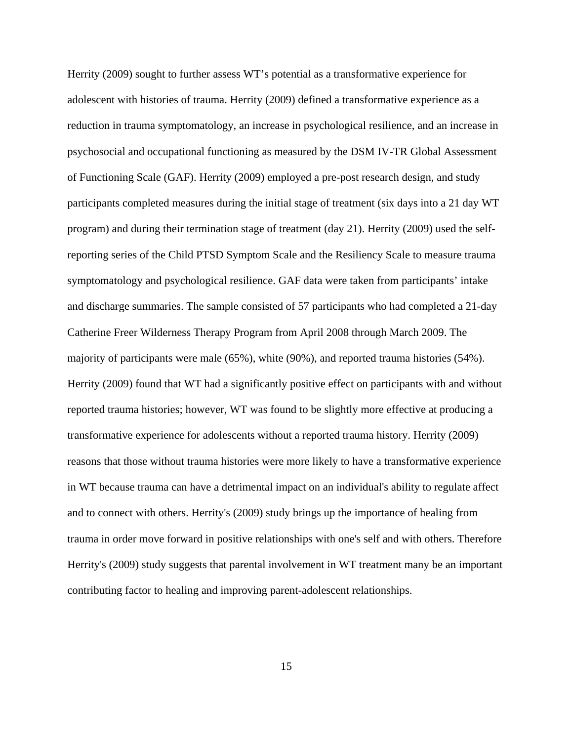Herrity (2009) sought to further assess WT's potential as a transformative experience for adolescent with histories of trauma. Herrity (2009) defined a transformative experience as a reduction in trauma symptomatology, an increase in psychological resilience, and an increase in psychosocial and occupational functioning as measured by the DSM IV-TR Global Assessment of Functioning Scale (GAF). Herrity (2009) employed a pre-post research design, and study participants completed measures during the initial stage of treatment (six days into a 21 day WT program) and during their termination stage of treatment (day 21). Herrity (2009) used the self-reporting series of the Child PTSD Symptom Scale and the Resiliency Scale to measure trauma symptomatology and psychological resilience. GAF data were taken from participants' intake and discharge summaries. The sample consisted of 57 participants who had completed a 21-day Catherine Freer Wilderness Therapy Program from April 2008 through March 2009. The majority of participants were male (65%), white (90%), and reported trauma histories (54%). Herrity (2009) found that WT had a significantly positive effect on participants with and without reported trauma histories; however, WT was found to be slightly more effective at producing a transformative experience for adolescents without a reported trauma history. Herrity (2009) reasons that those without trauma histories were more likely to have a transformative experience in WT because trauma can have a detrimental impact on an individual's ability to regulate affect and to connect with others. Herrity's (2009) study brings up the importance of healing from trauma in order move forward in positive relationships with one's self and with others. Therefore Herrity's (2009) study suggests that parental involvement in WT treatment many be an important contributing factor to healing and improving parent-adolescent relationships.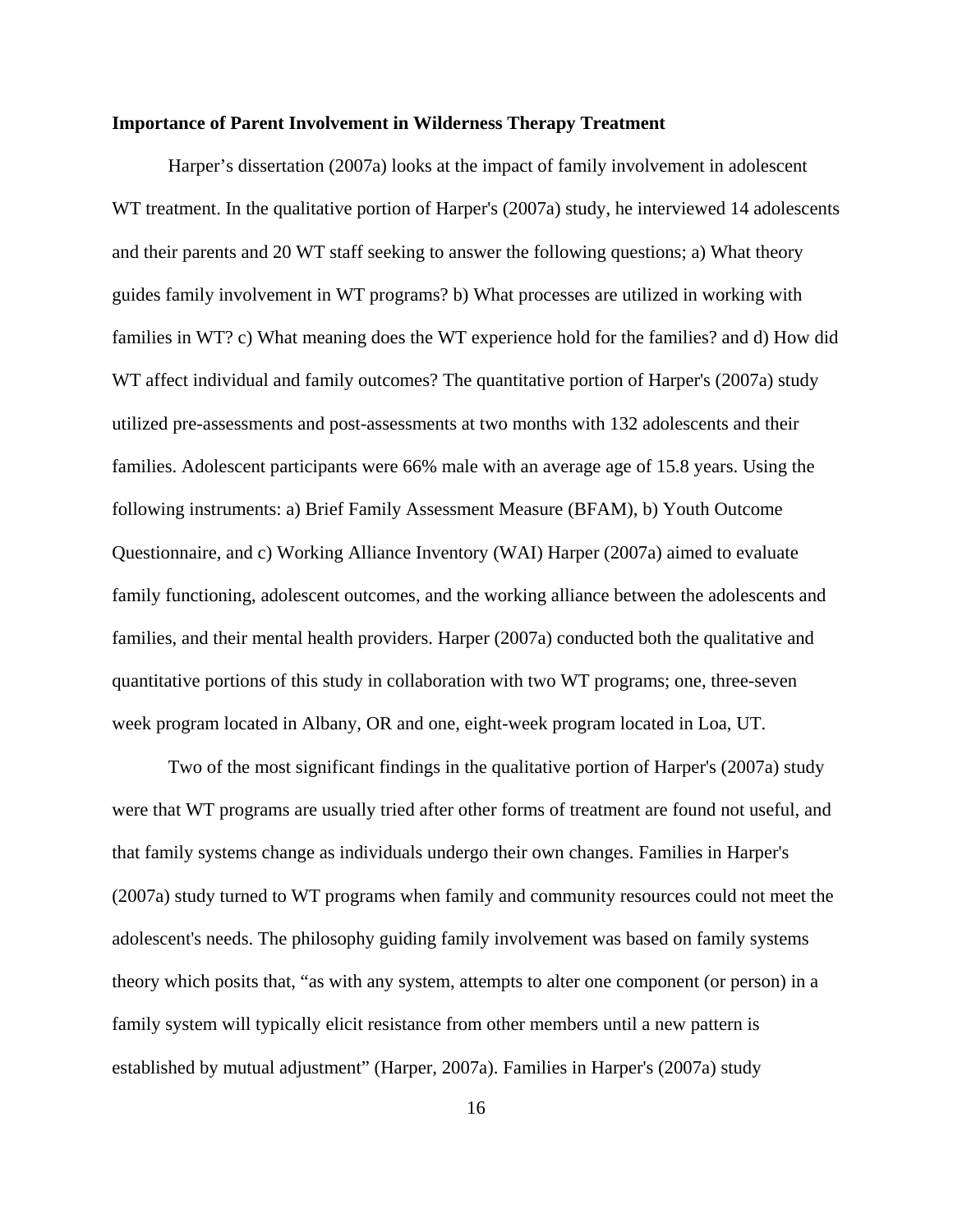**Importance of Parent Involvement in Wilderness Therapy Treatment**

Harper's dissertation (2007a) looks at the impact of family involvement in adolescent WT treatment. In the qualitative portion of Harper's (2007a) study, he interviewed 14 adolescents and their parents and 20 WT staff seeking to answer the following questions; a) What theory guides family involvement in WT programs? b) What processes are utilized in working with families in WT? c) What meaning does the WT experience hold for the families? and d) How did WT affect individual and family outcomes? The quantitative portion of Harper's (2007a) study utilized pre-assessments and post-assessments at two months with 132 adolescents and their families. Adolescent participants were 66% male with an average age of 15.8 years. Using the following instruments: a) Brief Family Assessment Measure (BFAM), b) Youth Outcome Questionnaire, and c) Working Alliance Inventory (WAI) Harper (2007a) aimed to evaluate family functioning, adolescent outcomes, and the working alliance between the adolescents and families, and their mental health providers. Harper (2007a) conducted both the qualitative and quantitative portions of this study in collaboration with two WT programs; one, three-seven week program located in Albany, OR and one, eight-week program located in Loa, UT.

Two of the most significant findings in the qualitative portion of Harper's (2007a) study were that WT programs are usually tried after other forms of treatment are found not useful, and that family systems change as individuals undergo their own changes. Families in Harper's (2007a) study turned to WT programs when family and community resources could not meet the adolescent's needs. The philosophy guiding family involvement was based on family systems theory which posits that, "as with any system, attempts to alter one component (or person) in a family system will typically elicit resistance from other members until a new pattern is established by mutual adjustment" (Harper, 2007a). Families in Harper's (2007a) study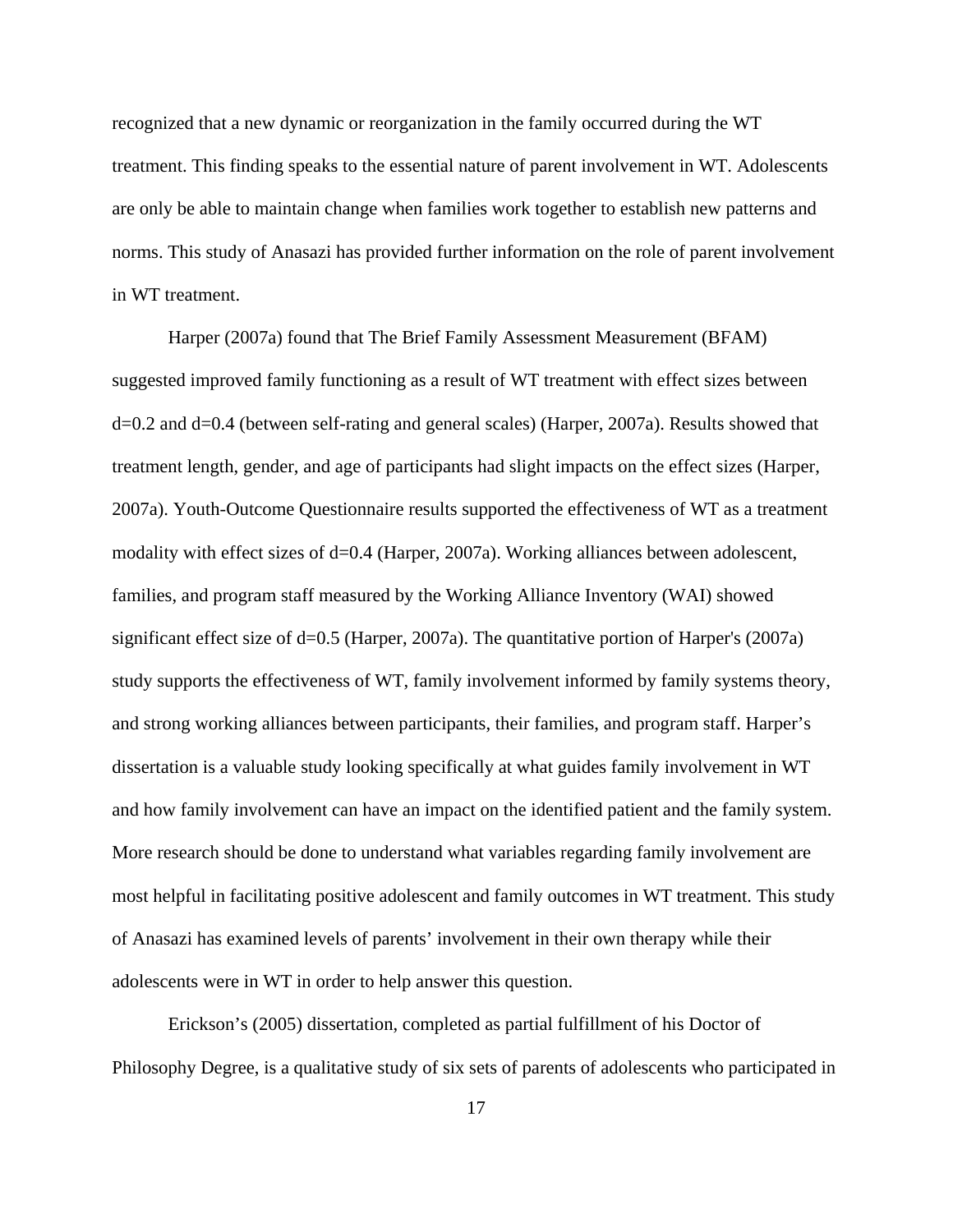recognized that a new dynamic or reorganization in the family occurred during the WT treatment. This finding speaks to the essential nature of parent involvement in WT. Adolescents are only be able to maintain change when families work together to establish new patterns and norms. This study of Anasazi has provided further information on the role of parent involvement in WT treatment.

Harper (2007a) found that The Brief Family Assessment Measurement (BFAM) suggested improved family functioning as a result of WT treatment with effect sizes between $d=0.2$ and $d=0.4$ (between self-rating and general scales) (Harper, 2007a). Results showed that treatment length, gender, and age of participants had slight impacts on the effect sizes (Harper, 2007a). Youth-Outcome Questionnaire results supported the effectiveness of WT as a treatment modality with effect sizes of $d=0.4$ (Harper, 2007a). Working alliances between adolescent, families, and program staff measured by the Working Alliance Inventory (WAI) showed significant effect size of $d=0.5$ (Harper, 2007a). The quantitative portion of Harper's (2007a) study supports the effectiveness of WT, family involvement informed by family systems theory, and strong working alliances between participants, their families, and program staff. Harper's dissertation is a valuable study looking specifically at what guides family involvement in WT and how family involvement can have an impact on the identified patient and the family system. More research should be done to understand what variables regarding family involvement are most helpful in facilitating positive adolescent and family outcomes in WT treatment. This study of Anasazi has examined levels of parents' involvement in their own therapy while their adolescents were in WT in order to help answer this question.

Erickson's (2005) dissertation, completed as partial fulfillment of his Doctor of Philosophy Degree, is a qualitative study of six sets of parents of adolescents who participated in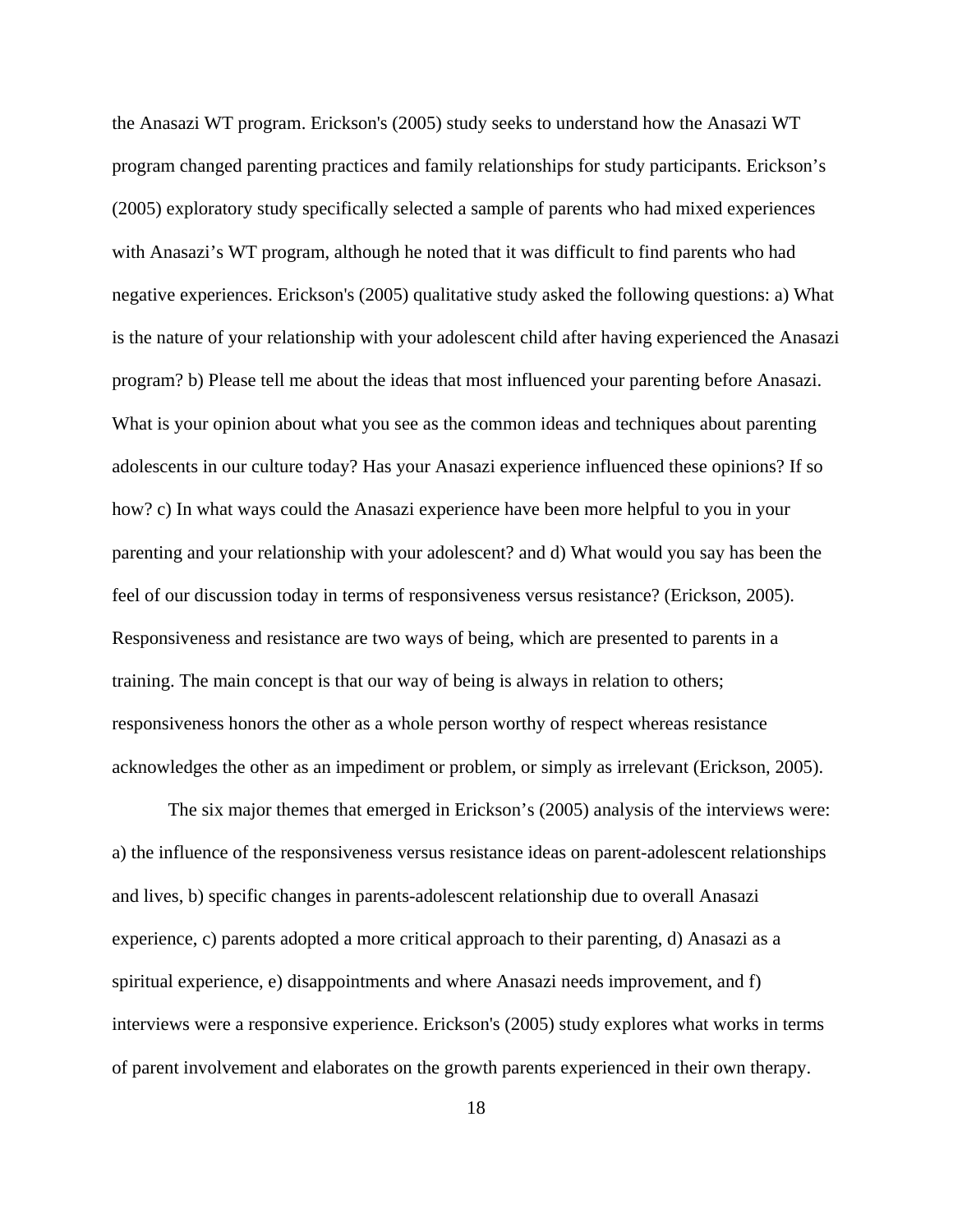the Anasazi WT program. Erickson's (2005) study seeks to understand how the Anasazi WT program changed parenting practices and family relationships for study participants. Erickson's (2005) exploratory study specifically selected a sample of parents who had mixed experiences with Anasazi's WT program, although he noted that it was difficult to find parents who had negative experiences. Erickson's (2005) qualitative study asked the following questions: a) What is the nature of your relationship with your adolescent child after having experienced the Anasazi program? b) Please tell me about the ideas that most influenced your parenting before Anasazi. What is your opinion about what you see as the common ideas and techniques about parenting adolescents in our culture today? Has your Anasazi experience influenced these opinions? If so how? c) In what ways could the Anasazi experience have been more helpful to you in your parenting and your relationship with your adolescent? and d) What would you say has been the feel of our discussion today in terms of responsiveness versus resistance? (Erickson, 2005). Responsiveness and resistance are two ways of being, which are presented to parents in a training. The main concept is that our way of being is always in relation to others; responsiveness honors the other as a whole person worthy of respect whereas resistance acknowledges the other as an impediment or problem, or simply as irrelevant (Erickson, 2005).

The six major themes that emerged in Erickson's (2005) analysis of the interviews were: a) the influence of the responsiveness versus resistance ideas on parent-adolescent relationships and lives, b) specific changes in parents-adolescent relationship due to overall Anasazi experience, c) parents adopted a more critical approach to their parenting, d) Anasazi as a spiritual experience, e) disappointments and where Anasazi needs improvement, and f) interviews were a responsive experience. Erickson's (2005) study explores what works in terms of parent involvement and elaborates on the growth parents experienced in their own therapy.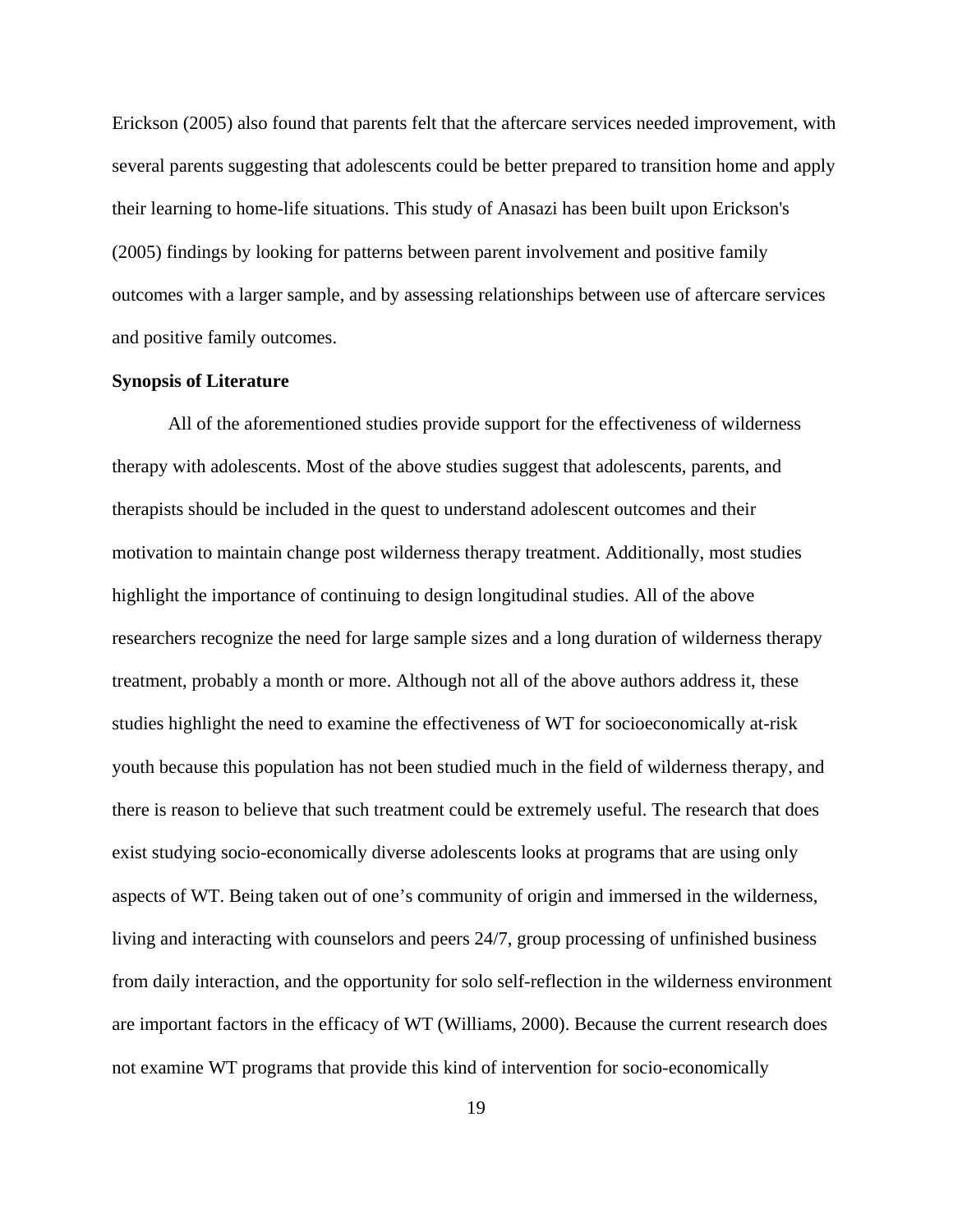Erickson (2005) also found that parents felt that the aftercare services needed improvement, with several parents suggesting that adolescents could be better prepared to transition home and apply their learning to home-life situations. This study of Anasazi has been built upon Erickson's (2005) findings by looking for patterns between parent involvement and positive family outcomes with a larger sample, and by assessing relationships between use of aftercare services and positive family outcomes.

**Synopsis of Literature**

All of the aforementioned studies provide support for the effectiveness of wilderness therapy with adolescents. Most of the above studies suggest that adolescents, parents, and therapists should be included in the quest to understand adolescent outcomes and their motivation to maintain change post wilderness therapy treatment. Additionally, most studies highlight the importance of continuing to design longitudinal studies. All of the above researchers recognize the need for large sample sizes and a long duration of wilderness therapy treatment, probably a month or more. Although not all of the above authors address it, these studies highlight the need to examine the effectiveness of WT for socioeconomically at-risk youth because this population has not been studied much in the field of wilderness therapy, and there is reason to believe that such treatment could be extremely useful. The research that does exist studying socio-economically diverse adolescents looks at programs that are using only aspects of WT. Being taken out of one's community of origin and immersed in the wilderness, living and interacting with counselors and peers 24/7, group processing of unfinished business from daily interaction, and the opportunity for solo self-reflection in the wilderness environment are important factors in the efficacy of WT (Williams, 2000). Because the current research does not examine WT programs that provide this kind of intervention for socio-economically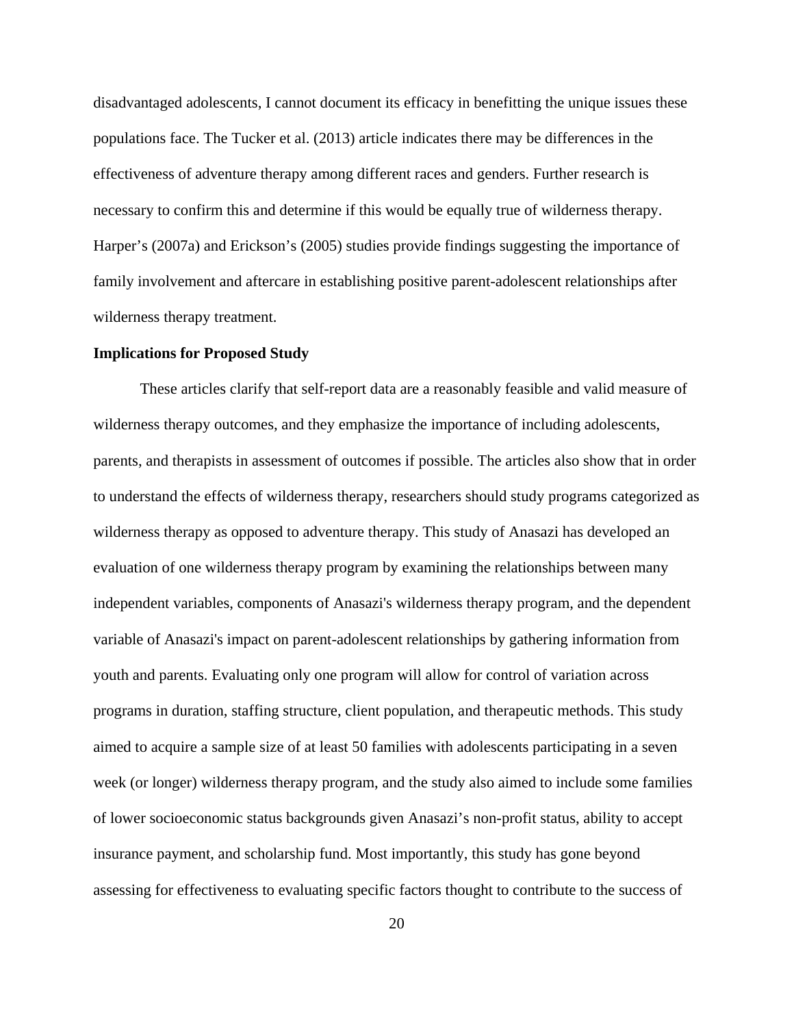disadvantaged adolescents, I cannot document its efficacy in benefitting the unique issues these populations face. The Tucker et al. (2013) article indicates there may be differences in the effectiveness of adventure therapy among different races and genders. Further research is necessary to confirm this and determine if this would be equally true of wilderness therapy. Harper's (2007a) and Erickson's (2005) studies provide findings suggesting the importance of family involvement and aftercare in establishing positive parent-adolescent relationships after wilderness therapy treatment.

**Implications for Proposed Study**

These articles clarify that self-report data are a reasonably feasible and valid measure of wilderness therapy outcomes, and they emphasize the importance of including adolescents, parents, and therapists in assessment of outcomes if possible. The articles also show that in order to understand the effects of wilderness therapy, researchers should study programs categorized as wilderness therapy as opposed to adventure therapy. This study of Anasazi has developed an evaluation of one wilderness therapy program by examining the relationships between many independent variables, components of Anasazi's wilderness therapy program, and the dependent variable of Anasazi's impact on parent-adolescent relationships by gathering information from youth and parents. Evaluating only one program will allow for control of variation across programs in duration, staffing structure, client population, and therapeutic methods. This study aimed to acquire a sample size of at least 50 families with adolescents participating in a seven week (or longer) wilderness therapy program, and the study also aimed to include some families of lower socioeconomic status backgrounds given Anasazi's non-profit status, ability to accept insurance payment, and scholarship fund. Most importantly, this study has gone beyond assessing for effectiveness to evaluating specific factors thought to contribute to the success of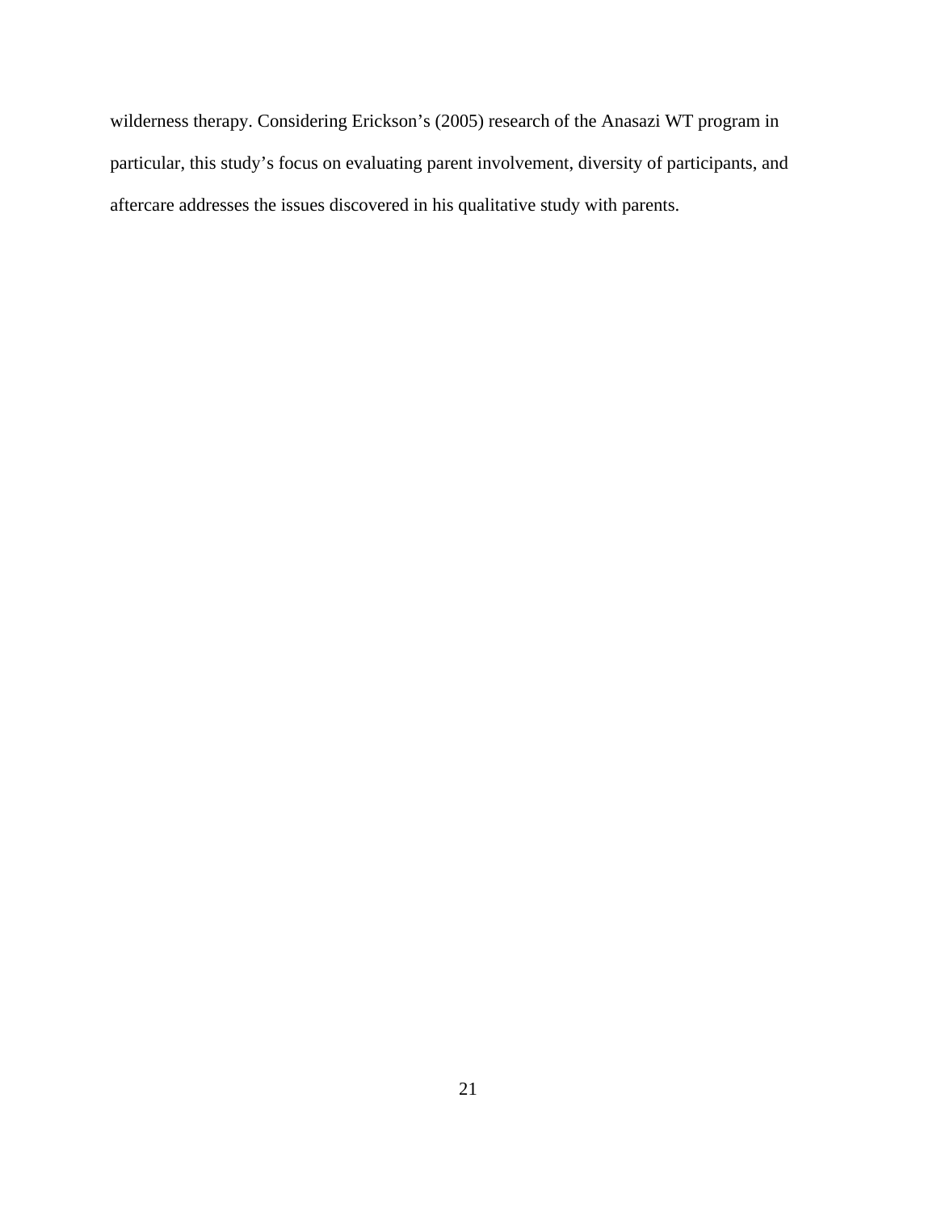wilderness therapy. Considering Erickson's (2005) research of the Anasazi WT program in particular, this study's focus on evaluating parent involvement, diversity of participants, and aftercare addresses the issues discovered in his qualitative study with parents.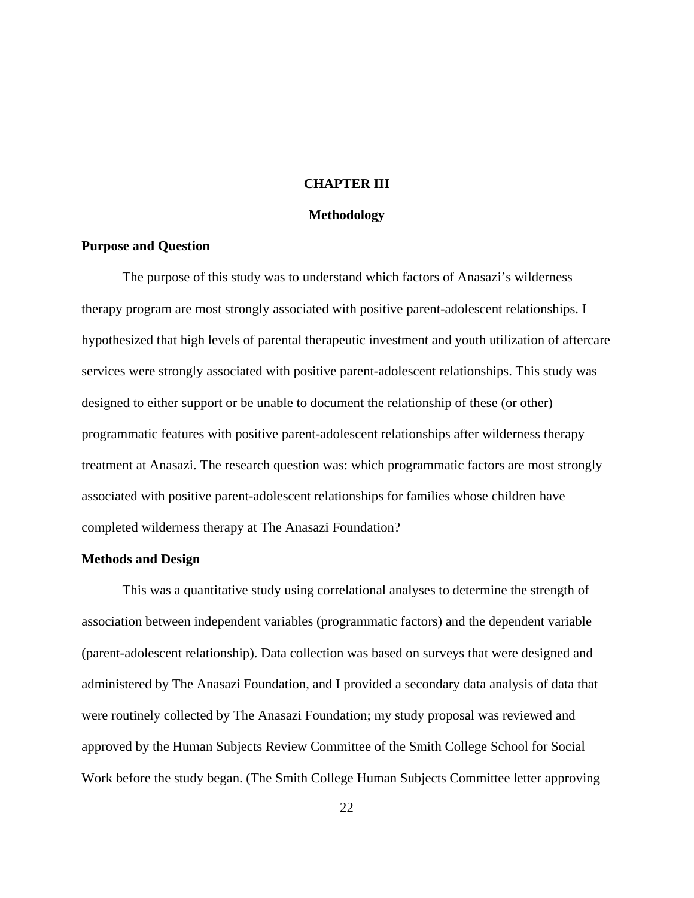# CHAPTER III

## Methodology

### Purpose and Question

The purpose of this study was to understand which factors of Anasazi's wilderness therapy program are most strongly associated with positive parent-adolescent relationships. I hypothesized that high levels of parental therapeutic investment and youth utilization of aftercare services were strongly associated with positive parent-adolescent relationships. This study was designed to either support or be unable to document the relationship of these (or other) programmatic features with positive parent-adolescent relationships after wilderness therapy treatment at Anasazi. The research question was: which programmatic factors are most strongly associated with positive parent-adolescent relationships for families whose children have completed wilderness therapy at The Anasazi Foundation?

### Methods and Design

This was a quantitative study using correlational analyses to determine the strength of association between independent variables (programmatic factors) and the dependent variable (parent-adolescent relationship). Data collection was based on surveys that were designed and administered by The Anasazi Foundation, and I provided a secondary data analysis of data that were routinely collected by The Anasazi Foundation; my study proposal was reviewed and approved by the Human Subjects Review Committee of the Smith College School for Social Work before the study began. (The Smith College Human Subjects Committee letter approving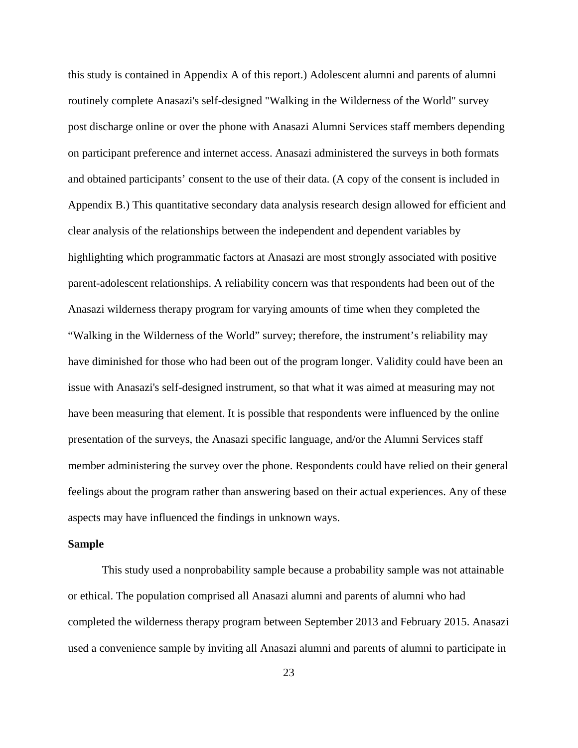this study is contained in Appendix A of this report.) Adolescent alumni and parents of alumni routinely complete Anasazi's self-designed "Walking in the Wilderness of the World" survey post discharge online or over the phone with Anasazi Alumni Services staff members depending on participant preference and internet access. Anasazi administered the surveys in both formats and obtained participants' consent to the use of their data. (A copy of the consent is included in Appendix B.) This quantitative secondary data analysis research design allowed for efficient and clear analysis of the relationships between the independent and dependent variables by highlighting which programmatic factors at Anasazi are most strongly associated with positive parent-adolescent relationships. A reliability concern was that respondents had been out of the Anasazi wilderness therapy program for varying amounts of time when they completed the "Walking in the Wilderness of the World" survey; therefore, the instrument's reliability may have diminished for those who had been out of the program longer. Validity could have been an issue with Anasazi's self-designed instrument, so that what it was aimed at measuring may not have been measuring that element. It is possible that respondents were influenced by the online presentation of the surveys, the Anasazi specific language, and/or the Alumni Services staff member administering the survey over the phone. Respondents could have relied on their general feelings about the program rather than answering based on their actual experiences. Any of these aspects may have influenced the findings in unknown ways.

**Sample**

This study used a nonprobability sample because a probability sample was not attainable or ethical. The population comprised all Anasazi alumni and parents of alumni who had completed the wilderness therapy program between September 2013 and February 2015. Anasazi used a convenience sample by inviting all Anasazi alumni and parents of alumni to participate in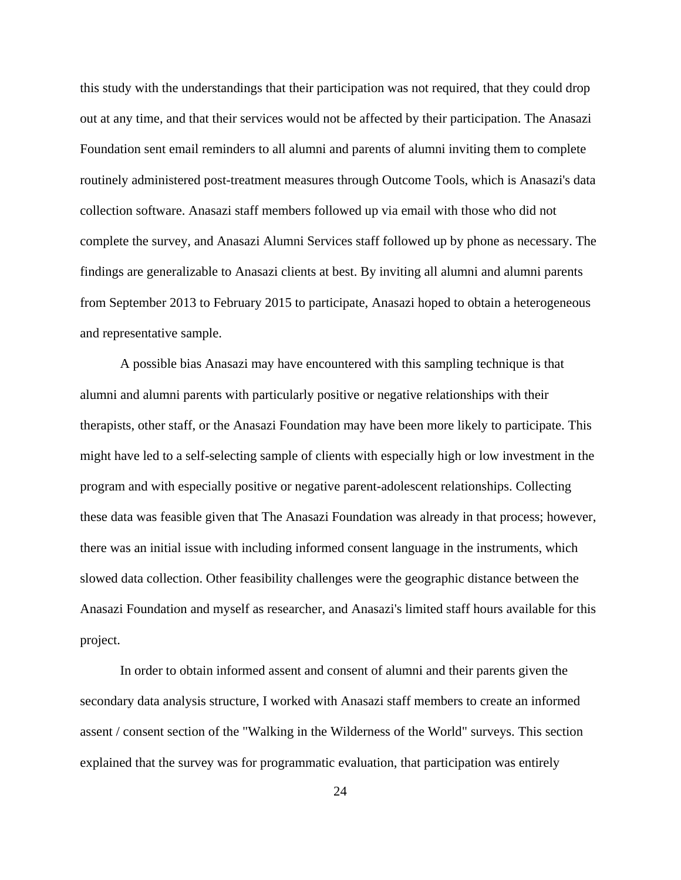this study with the understandings that their participation was not required, that they could drop out at any time, and that their services would not be affected by their participation. The Anasazi Foundation sent email reminders to all alumni and parents of alumni inviting them to complete routinely administered post-treatment measures through Outcome Tools, which is Anasazi's data collection software. Anasazi staff members followed up via email with those who did not complete the survey, and Anasazi Alumni Services staff followed up by phone as necessary. The findings are generalizable to Anasazi clients at best. By inviting all alumni and alumni parents from September 2013 to February 2015 to participate, Anasazi hoped to obtain a heterogeneous and representative sample.

A possible bias Anasazi may have encountered with this sampling technique is that alumni and alumni parents with particularly positive or negative relationships with their therapists, other staff, or the Anasazi Foundation may have been more likely to participate. This might have led to a self-selecting sample of clients with especially high or low investment in the program and with especially positive or negative parent-adolescent relationships. Collecting these data was feasible given that The Anasazi Foundation was already in that process; however, there was an initial issue with including informed consent language in the instruments, which slowed data collection. Other feasibility challenges were the geographic distance between the Anasazi Foundation and myself as researcher, and Anasazi's limited staff hours available for this project.

In order to obtain informed assent and consent of alumni and their parents given the secondary data analysis structure, I worked with Anasazi staff members to create an informed assent / consent section of the "Walking in the Wilderness of the World" surveys. This section explained that the survey was for programmatic evaluation, that participation was entirely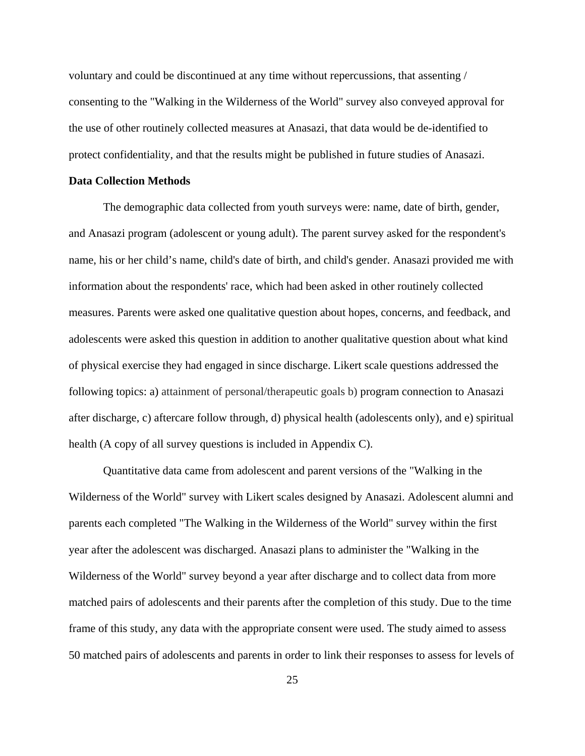voluntary and could be discontinued at any time without repercussions, that assenting / consenting to the "Walking in the Wilderness of the World" survey also conveyed approval for the use of other routinely collected measures at Anasazi, that data would be de-identified to protect confidentiality, and that the results might be published in future studies of Anasazi.

**Data Collection Methods**

The demographic data collected from youth surveys were: name, date of birth, gender, and Anasazi program (adolescent or young adult). The parent survey asked for the respondent's name, his or her child's name, child's date of birth, and child's gender. Anasazi provided me with information about the respondents' race, which had been asked in other routinely collected measures. Parents were asked one qualitative question about hopes, concerns, and feedback, and adolescents were asked this question in addition to another qualitative question about what kind of physical exercise they had engaged in since discharge. Likert scale questions addressed the following topics: a) attainment of personal/therapeutic goals b) program connection to Anasazi after discharge, c) aftercare follow through, d) physical health (adolescents only), and e) spiritual health (A copy of all survey questions is included in Appendix C).

Quantitative data came from adolescent and parent versions of the "Walking in the Wilderness of the World" survey with Likert scales designed by Anasazi. Adolescent alumni and parents each completed "The Walking in the Wilderness of the World" survey within the first year after the adolescent was discharged. Anasazi plans to administer the "Walking in the Wilderness of the World" survey beyond a year after discharge and to collect data from more matched pairs of adolescents and their parents after the completion of this study. Due to the time frame of this study, any data with the appropriate consent were used. The study aimed to assess 50 matched pairs of adolescents and parents in order to link their responses to assess for levels of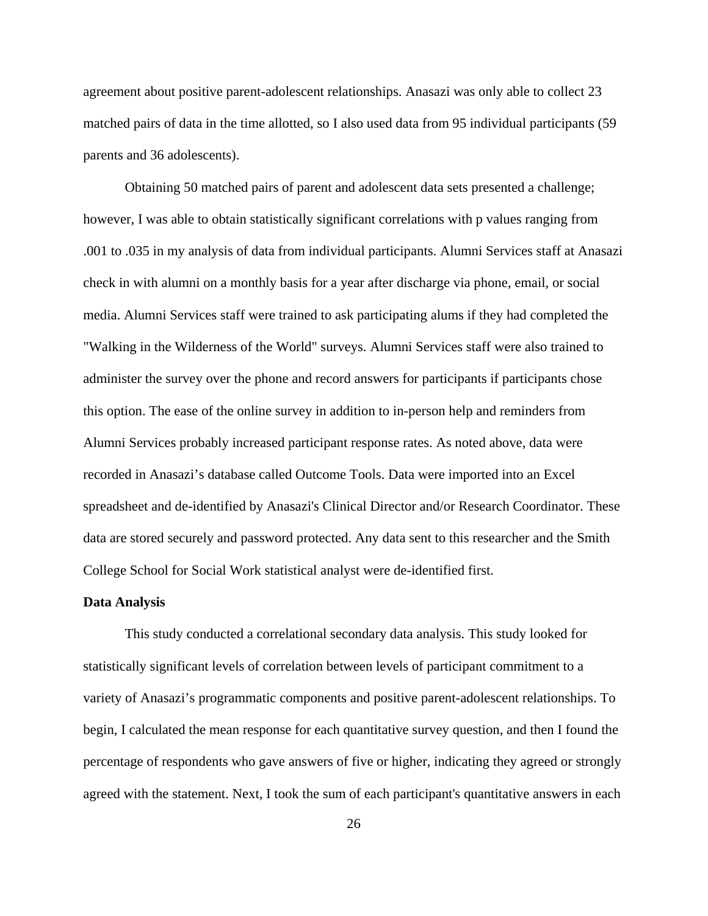agreement about positive parent-adolescent relationships. Anasazi was only able to collect 23 matched pairs of data in the time allotted, so I also used data from 95 individual participants (59 parents and 36 adolescents).

Obtaining 50 matched pairs of parent and adolescent data sets presented a challenge; however, I was able to obtain statistically significant correlations with p values ranging from .001 to .035 in my analysis of data from individual participants. Alumni Services staff at Anasazi check in with alumni on a monthly basis for a year after discharge via phone, email, or social media. Alumni Services staff were trained to ask participating alums if they had completed the "Walking in the Wilderness of the World" surveys. Alumni Services staff were also trained to administer the survey over the phone and record answers for participants if participants chose this option. The ease of the online survey in addition to in-person help and reminders from Alumni Services probably increased participant response rates. As noted above, data were recorded in Anasazi's database called Outcome Tools. Data were imported into an Excel spreadsheet and de-identified by Anasazi's Clinical Director and/or Research Coordinator. These data are stored securely and password protected. Any data sent to this researcher and the Smith College School for Social Work statistical analyst were de-identified first.

**Data Analysis**

This study conducted a correlational secondary data analysis. This study looked for statistically significant levels of correlation between levels of participant commitment to a variety of Anasazi's programmatic components and positive parent-adolescent relationships. To begin, I calculated the mean response for each quantitative survey question, and then I found the percentage of respondents who gave answers of five or higher, indicating they agreed or strongly agreed with the statement. Next, I took the sum of each participant's quantitative answers in each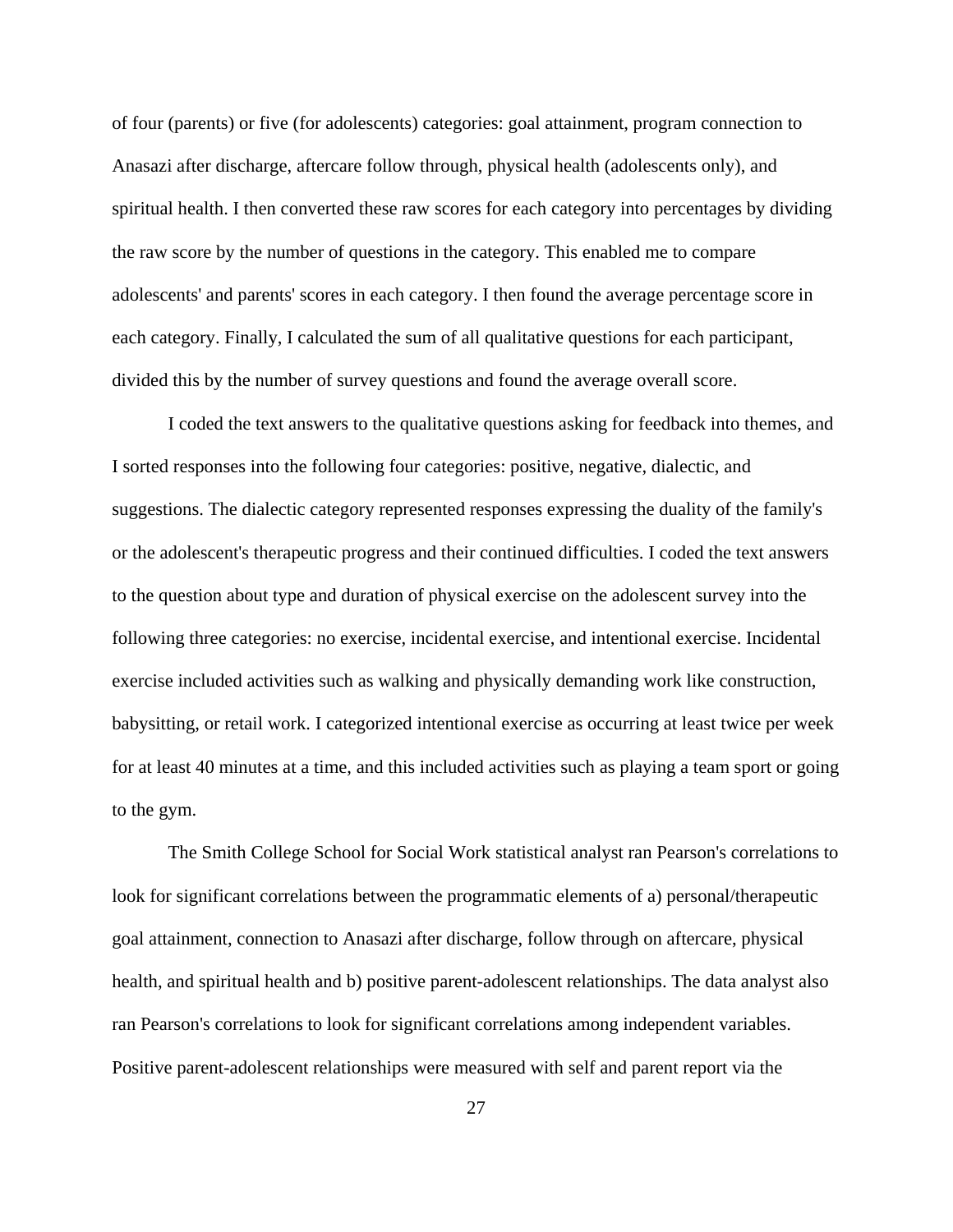of four (parents) or five (for adolescents) categories: goal attainment, program connection to Anasazi after discharge, aftercare follow through, physical health (adolescents only), and spiritual health. I then converted these raw scores for each category into percentages by dividing the raw score by the number of questions in the category. This enabled me to compare adolescents' and parents' scores in each category. I then found the average percentage score in each category. Finally, I calculated the sum of all qualitative questions for each participant, divided this by the number of survey questions and found the average overall score.

I coded the text answers to the qualitative questions asking for feedback into themes, and I sorted responses into the following four categories: positive, negative, dialectic, and suggestions. The dialectic category represented responses expressing the duality of the family's or the adolescent's therapeutic progress and their continued difficulties. I coded the text answers to the question about type and duration of physical exercise on the adolescent survey into the following three categories: no exercise, incidental exercise, and intentional exercise. Incidental exercise included activities such as walking and physically demanding work like construction, babysitting, or retail work. I categorized intentional exercise as occurring at least twice per week for at least 40 minutes at a time, and this included activities such as playing a team sport or going to the gym.

The Smith College School for Social Work statistical analyst ran Pearson's correlations to look for significant correlations between the programmatic elements of a) personal/therapeutic goal attainment, connection to Anasazi after discharge, follow through on aftercare, physical health, and spiritual health and b) positive parent-adolescent relationships. The data analyst also ran Pearson's correlations to look for significant correlations among independent variables. Positive parent-adolescent relationships were measured with self and parent report via the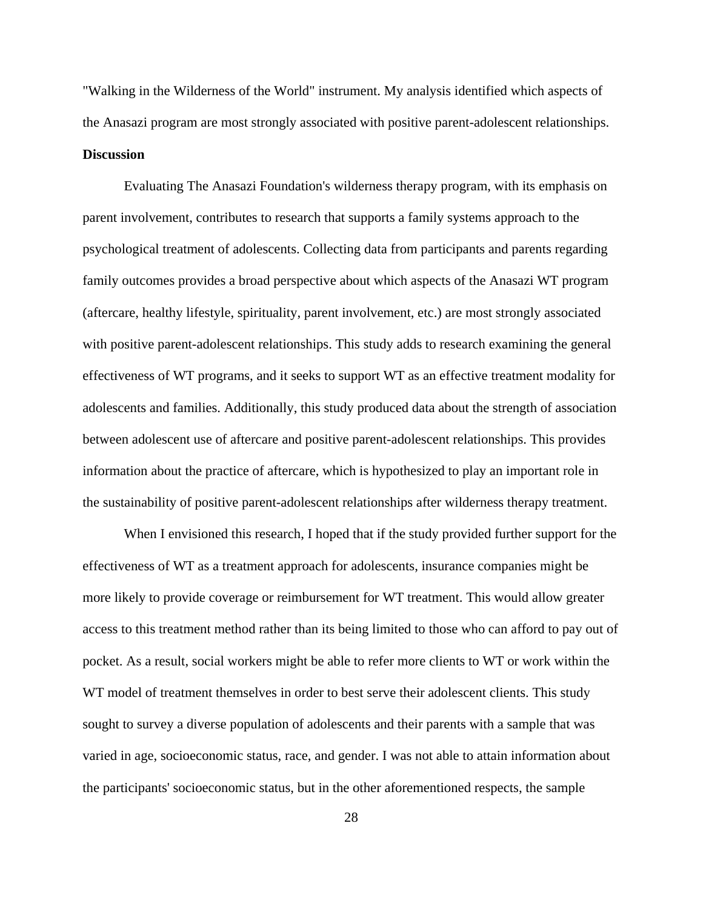"Walking in the Wilderness of the World" instrument. My analysis identified which aspects of the Anasazi program are most strongly associated with positive parent-adolescent relationships.

**Discussion**

Evaluating The Anasazi Foundation's wilderness therapy program, with its emphasis on parent involvement, contributes to research that supports a family systems approach to the psychological treatment of adolescents. Collecting data from participants and parents regarding family outcomes provides a broad perspective about which aspects of the Anasazi WT program (aftercare, healthy lifestyle, spirituality, parent involvement, etc.) are most strongly associated with positive parent-adolescent relationships. This study adds to research examining the general effectiveness of WT programs, and it seeks to support WT as an effective treatment modality for adolescents and families. Additionally, this study produced data about the strength of association between adolescent use of aftercare and positive parent-adolescent relationships. This provides information about the practice of aftercare, which is hypothesized to play an important role in the sustainability of positive parent-adolescent relationships after wilderness therapy treatment.

When I envisioned this research, I hoped that if the study provided further support for the effectiveness of WT as a treatment approach for adolescents, insurance companies might be more likely to provide coverage or reimbursement for WT treatment. This would allow greater access to this treatment method rather than its being limited to those who can afford to pay out of pocket. As a result, social workers might be able to refer more clients to WT or work within the WT model of treatment themselves in order to best serve their adolescent clients. This study sought to survey a diverse population of adolescents and their parents with a sample that was varied in age, socioeconomic status, race, and gender. I was not able to attain information about the participants' socioeconomic status, but in the other aforementioned respects, the sample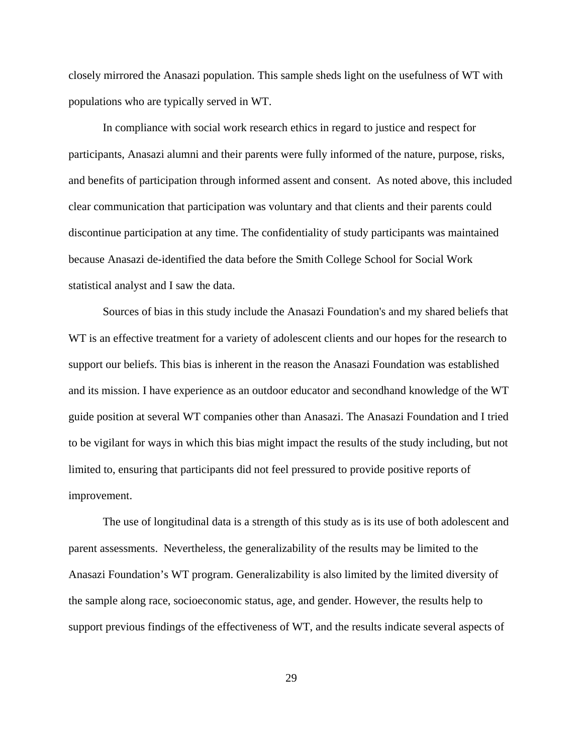closely mirrored the Anasazi population. This sample sheds light on the usefulness of WT with populations who are typically served in WT.

In compliance with social work research ethics in regard to justice and respect for participants, Anasazi alumni and their parents were fully informed of the nature, purpose, risks, and benefits of participation through informed assent and consent. As noted above, this included clear communication that participation was voluntary and that clients and their parents could discontinue participation at any time. The confidentiality of study participants was maintained because Anasazi de-identified the data before the Smith College School for Social Work statistical analyst and I saw the data.

Sources of bias in this study include the Anasazi Foundation's and my shared beliefs that WT is an effective treatment for a variety of adolescent clients and our hopes for the research to support our beliefs. This bias is inherent in the reason the Anasazi Foundation was established and its mission. I have experience as an outdoor educator and secondhand knowledge of the WT guide position at several WT companies other than Anasazi. The Anasazi Foundation and I tried to be vigilant for ways in which this bias might impact the results of the study including, but not limited to, ensuring that participants did not feel pressured to provide positive reports of improvement.

The use of longitudinal data is a strength of this study as is its use of both adolescent and parent assessments. Nevertheless, the generalizability of the results may be limited to the Anasazi Foundation's WT program. Generalizability is also limited by the limited diversity of the sample along race, socioeconomic status, age, and gender. However, the results help to support previous findings of the effectiveness of WT, and the results indicate several aspects of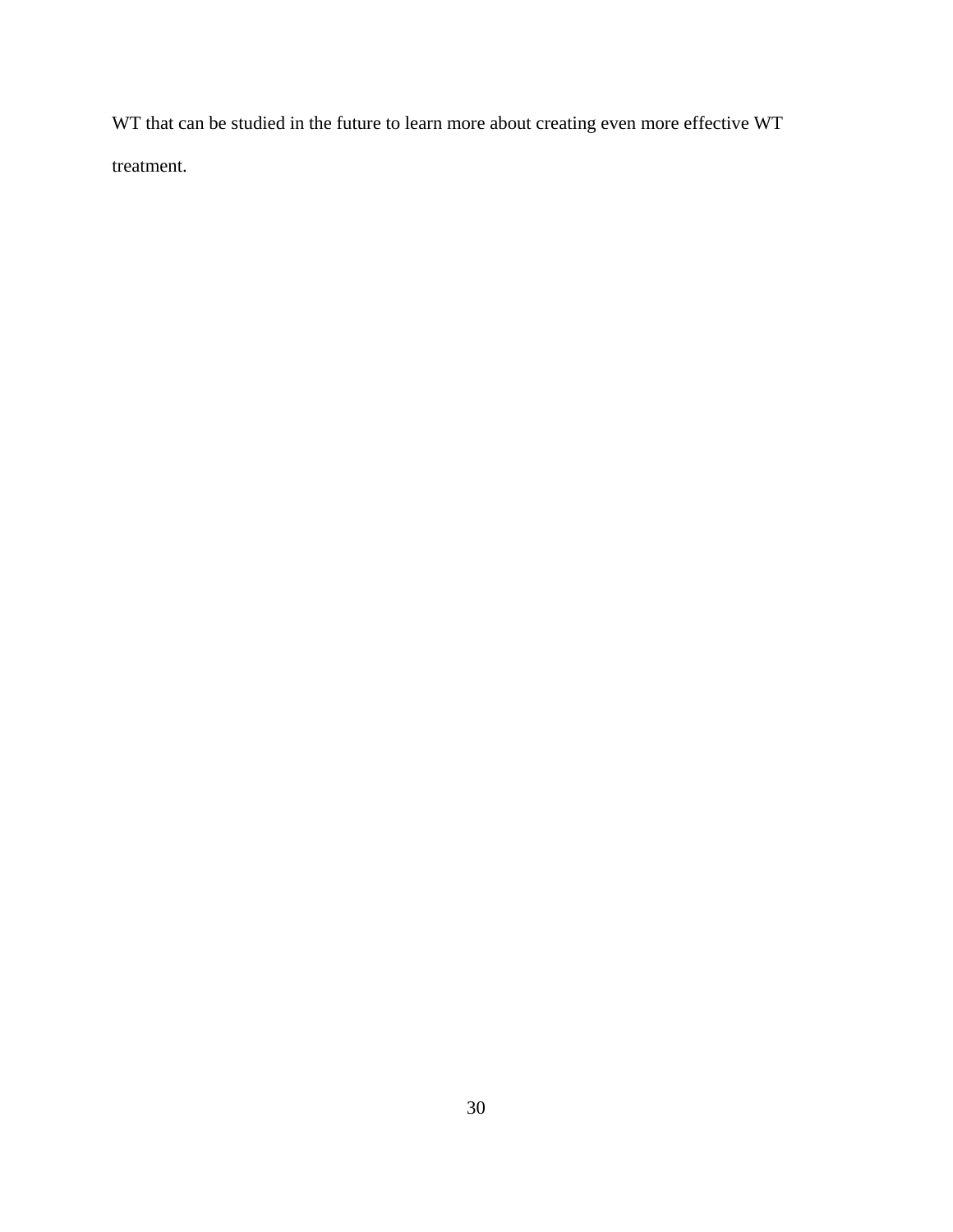WT that can be studied in the future to learn more about creating even more effective WT treatment.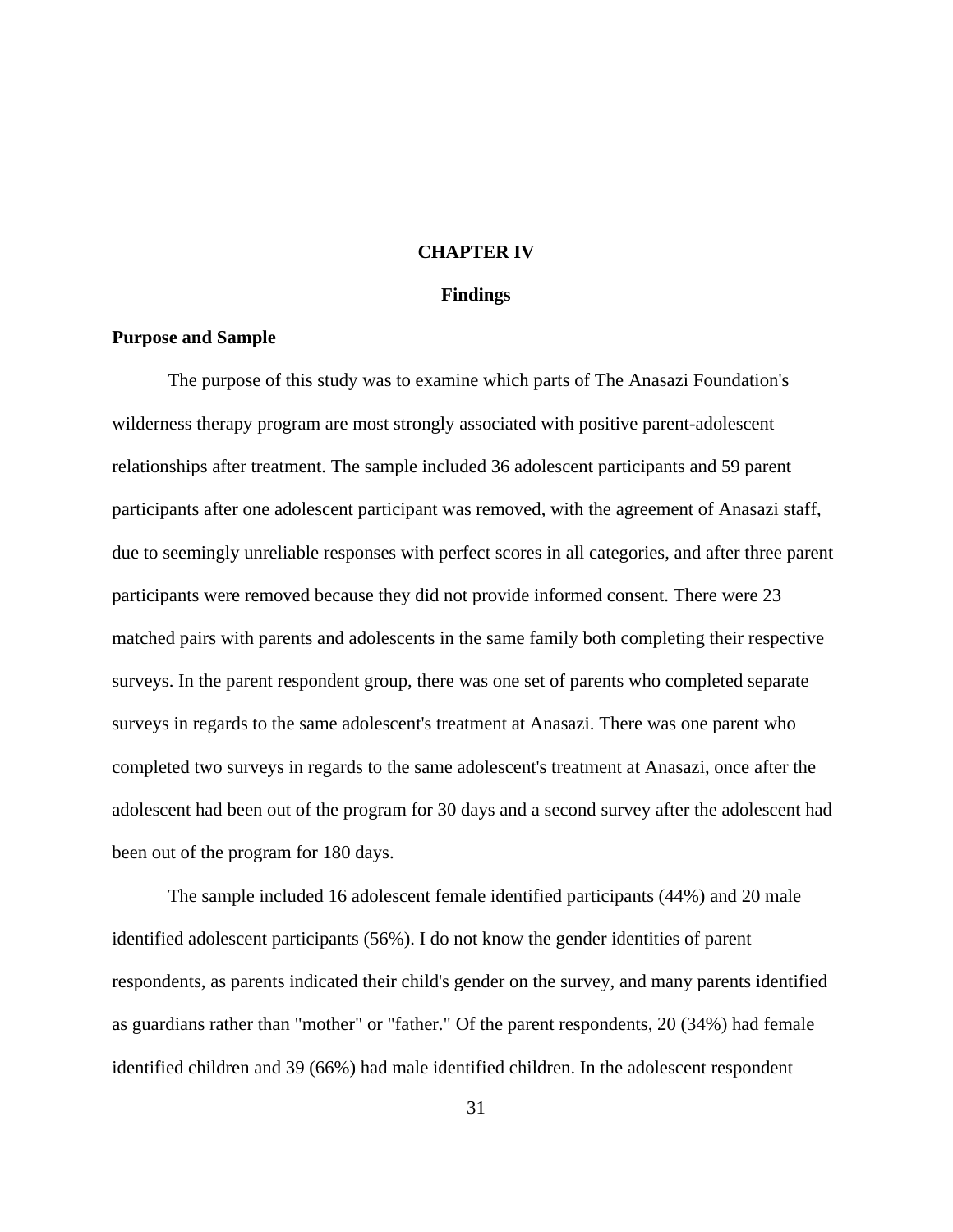# CHAPTER IV

## Findings

### Purpose and Sample

The purpose of this study was to examine which parts of The Anasazi Foundation's wilderness therapy program are most strongly associated with positive parent-adolescent relationships after treatment. The sample included 36 adolescent participants and 59 parent participants after one adolescent participant was removed, with the agreement of Anasazi staff, due to seemingly unreliable responses with perfect scores in all categories, and after three parent participants were removed because they did not provide informed consent. There were 23 matched pairs with parents and adolescents in the same family both completing their respective surveys. In the parent respondent group, there was one set of parents who completed separate surveys in regards to the same adolescent's treatment at Anasazi. There was one parent who completed two surveys in regards to the same adolescent's treatment at Anasazi, once after the adolescent had been out of the program for 30 days and a second survey after the adolescent had been out of the program for 180 days.

The sample included 16 adolescent female identified participants (44%) and 20 male identified adolescent participants (56%). I do not know the gender identities of parent respondents, as parents indicated their child's gender on the survey, and many parents identified as guardians rather than "mother" or "father." Of the parent respondents, 20 (34%) had female identified children and 39 (66%) had male identified children. In the adolescent respondent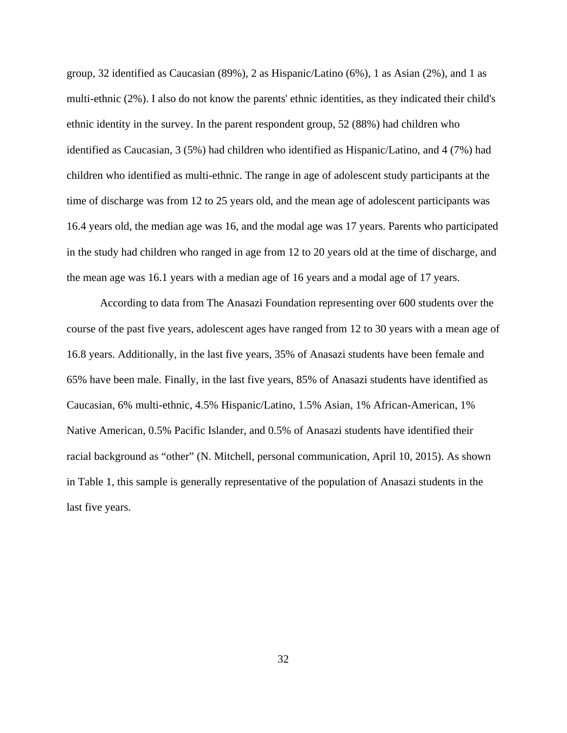group, 32 identified as Caucasian (89%), 2 as Hispanic/Latino (6%), 1 as Asian (2%), and 1 as multi-ethnic (2%). I also do not know the parents' ethnic identities, as they indicated their child's ethnic identity in the survey. In the parent respondent group, 52 (88%) had children who identified as Caucasian, 3 (5%) had children who identified as Hispanic/Latino, and 4 (7%) had children who identified as multi-ethnic. The range in age of adolescent study participants at the time of discharge was from 12 to 25 years old, and the mean age of adolescent participants was 16.4 years old, the median age was 16, and the modal age was 17 years. Parents who participated in the study had children who ranged in age from 12 to 20 years old at the time of discharge, and the mean age was 16.1 years with a median age of 16 years and a modal age of 17 years.

According to data from The Anasazi Foundation representing over 600 students over the course of the past five years, adolescent ages have ranged from 12 to 30 years with a mean age of 16.8 years. Additionally, in the last five years, 35% of Anasazi students have been female and 65% have been male. Finally, in the last five years, 85% of Anasazi students have identified as Caucasian, 6% multi-ethnic, 4.5% Hispanic/Latino, 1.5% Asian, 1% African-American, 1% Native American, 0.5% Pacific Islander, and 0.5% of Anasazi students have identified their racial background as "other" (N. Mitchell, personal communication, April 10, 2015). As shown in Table 1, this sample is generally representative of the population of Anasazi students in the last five years.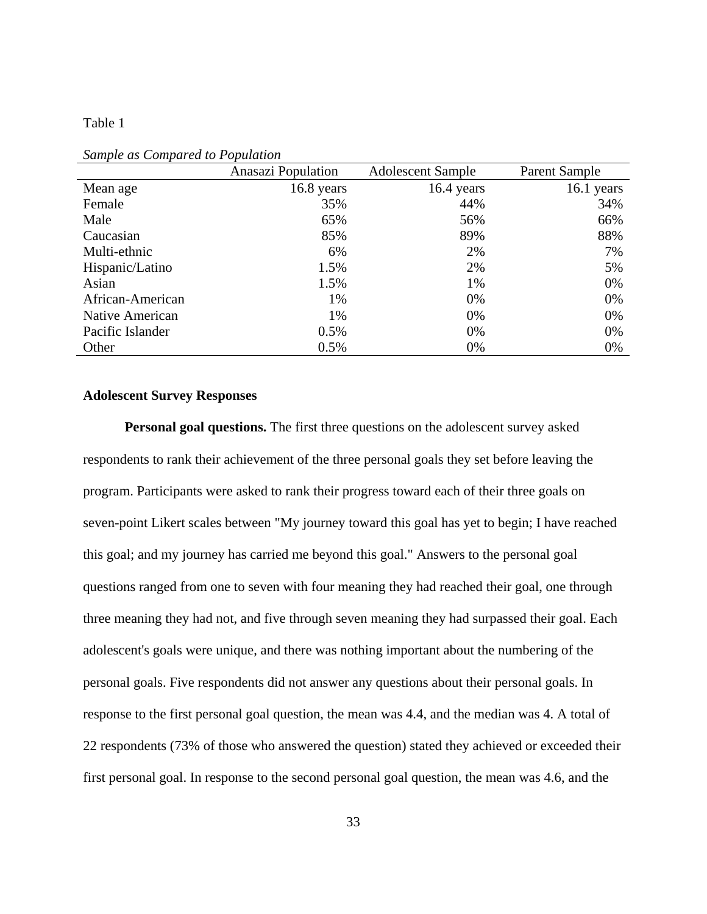Table 1

*Sample as Compared to Population*

| | Anasazi Population | Adolescent Sample | Parent Sample |
|---|---|---|---|
| Mean age | 16.8 years | 16.4 years | 16.1 years |
| Female | 35% | 44% | 34% |
| Male | 65% | 56% | 66% |
| Caucasian | 85% | 89% | 88% |
| Multi-ethnic | 6% | 2% | 7% |
| Hispanic/Latino | 1.5% | 2% | 5% |
| Asian | 1.5% | 1% | 0% |
| African-American | 1% | 0% | 0% |
| Native American | 1% | 0% | 0% |
| Pacific Islander | 0.5% | 0% | 0% |
| Other | 0.5% | 0% | 0% |

**Adolescent Survey Responses**

**Personal goal questions.** The first three questions on the adolescent survey asked respondents to rank their achievement of the three personal goals they set before leaving the program. Participants were asked to rank their progress toward each of their three goals on seven-point Likert scales between "My journey toward this goal has yet to begin; I have reached this goal; and my journey has carried me beyond this goal." Answers to the personal goal questions ranged from one to seven with four meaning they had reached their goal, one through three meaning they had not, and five through seven meaning they had surpassed their goal. Each adolescent's goals were unique, and there was nothing important about the numbering of the personal goals. Five respondents did not answer any questions about their personal goals. In response to the first personal goal question, the mean was 4.4, and the median was 4. A total of 22 respondents (73% of those who answered the question) stated they achieved or exceeded their first personal goal. In response to the second personal goal question, the mean was 4.6, and the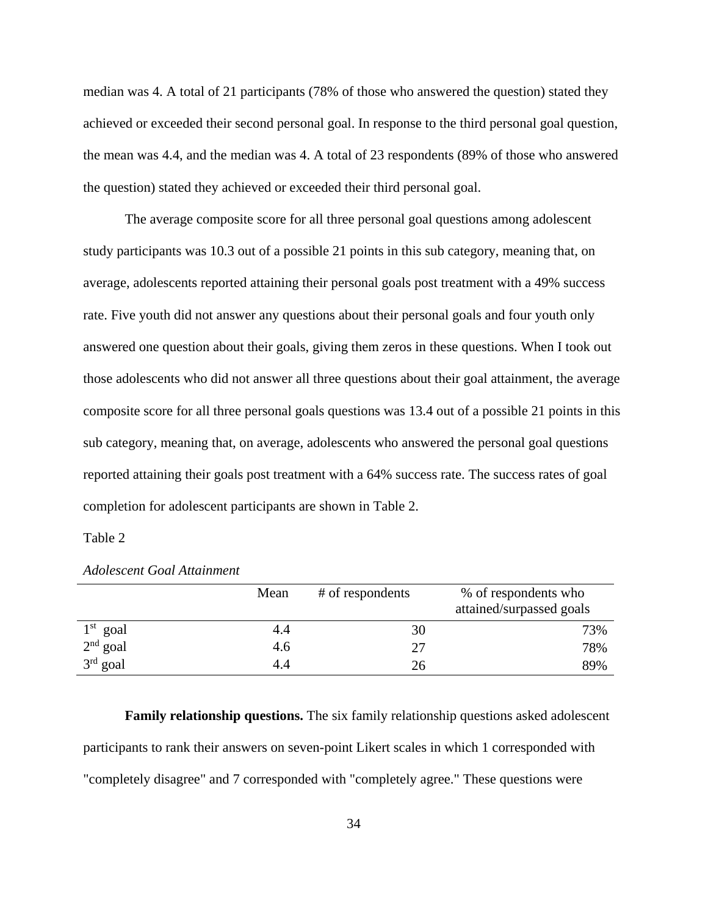median was 4. A total of 21 participants (78% of those who answered the question) stated they achieved or exceeded their second personal goal. In response to the third personal goal question, the mean was 4.4, and the median was 4. A total of 23 respondents (89% of those who answered the question) stated they achieved or exceeded their third personal goal.

The average composite score for all three personal goal questions among adolescent study participants was 10.3 out of a possible 21 points in this sub category, meaning that, on average, adolescents reported attaining their personal goals post treatment with a 49% success rate. Five youth did not answer any questions about their personal goals and four youth only answered one question about their goals, giving them zeros in these questions. When I took out those adolescents who did not answer all three questions about their goal attainment, the average composite score for all three personal goals questions was 13.4 out of a possible 21 points in this sub category, meaning that, on average, adolescents who answered the personal goal questions reported attaining their goals post treatment with a 64% success rate. The success rates of goal completion for adolescent participants are shown in Table 2.

Table 2

*Adolescent Goal Attainment*

| | Mean | # of respondents | % of respondents who attained/surpassed goals |
|---|---|---|---|
| 1st goal | 4.4 | 30 | 73% |
| 2nd goal | 4.6 | 27 | 78% |
| 3rd goal | 4.4 | 26 | 89% |

**Family relationship questions.** The six family relationship questions asked adolescent participants to rank their answers on seven-point Likert scales in which 1 corresponded with "completely disagree" and 7 corresponded with "completely agree." These questions were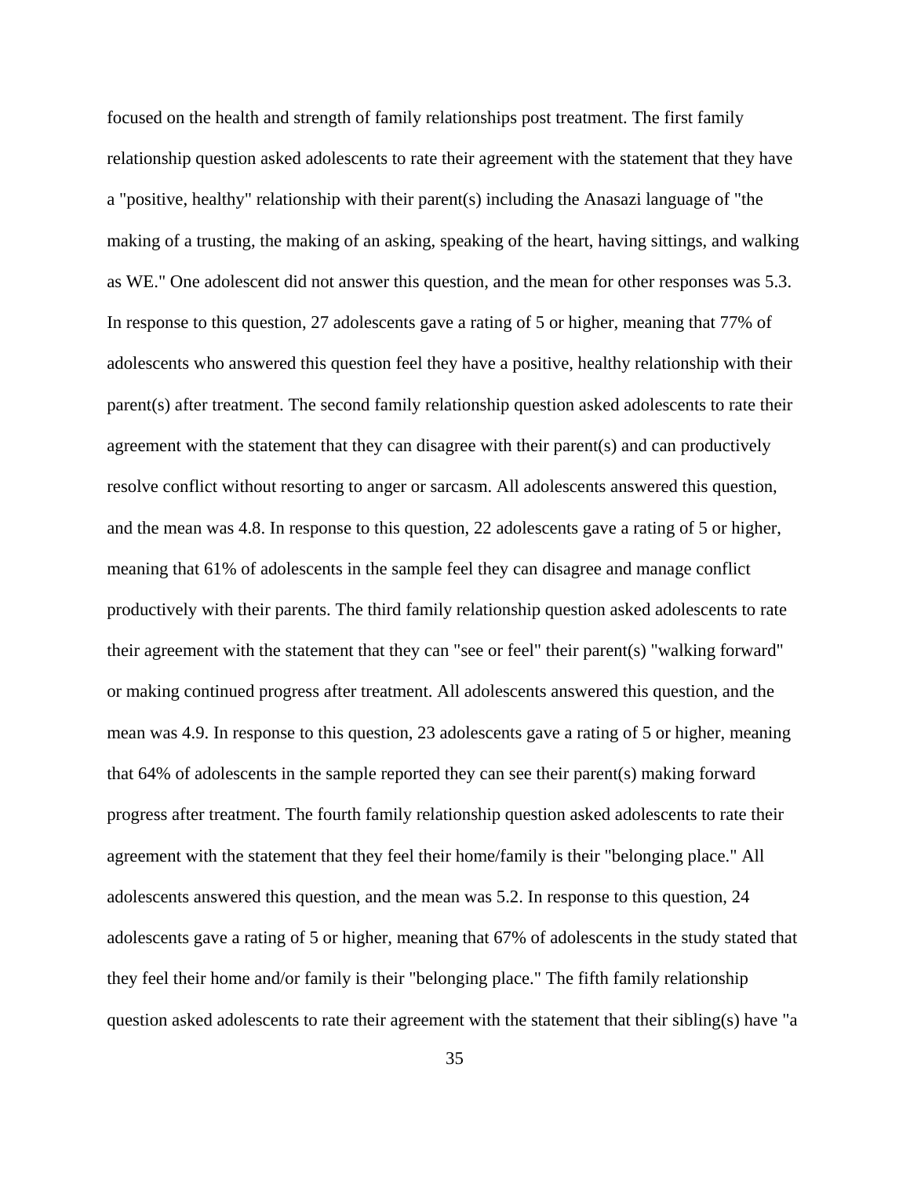focused on the health and strength of family relationships post treatment. The first family relationship question asked adolescents to rate their agreement with the statement that they have a "positive, healthy" relationship with their parent(s) including the Anasazi language of "the making of a trusting, the making of an asking, speaking of the heart, having sittings, and walking as WE." One adolescent did not answer this question, and the mean for other responses was 5.3. In response to this question, 27 adolescents gave a rating of 5 or higher, meaning that 77% of adolescents who answered this question feel they have a positive, healthy relationship with their parent(s) after treatment. The second family relationship question asked adolescents to rate their agreement with the statement that they can disagree with their parent(s) and can productively resolve conflict without resorting to anger or sarcasm. All adolescents answered this question, and the mean was 4.8. In response to this question, 22 adolescents gave a rating of 5 or higher, meaning that 61% of adolescents in the sample feel they can disagree and manage conflict productively with their parents. The third family relationship question asked adolescents to rate their agreement with the statement that they can "see or feel" their parent(s) "walking forward" or making continued progress after treatment. All adolescents answered this question, and the mean was 4.9. In response to this question, 23 adolescents gave a rating of 5 or higher, meaning that 64% of adolescents in the sample reported they can see their parent(s) making forward progress after treatment. The fourth family relationship question asked adolescents to rate their agreement with the statement that they feel their home/family is their "belonging place." All adolescents answered this question, and the mean was 5.2. In response to this question, 24 adolescents gave a rating of 5 or higher, meaning that 67% of adolescents in the study stated that they feel their home and/or family is their "belonging place." The fifth family relationship question asked adolescents to rate their agreement with the statement that their sibling(s) have "a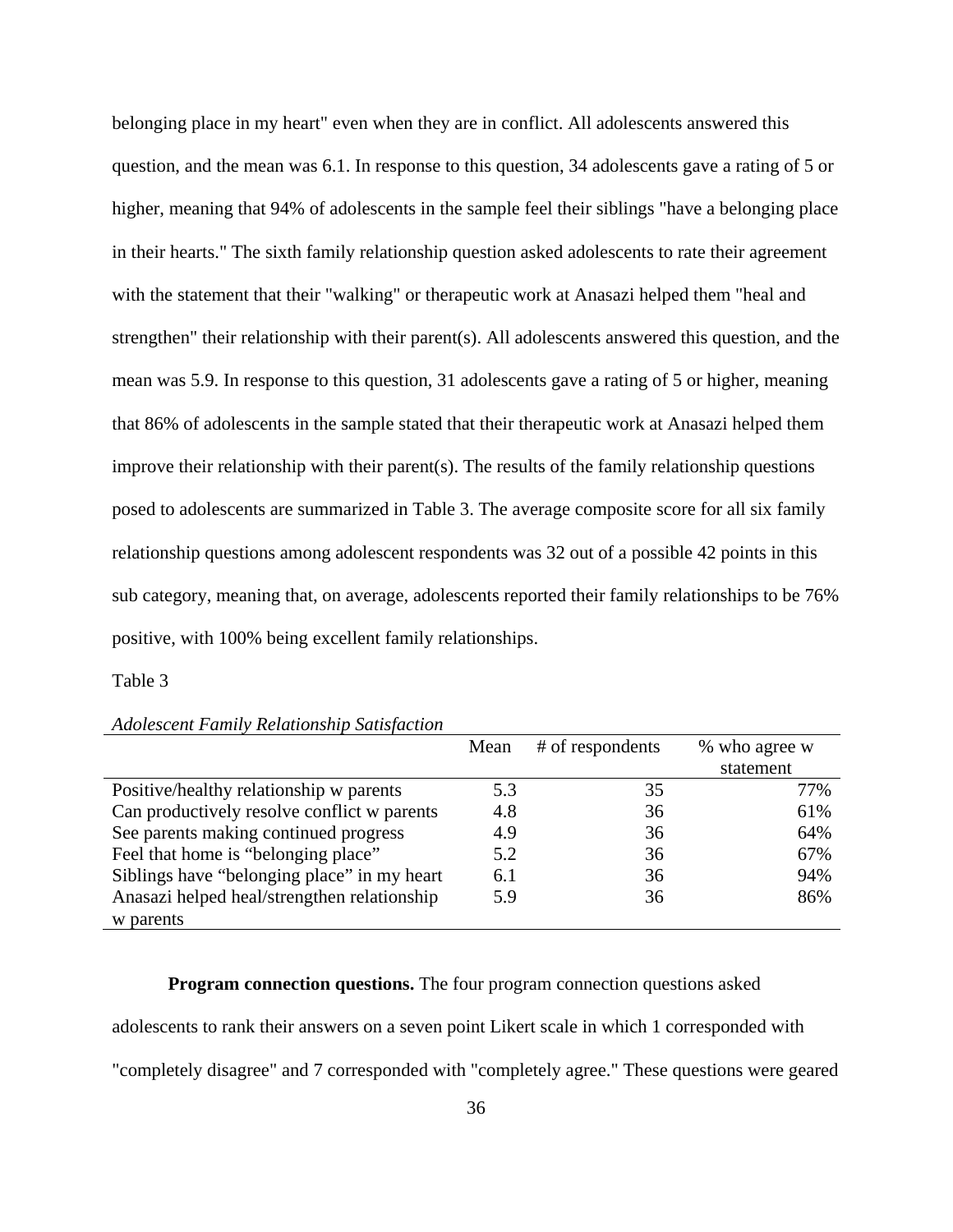belonging place in my heart" even when they are in conflict. All adolescents answered this question, and the mean was 6.1. In response to this question, 34 adolescents gave a rating of 5 or higher, meaning that 94% of adolescents in the sample feel their siblings "have a belonging place in their hearts." The sixth family relationship question asked adolescents to rate their agreement with the statement that their "walking" or therapeutic work at Anasazi helped them "heal and strengthen" their relationship with their parent(s). All adolescents answered this question, and the mean was 5.9. In response to this question, 31 adolescents gave a rating of 5 or higher, meaning that 86% of adolescents in the sample stated that their therapeutic work at Anasazi helped them improve their relationship with their parent(s). The results of the family relationship questions posed to adolescents are summarized in Table 3. The average composite score for all six family relationship questions among adolescent respondents was 32 out of a possible 42 points in this sub category, meaning that, on average, adolescents reported their family relationships to be 76% positive, with 100% being excellent family relationships.

Table 3

*Adolescent Family Relationship Satisfaction*

| | Mean | # of respondents | % who agree w statement |
|---|---|---|---|
| Positive/healthy relationship w parents | 5.3 | 35 | 77% |
| Can productively resolve conflict w parents | 4.8 | 36 | 61% |
| See parents making continued progress | 4.9 | 36 | 64% |
| Feel that home is "belonging place" | 5.2 | 36 | 67% |
| Siblings have "belonging place" in my heart | 6.1 | 36 | 94% |
| Anasazi helped heal/strengthen relationship w parents | 5.9 | 36 | 86% |

**Program connection questions.** The four program connection questions asked adolescents to rank their answers on a seven point Likert scale in which 1 corresponded with "completely disagree" and 7 corresponded with "completely agree." These questions were geared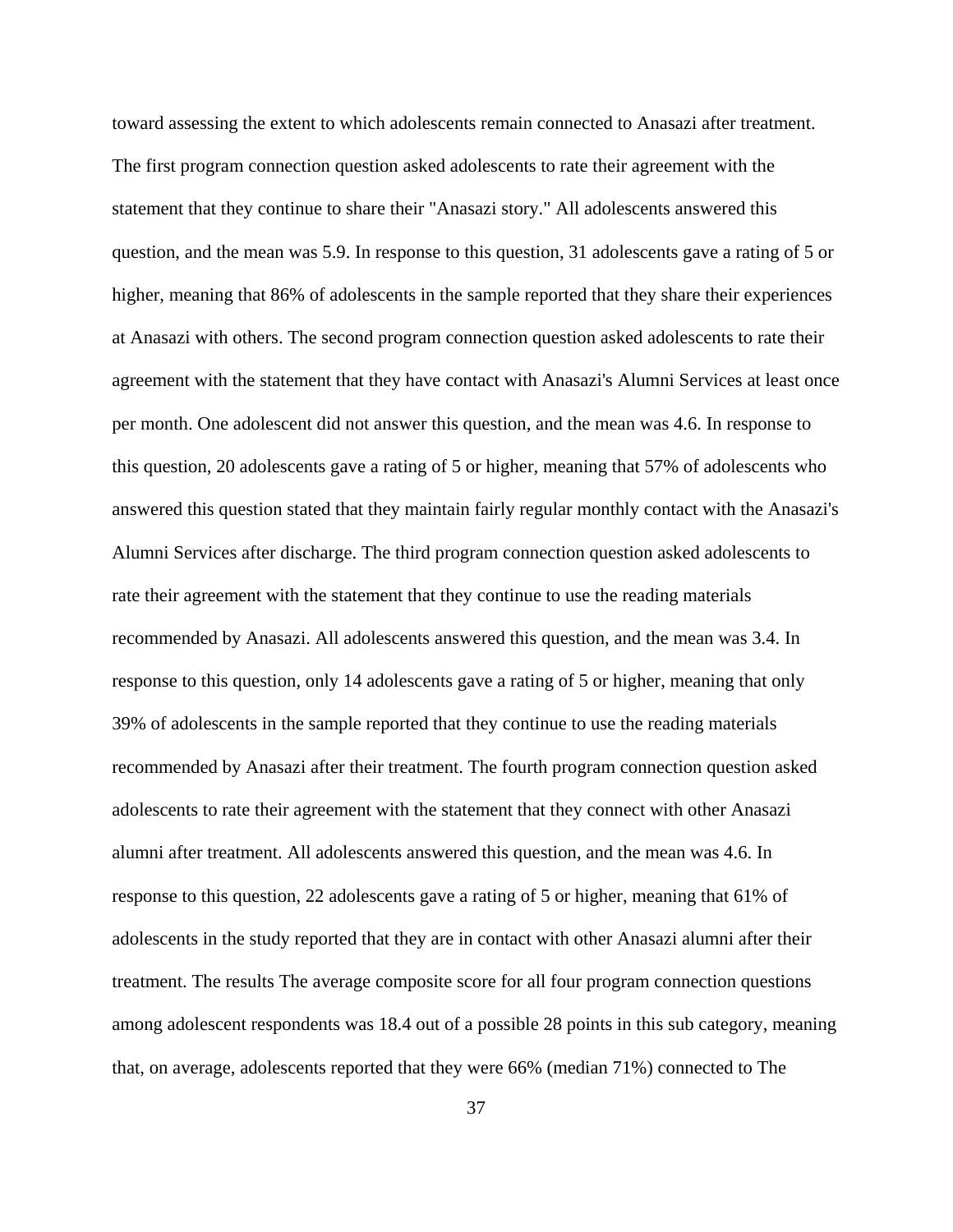toward assessing the extent to which adolescents remain connected to Anasazi after treatment. The first program connection question asked adolescents to rate their agreement with the statement that they continue to share their "Anasazi story." All adolescents answered this question, and the mean was 5.9. In response to this question, 31 adolescents gave a rating of 5 or higher, meaning that 86% of adolescents in the sample reported that they share their experiences at Anasazi with others. The second program connection question asked adolescents to rate their agreement with the statement that they have contact with Anasazi's Alumni Services at least once per month. One adolescent did not answer this question, and the mean was 4.6. In response to this question, 20 adolescents gave a rating of 5 or higher, meaning that 57% of adolescents who answered this question stated that they maintain fairly regular monthly contact with the Anasazi's Alumni Services after discharge. The third program connection question asked adolescents to rate their agreement with the statement that they continue to use the reading materials recommended by Anasazi. All adolescents answered this question, and the mean was 3.4. In response to this question, only 14 adolescents gave a rating of 5 or higher, meaning that only 39% of adolescents in the sample reported that they continue to use the reading materials recommended by Anasazi after their treatment. The fourth program connection question asked adolescents to rate their agreement with the statement that they connect with other Anasazi alumni after treatment. All adolescents answered this question, and the mean was 4.6. In response to this question, 22 adolescents gave a rating of 5 or higher, meaning that 61% of adolescents in the study reported that they are in contact with other Anasazi alumni after their treatment. The results The average composite score for all four program connection questions among adolescent respondents was 18.4 out of a possible 28 points in this sub category, meaning that, on average, adolescents reported that they were 66% (median 71%) connected to The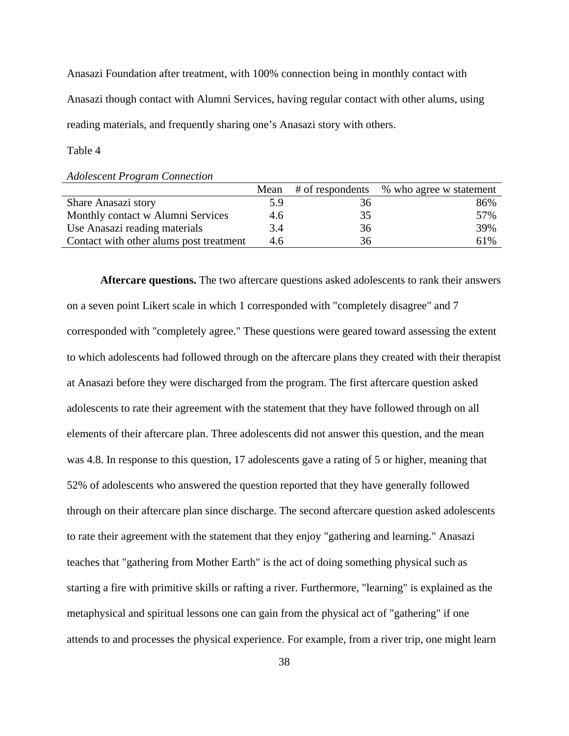Anasazi Foundation after treatment, with 100% connection being in monthly contact with Anasazi though contact with Alumni Services, having regular contact with other alums, using reading materials, and frequently sharing one's Anasazi story with others.

Table 4

*Adolescent Program Connection*

| | Mean | # of respondents | % who agree w statement |
|---|---|---|---|
| Share Anasazi story | 5.9 | 36 | 86% |
| Monthly contact w Alumni Services | 4.6 | 35 | 57% |
| Use Anasazi reading materials | 3.4 | 36 | 39% |
| Contact with other alums post treatment | 4.6 | 36 | 61% |

**Aftercare questions.** The two aftercare questions asked adolescents to rank their answers on a seven point Likert scale in which 1 corresponded with "completely disagree" and 7 corresponded with "completely agree." These questions were geared toward assessing the extent to which adolescents had followed through on the aftercare plans they created with their therapist at Anasazi before they were discharged from the program. The first aftercare question asked adolescents to rate their agreement with the statement that they have followed through on all elements of their aftercare plan. Three adolescents did not answer this question, and the mean was 4.8. In response to this question, 17 adolescents gave a rating of 5 or higher, meaning that 52% of adolescents who answered the question reported that they have generally followed through on their aftercare plan since discharge. The second aftercare question asked adolescents to rate their agreement with the statement that they enjoy "gathering and learning." Anasazi teaches that "gathering from Mother Earth" is the act of doing something physical such as starting a fire with primitive skills or rafting a river. Furthermore, "learning" is explained as the metaphysical and spiritual lessons one can gain from the physical act of "gathering" if one attends to and processes the physical experience. For example, from a river trip, one might learn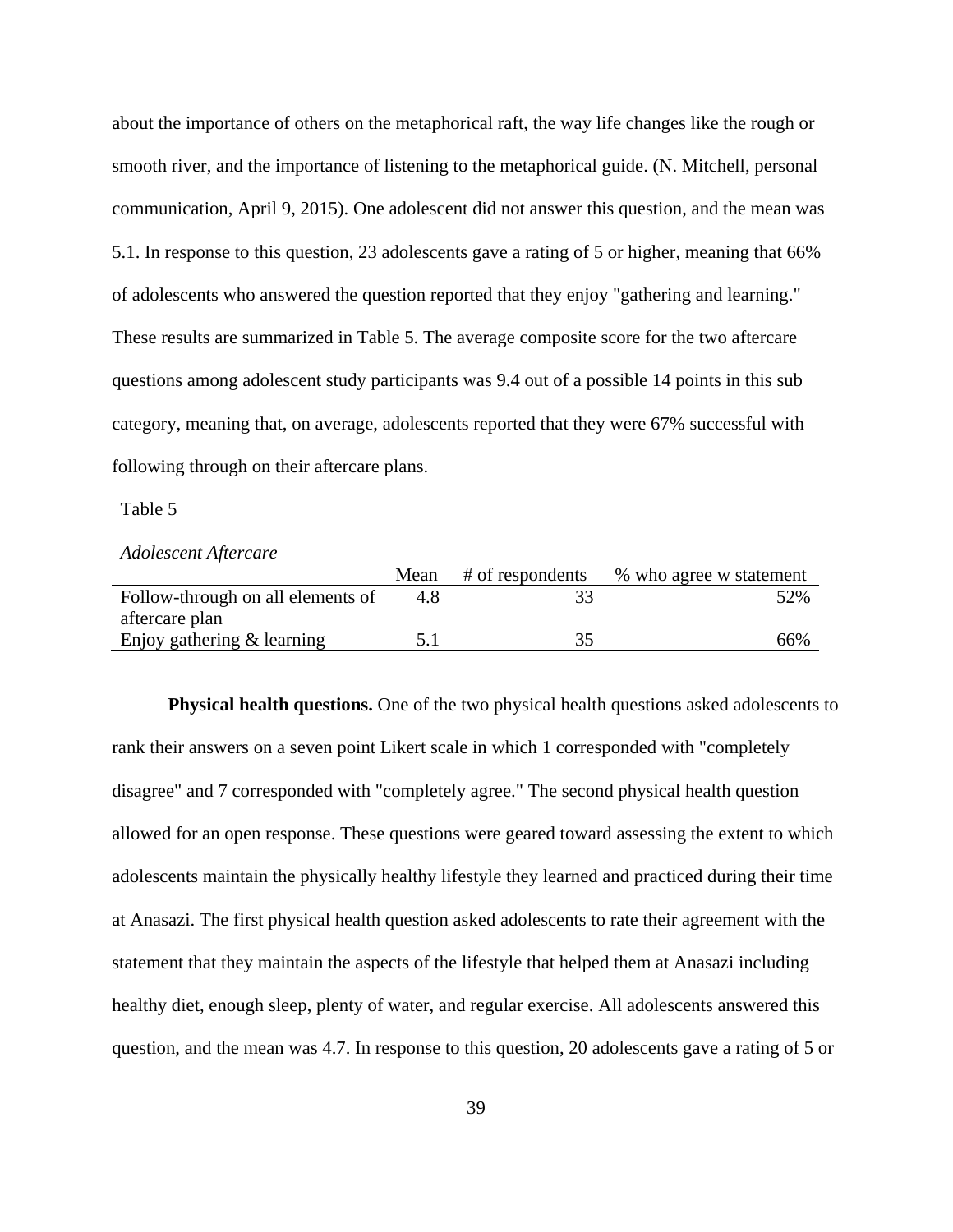about the importance of others on the metaphorical raft, the way life changes like the rough or smooth river, and the importance of listening to the metaphorical guide. (N. Mitchell, personal communication, April 9, 2015). One adolescent did not answer this question, and the mean was 5.1. In response to this question, 23 adolescents gave a rating of 5 or higher, meaning that 66% of adolescents who answered the question reported that they enjoy "gathering and learning." These results are summarized in Table 5. The average composite score for the two aftercare questions among adolescent study participants was 9.4 out of a possible 14 points in this sub category, meaning that, on average, adolescents reported that they were 67% successful with following through on their aftercare plans.

Table 5

*Adolescent Aftercare*

| | Mean | # of respondents | % who agree w statement |
|---|---|---|---|
| Follow-through on all elements of aftercare plan | 4.8 | 33 | 52% |
| Enjoy gathering & learning | 5.1 | 35 | 66% |

**Physical health questions.** One of the two physical health questions asked adolescents to rank their answers on a seven point Likert scale in which 1 corresponded with "completely disagree" and 7 corresponded with "completely agree." The second physical health question allowed for an open response. These questions were geared toward assessing the extent to which adolescents maintain the physically healthy lifestyle they learned and practiced during their time at Anasazi. The first physical health question asked adolescents to rate their agreement with the statement that they maintain the aspects of the lifestyle that helped them at Anasazi including healthy diet, enough sleep, plenty of water, and regular exercise. All adolescents answered this question, and the mean was 4.7. In response to this question, 20 adolescents gave a rating of 5 or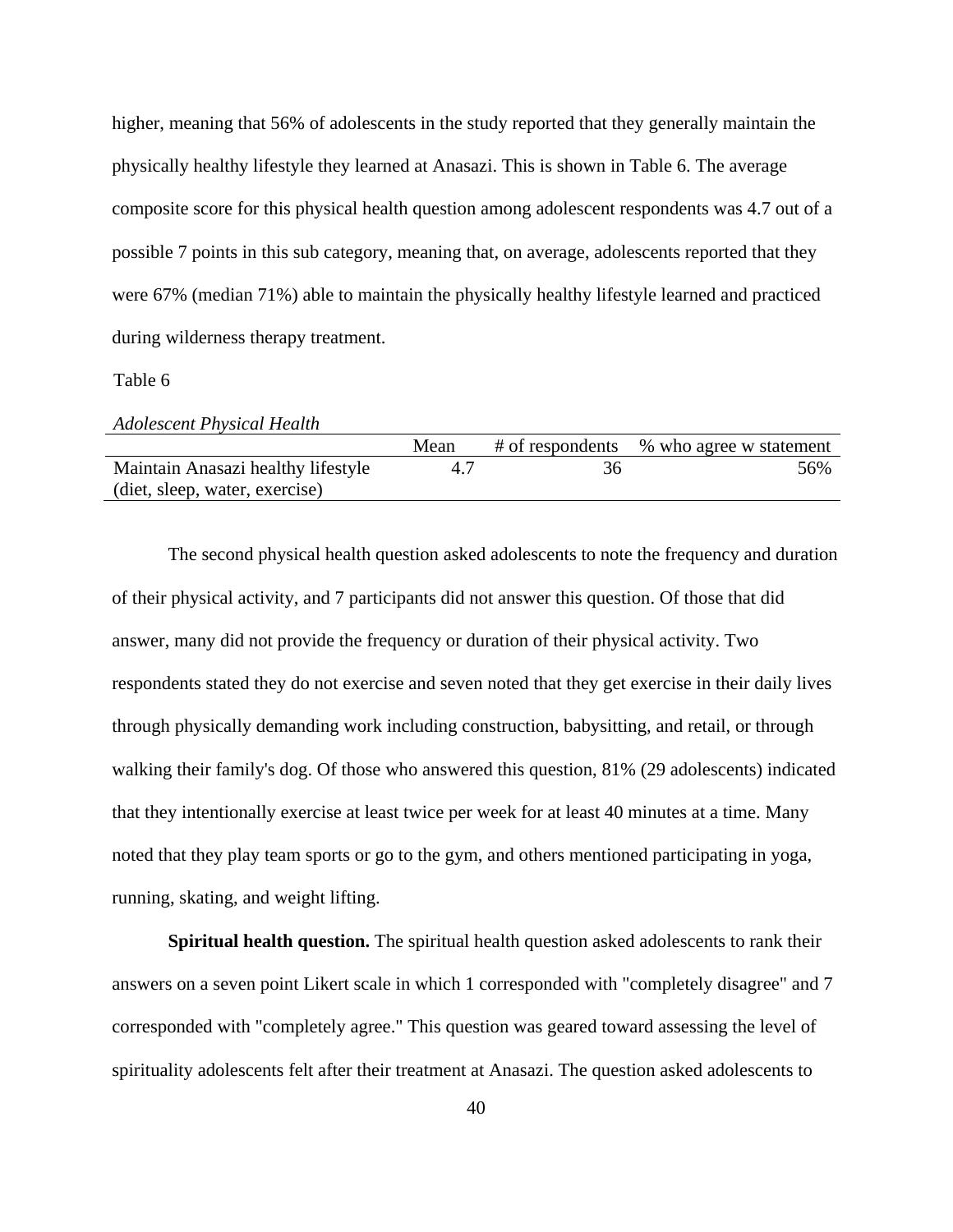higher, meaning that 56% of adolescents in the study reported that they generally maintain the physically healthy lifestyle they learned at Anasazi. This is shown in Table 6. The average composite score for this physical health question among adolescent respondents was 4.7 out of a possible 7 points in this sub category, meaning that, on average, adolescents reported that they were 67% (median 71%) able to maintain the physically healthy lifestyle learned and practiced during wilderness therapy treatment.

Table 6

*Adolescent Physical Health*

| | Mean | # of respondents | % who agree w statement |
|---|---|---|---|
| Maintain Anasazi healthy lifestyle (diet, sleep, water, exercise) | 4.7 | 36 | 56% |

The second physical health question asked adolescents to note the frequency and duration of their physical activity, and 7 participants did not answer this question. Of those that did answer, many did not provide the frequency or duration of their physical activity. Two respondents stated they do not exercise and seven noted that they get exercise in their daily lives through physically demanding work including construction, babysitting, and retail, or through walking their family's dog. Of those who answered this question, 81% (29 adolescents) indicated that they intentionally exercise at least twice per week for at least 40 minutes at a time. Many noted that they play team sports or go to the gym, and others mentioned participating in yoga, running, skating, and weight lifting.

**Spiritual health question.** The spiritual health question asked adolescents to rank their answers on a seven point Likert scale in which 1 corresponded with "completely disagree" and 7 corresponded with "completely agree." This question was geared toward assessing the level of spirituality adolescents felt after their treatment at Anasazi. The question asked adolescents to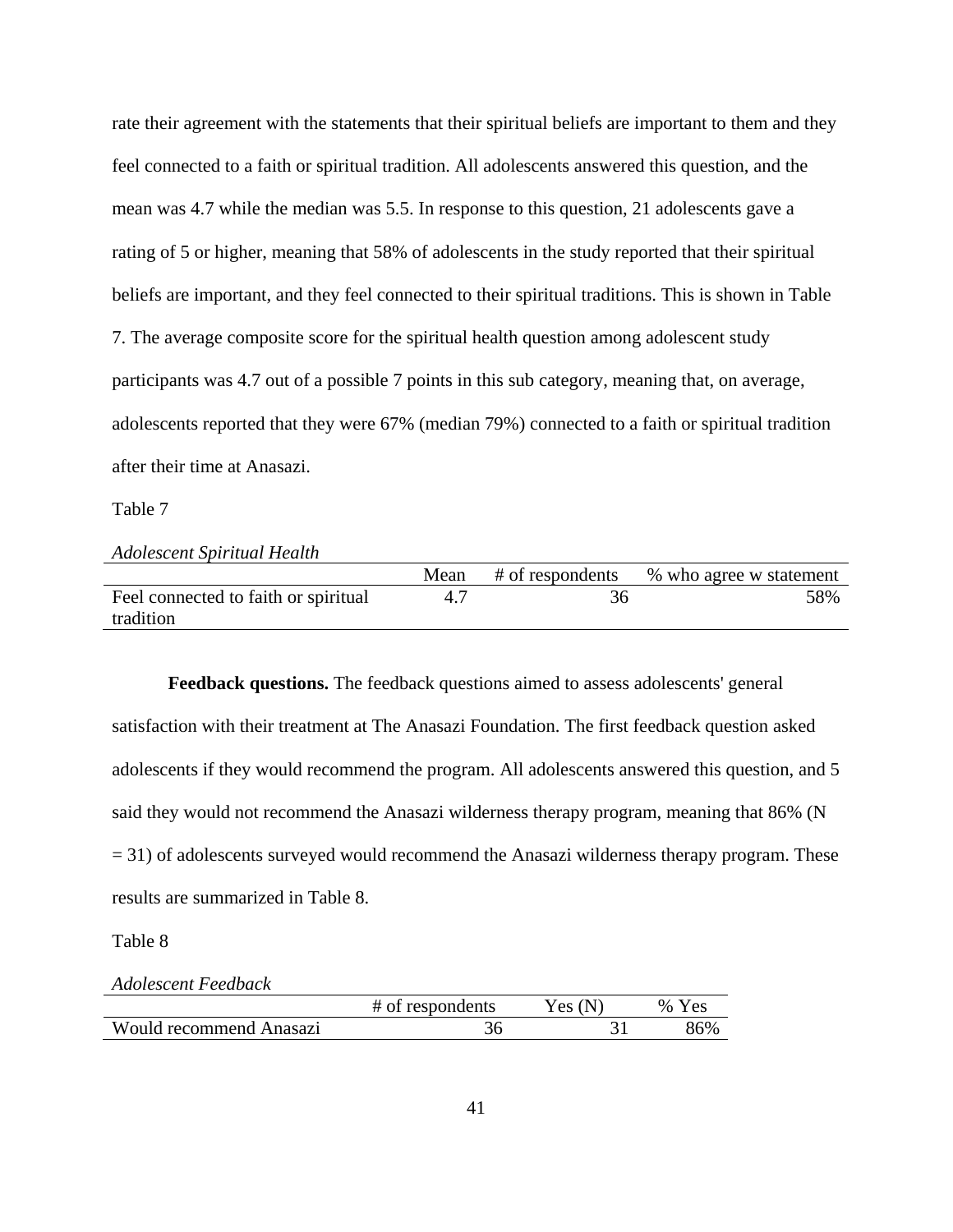rate their agreement with the statements that their spiritual beliefs are important to them and they feel connected to a faith or spiritual tradition. All adolescents answered this question, and the mean was 4.7 while the median was 5.5. In response to this question, 21 adolescents gave a rating of 5 or higher, meaning that 58% of adolescents in the study reported that their spiritual beliefs are important, and they feel connected to their spiritual traditions. This is shown in Table 7. The average composite score for the spiritual health question among adolescent study participants was 4.7 out of a possible 7 points in this sub category, meaning that, on average, adolescents reported that they were 67% (median 79%) connected to a faith or spiritual tradition after their time at Anasazi.

Table 7

*Adolescent Spiritual Health*

| | Mean | # of respondents | % who agree w statement |
|---|---|---|---|
| Feel connected to faith or spiritual tradition | 4.7 | 36 | 58% |

**Feedback questions.** The feedback questions aimed to assess adolescents' general satisfaction with their treatment at The Anasazi Foundation. The first feedback question asked adolescents if they would recommend the program. All adolescents answered this question, and 5 said they would not recommend the Anasazi wilderness therapy program, meaning that 86% (N = 31) of adolescents surveyed would recommend the Anasazi wilderness therapy program. These results are summarized in Table 8.

Table 8

*Adolescent Feedback*

| | # of respondents | Yes (N) | % Yes |
|---|---|---|---|
| Would recommend Anasazi | 36 | 31 | 86% |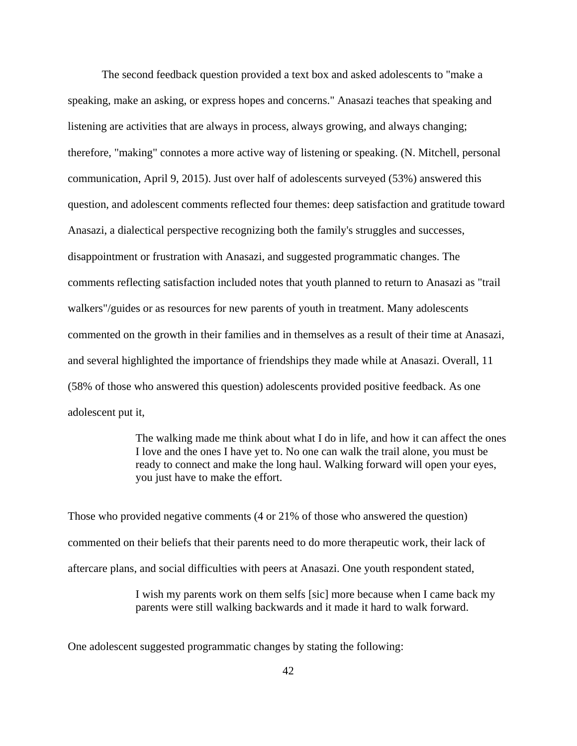The second feedback question provided a text box and asked adolescents to "make a speaking, make an asking, or express hopes and concerns." Anasazi teaches that speaking and listening are activities that are always in process, always growing, and always changing; therefore, "making" connotes a more active way of listening or speaking. (N. Mitchell, personal communication, April 9, 2015). Just over half of adolescents surveyed (53%) answered this question, and adolescent comments reflected four themes: deep satisfaction and gratitude toward Anasazi, a dialectical perspective recognizing both the family's struggles and successes, disappointment or frustration with Anasazi, and suggested programmatic changes. The comments reflecting satisfaction included notes that youth planned to return to Anasazi as "trail walkers"/guides or as resources for new parents of youth in treatment. Many adolescents commented on the growth in their families and in themselves as a result of their time at Anasazi, and several highlighted the importance of friendships they made while at Anasazi. Overall, 11 (58% of those who answered this question) adolescents provided positive feedback. As one adolescent put it,

> The walking made me think about what I do in life, and how it can affect the ones I love and the ones I have yet to. No one can walk the trail alone, you must be ready to connect and make the long haul. Walking forward will open your eyes, you just have to make the effort.

Those who provided negative comments (4 or 21% of those who answered the question) commented on their beliefs that their parents need to do more therapeutic work, their lack of aftercare plans, and social difficulties with peers at Anasazi. One youth respondent stated,

> I wish my parents work on them selfs [sic] more because when I came back my parents were still walking backwards and it made it hard to walk forward.

One adolescent suggested programmatic changes by stating the following: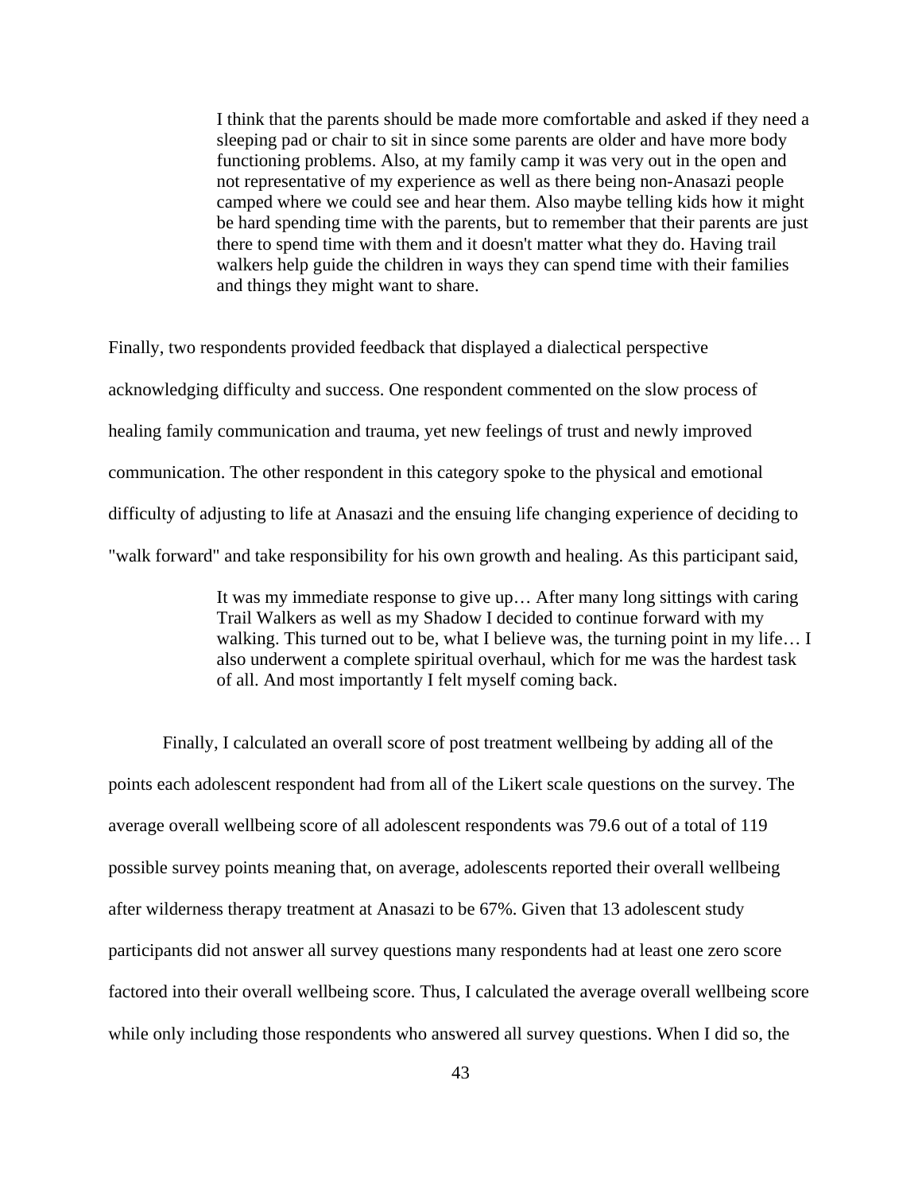> I think that the parents should be made more comfortable and asked if they need a sleeping pad or chair to sit in since some parents are older and have more body functioning problems. Also, at my family camp it was very out in the open and not representative of my experience as well as there being non-Anasazi people camped where we could see and hear them. Also maybe telling kids how it might be hard spending time with the parents, but to remember that their parents are just there to spend time with them and it doesn't matter what they do. Having trail walkers help guide the children in ways they can spend time with their families and things they might want to share.

Finally, two respondents provided feedback that displayed a dialectical perspective acknowledging difficulty and success. One respondent commented on the slow process of healing family communication and trauma, yet new feelings of trust and newly improved communication. The other respondent in this category spoke to the physical and emotional difficulty of adjusting to life at Anasazi and the ensuing life changing experience of deciding to "walk forward" and take responsibility for his own growth and healing. As this participant said,

> It was my immediate response to give up… After many long sittings with caring Trail Walkers as well as my Shadow I decided to continue forward with my walking. This turned out to be, what I believe was, the turning point in my life… I also underwent a complete spiritual overhaul, which for me was the hardest task of all. And most importantly I felt myself coming back.

Finally, I calculated an overall score of post treatment wellbeing by adding all of the points each adolescent respondent had from all of the Likert scale questions on the survey. The average overall wellbeing score of all adolescent respondents was 79.6 out of a total of 119 possible survey points meaning that, on average, adolescents reported their overall wellbeing after wilderness therapy treatment at Anasazi to be 67%. Given that 13 adolescent study participants did not answer all survey questions many respondents had at least one zero score factored into their overall wellbeing score. Thus, I calculated the average overall wellbeing score while only including those respondents who answered all survey questions. When I did so, the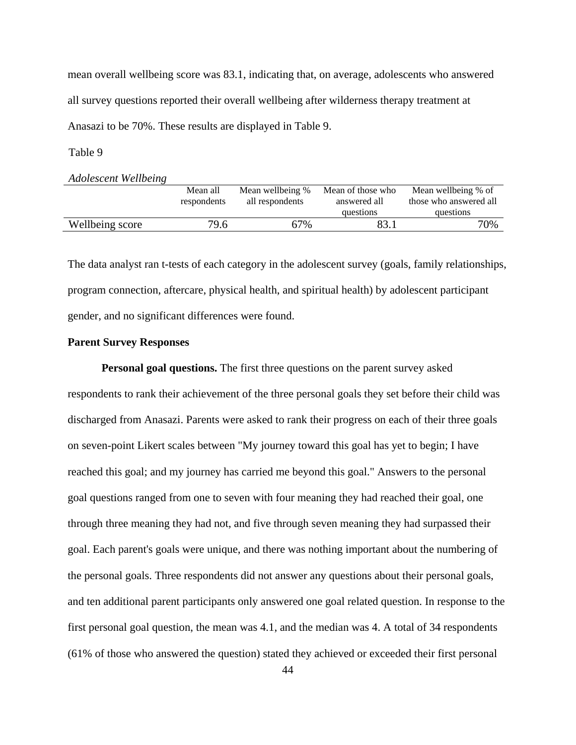mean overall wellbeing score was 83.1, indicating that, on average, adolescents who answered all survey questions reported their overall wellbeing after wilderness therapy treatment at Anasazi to be 70%. These results are displayed in Table 9.

Table 9

*Adolescent Wellbeing*

| | Mean all respondents | Mean wellbeing % all respondents | Mean of those who answered all questions | Mean wellbeing % of those who answered all questions |
|---|---|---|---|---|
| Wellbeing score | 79.6 | 67% | 83.1 | 70% |

The data analyst ran t-tests of each category in the adolescent survey (goals, family relationships, program connection, aftercare, physical health, and spiritual health) by adolescent participant gender, and no significant differences were found.

### Parent Survey Responses

**Personal goal questions.** The first three questions on the parent survey asked respondents to rank their achievement of the three personal goals they set before their child was discharged from Anasazi. Parents were asked to rank their progress on each of their three goals on seven-point Likert scales between "My journey toward this goal has yet to begin; I have reached this goal; and my journey has carried me beyond this goal." Answers to the personal goal questions ranged from one to seven with four meaning they had reached their goal, one through three meaning they had not, and five through seven meaning they had surpassed their goal. Each parent's goals were unique, and there was nothing important about the numbering of the personal goals. Three respondents did not answer any questions about their personal goals, and ten additional parent participants only answered one goal related question. In response to the first personal goal question, the mean was 4.1, and the median was 4. A total of 34 respondents (61% of those who answered the question) stated they achieved or exceeded their first personal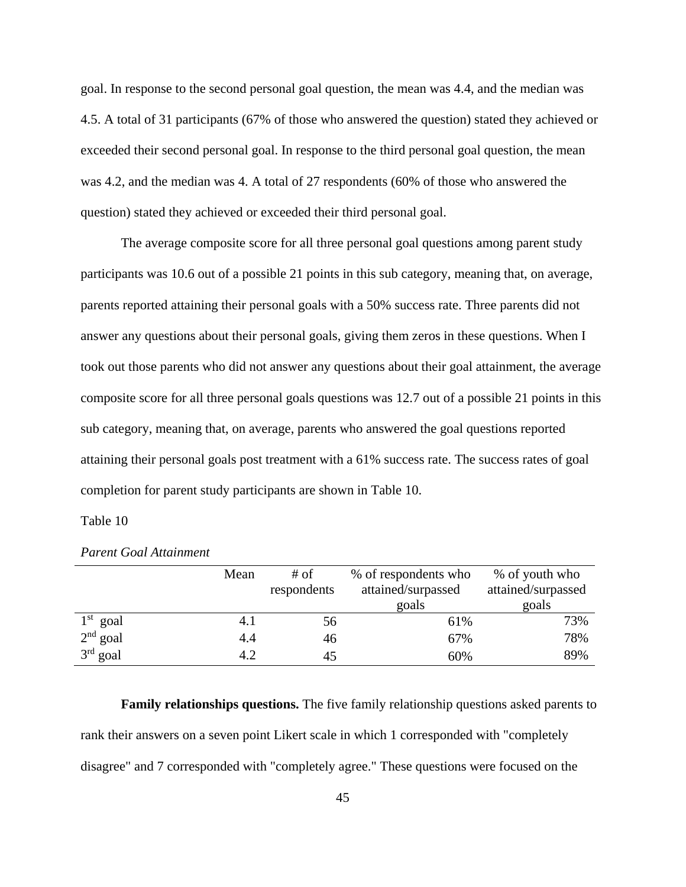goal. In response to the second personal goal question, the mean was 4.4, and the median was 4.5. A total of 31 participants (67% of those who answered the question) stated they achieved or exceeded their second personal goal. In response to the third personal goal question, the mean was 4.2, and the median was 4. A total of 27 respondents (60% of those who answered the question) stated they achieved or exceeded their third personal goal.

The average composite score for all three personal goal questions among parent study participants was 10.6 out of a possible 21 points in this sub category, meaning that, on average, parents reported attaining their personal goals with a 50% success rate. Three parents did not answer any questions about their personal goals, giving them zeros in these questions. When I took out those parents who did not answer any questions about their goal attainment, the average composite score for all three personal goals questions was 12.7 out of a possible 21 points in this sub category, meaning that, on average, parents who answered the goal questions reported attaining their personal goals post treatment with a 61% success rate. The success rates of goal completion for parent study participants are shown in Table 10.

Table 10

*Parent Goal Attainment*

| | Mean | # of respondents | % of respondents who attained/surpassed goals | % of youth who attained/surpassed goals |
|---|---|---|---|---|
| 1st goal | 4.1 | 56 | 61% | 73% |
| 2nd goal | 4.4 | 46 | 67% | 78% |
| 3rd goal | 4.2 | 45 | 60% | 89% |

**Family relationships questions.** The five family relationship questions asked parents to rank their answers on a seven point Likert scale in which 1 corresponded with "completely disagree" and 7 corresponded with "completely agree." These questions were focused on the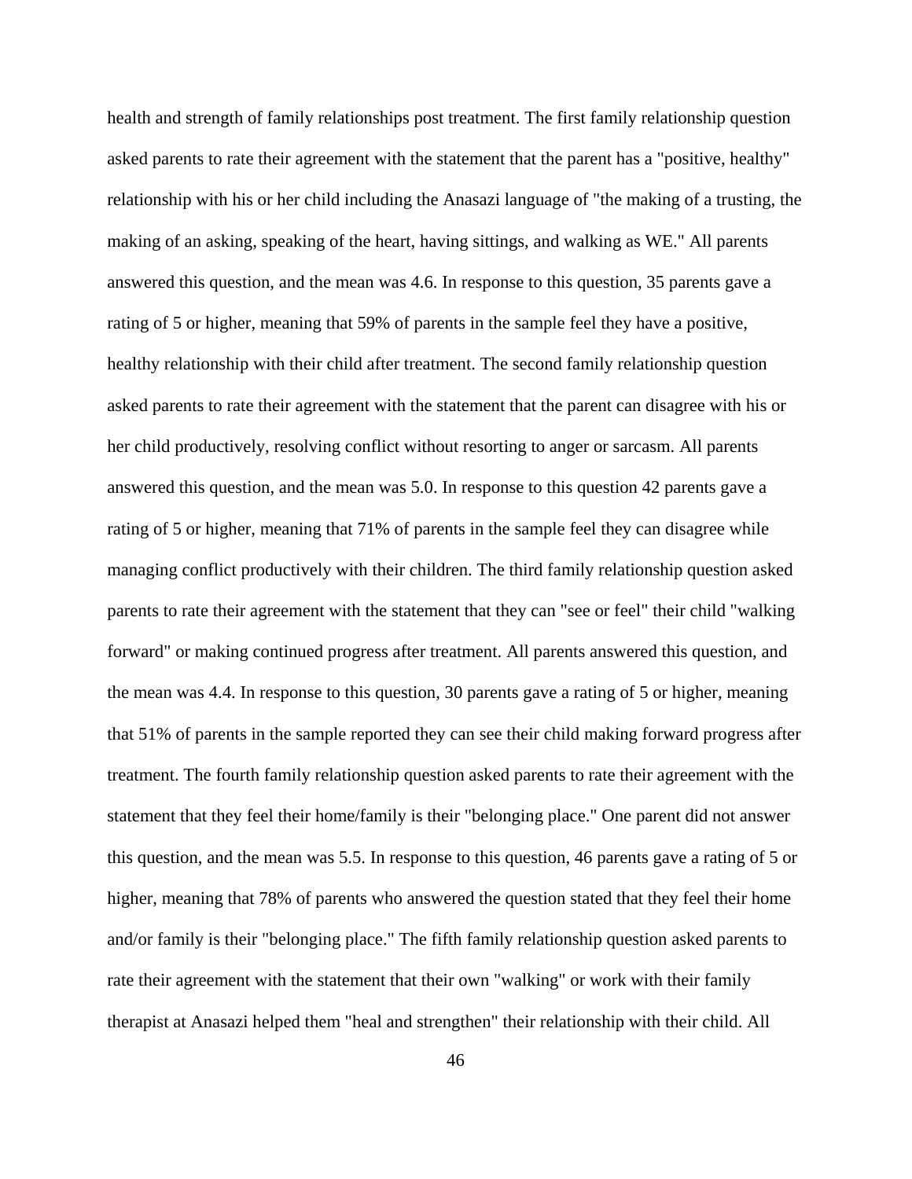health and strength of family relationships post treatment. The first family relationship question asked parents to rate their agreement with the statement that the parent has a "positive, healthy" relationship with his or her child including the Anasazi language of "the making of a trusting, the making of an asking, speaking of the heart, having sittings, and walking as WE." All parents answered this question, and the mean was 4.6. In response to this question, 35 parents gave a rating of 5 or higher, meaning that 59% of parents in the sample feel they have a positive, healthy relationship with their child after treatment. The second family relationship question asked parents to rate their agreement with the statement that the parent can disagree with his or her child productively, resolving conflict without resorting to anger or sarcasm. All parents answered this question, and the mean was 5.0. In response to this question 42 parents gave a rating of 5 or higher, meaning that 71% of parents in the sample feel they can disagree while managing conflict productively with their children. The third family relationship question asked parents to rate their agreement with the statement that they can "see or feel" their child "walking forward" or making continued progress after treatment. All parents answered this question, and the mean was 4.4. In response to this question, 30 parents gave a rating of 5 or higher, meaning that 51% of parents in the sample reported they can see their child making forward progress after treatment. The fourth family relationship question asked parents to rate their agreement with the statement that they feel their home/family is their "belonging place." One parent did not answer this question, and the mean was 5.5. In response to this question, 46 parents gave a rating of 5 or higher, meaning that 78% of parents who answered the question stated that they feel their home and/or family is their "belonging place." The fifth family relationship question asked parents to rate their agreement with the statement that their own "walking" or work with their family therapist at Anasazi helped them "heal and strengthen" their relationship with their child. All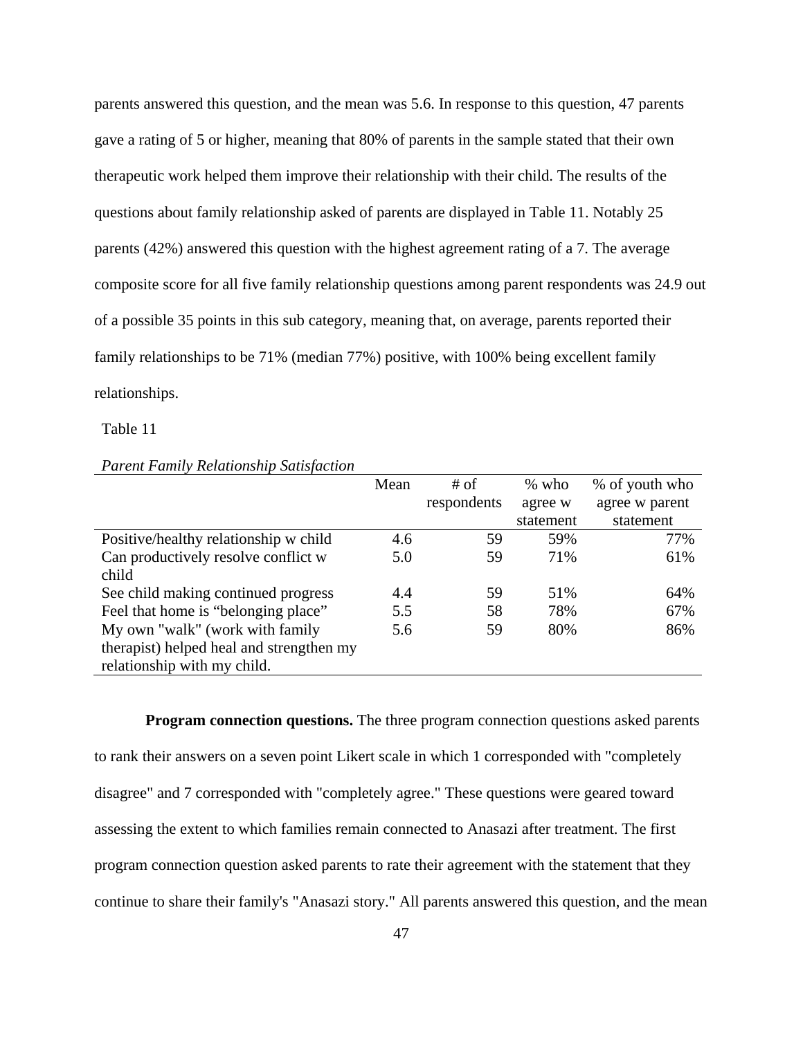parents answered this question, and the mean was 5.6. In response to this question, 47 parents gave a rating of 5 or higher, meaning that 80% of parents in the sample stated that their own therapeutic work helped them improve their relationship with their child. The results of the questions about family relationship asked of parents are displayed in Table 11. Notably 25 parents (42%) answered this question with the highest agreement rating of a 7. The average composite score for all five family relationship questions among parent respondents was 24.9 out of a possible 35 points in this sub category, meaning that, on average, parents reported their family relationships to be 71% (median 77%) positive, with 100% being excellent family relationships.

Table 11

*Parent Family Relationship Satisfaction*

| | Mean | # of respondents | % who agree w statement | % of youth who agree w parent statement |
|---|---|---|---|---|
| Positive/healthy relationship w child | 4.6 | 59 | 59% | 77% |
| Can productively resolve conflict w child | 5.0 | 59 | 71% | 61% |
| See child making continued progress | 4.4 | 59 | 51% | 64% |
| Feel that home is “belonging place” | 5.5 | 58 | 78% | 67% |
| My own "walk" (work with family therapist) helped heal and strengthen my relationship with my child. | 5.6 | 59 | 80% | 86% |

**Program connection questions.** The three program connection questions asked parents to rank their answers on a seven point Likert scale in which 1 corresponded with "completely disagree" and 7 corresponded with "completely agree." These questions were geared toward assessing the extent to which families remain connected to Anasazi after treatment. The first program connection question asked parents to rate their agreement with the statement that they continue to share their family's "Anasazi story." All parents answered this question, and the mean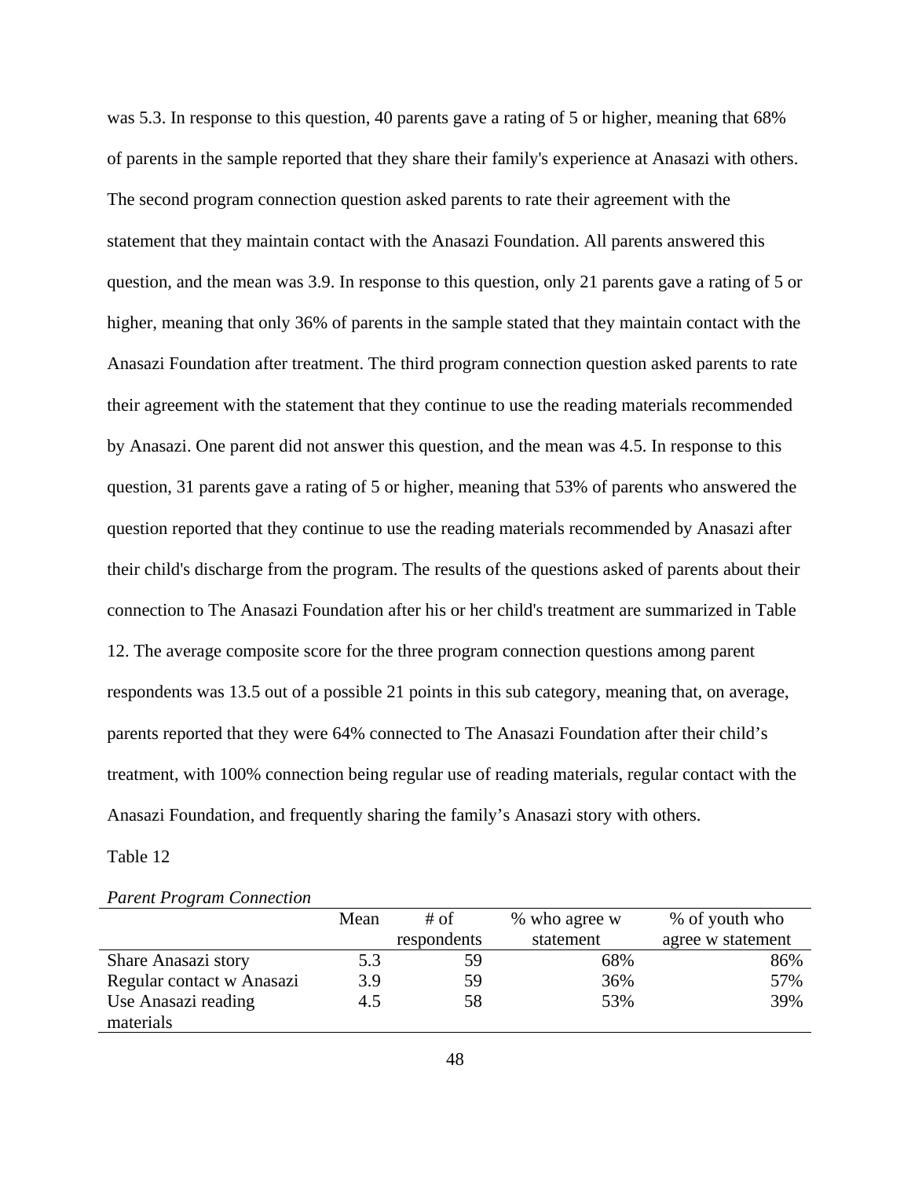was 5.3. In response to this question, 40 parents gave a rating of 5 or higher, meaning that 68% of parents in the sample reported that they share their family's experience at Anasazi with others. The second program connection question asked parents to rate their agreement with the statement that they maintain contact with the Anasazi Foundation. All parents answered this question, and the mean was 3.9. In response to this question, only 21 parents gave a rating of 5 or higher, meaning that only 36% of parents in the sample stated that they maintain contact with the Anasazi Foundation after treatment. The third program connection question asked parents to rate their agreement with the statement that they continue to use the reading materials recommended by Anasazi. One parent did not answer this question, and the mean was 4.5. In response to this question, 31 parents gave a rating of 5 or higher, meaning that 53% of parents who answered the question reported that they continue to use the reading materials recommended by Anasazi after their child's discharge from the program. The results of the questions asked of parents about their connection to The Anasazi Foundation after his or her child's treatment are summarized in Table 12. The average composite score for the three program connection questions among parent respondents was 13.5 out of a possible 21 points in this sub category, meaning that, on average, parents reported that they were 64% connected to The Anasazi Foundation after their child's treatment, with 100% connection being regular use of reading materials, regular contact with the Anasazi Foundation, and frequently sharing the family's Anasazi story with others.

Table 12

*Parent Program Connection*

| | Mean | # of respondents | % who agree w statement | % of youth who agree w statement |
|---|---|---|---|---|
| Share Anasazi story | 5.3 | 59 | 68% | 86% |
| Regular contact w Anasazi | 3.9 | 59 | 36% | 57% |
| Use Anasazi reading materials | 4.5 | 58 | 53% | 39% |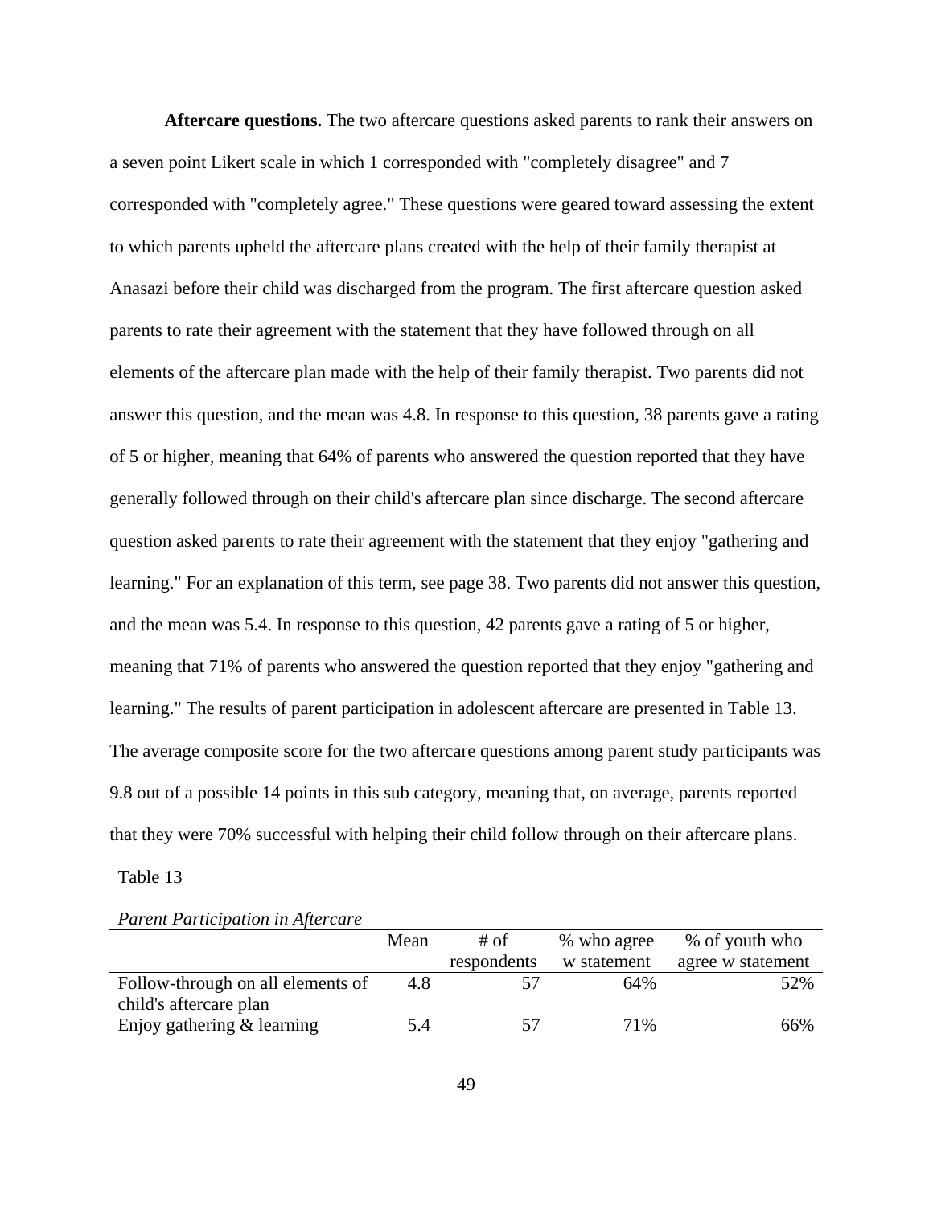**Aftercare questions.** The two aftercare questions asked parents to rank their answers on a seven point Likert scale in which 1 corresponded with "completely disagree" and 7 corresponded with "completely agree." These questions were geared toward assessing the extent to which parents upheld the aftercare plans created with the help of their family therapist at Anasazi before their child was discharged from the program. The first aftercare question asked parents to rate their agreement with the statement that they have followed through on all elements of the aftercare plan made with the help of their family therapist. Two parents did not answer this question, and the mean was 4.8. In response to this question, 38 parents gave a rating of 5 or higher, meaning that 64% of parents who answered the question reported that they have generally followed through on their child's aftercare plan since discharge. The second aftercare question asked parents to rate their agreement with the statement that they enjoy "gathering and learning." For an explanation of this term, see page 38. Two parents did not answer this question, and the mean was 5.4. In response to this question, 42 parents gave a rating of 5 or higher, meaning that 71% of parents who answered the question reported that they enjoy "gathering and learning." The results of parent participation in adolescent aftercare are presented in Table 13. The average composite score for the two aftercare questions among parent study participants was 9.8 out of a possible 14 points in this sub category, meaning that, on average, parents reported that they were 70% successful with helping their child follow through on their aftercare plans.

Table 13

*Parent Participation in Aftercare*

| | Mean | # of respondents | % who agree w statement | % of youth who agree w statement |
|---|---|---|---|---|
| Follow-through on all elements of child's aftercare plan | 4.8 | 57 | 64% | 52% |
| Enjoy gathering & learning | 5.4 | 57 | 71% | 66% |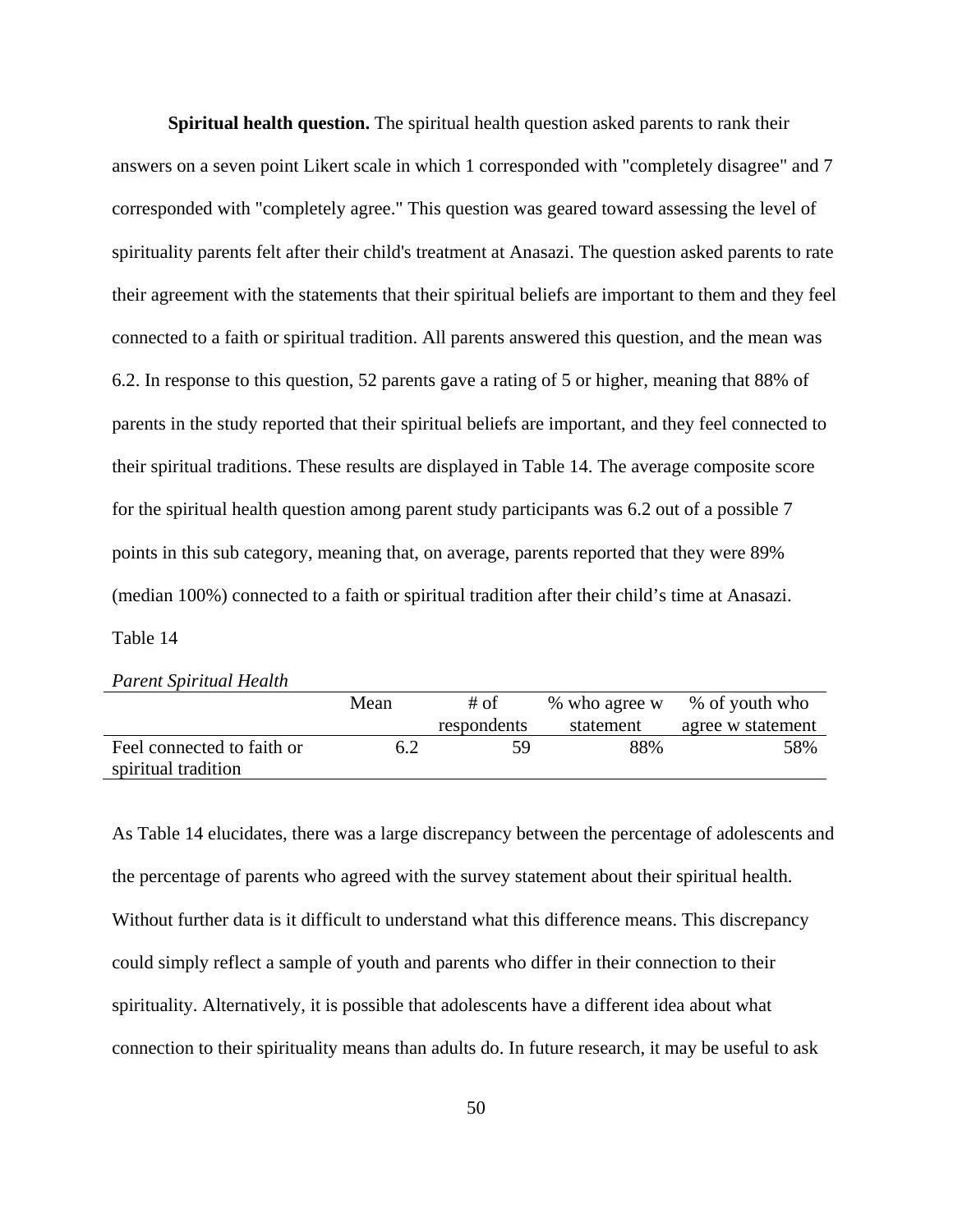**Spiritual health question.** The spiritual health question asked parents to rank their answers on a seven point Likert scale in which 1 corresponded with "completely disagree" and 7 corresponded with "completely agree." This question was geared toward assessing the level of spirituality parents felt after their child's treatment at Anasazi. The question asked parents to rate their agreement with the statements that their spiritual beliefs are important to them and they feel connected to a faith or spiritual tradition. All parents answered this question, and the mean was 6.2. In response to this question, 52 parents gave a rating of 5 or higher, meaning that 88% of parents in the study reported that their spiritual beliefs are important, and they feel connected to their spiritual traditions. These results are displayed in Table 14. The average composite score for the spiritual health question among parent study participants was 6.2 out of a possible 7 points in this sub category, meaning that, on average, parents reported that they were 89% (median 100%) connected to a faith or spiritual tradition after their child's time at Anasazi.

Table 14

*Parent Spiritual Health*

| | Mean | # of respondents | % who agree w statement | % of youth who agree w statement |
|---|---|---|---|---|
| Feel connected to faith or spiritual tradition | 6.2 | 59 | 88% | 58% |

As Table 14 elucidates, there was a large discrepancy between the percentage of adolescents and the percentage of parents who agreed with the survey statement about their spiritual health. Without further data is it difficult to understand what this difference means. This discrepancy could simply reflect a sample of youth and parents who differ in their connection to their spirituality. Alternatively, it is possible that adolescents have a different idea about what connection to their spirituality means than adults do. In future research, it may be useful to ask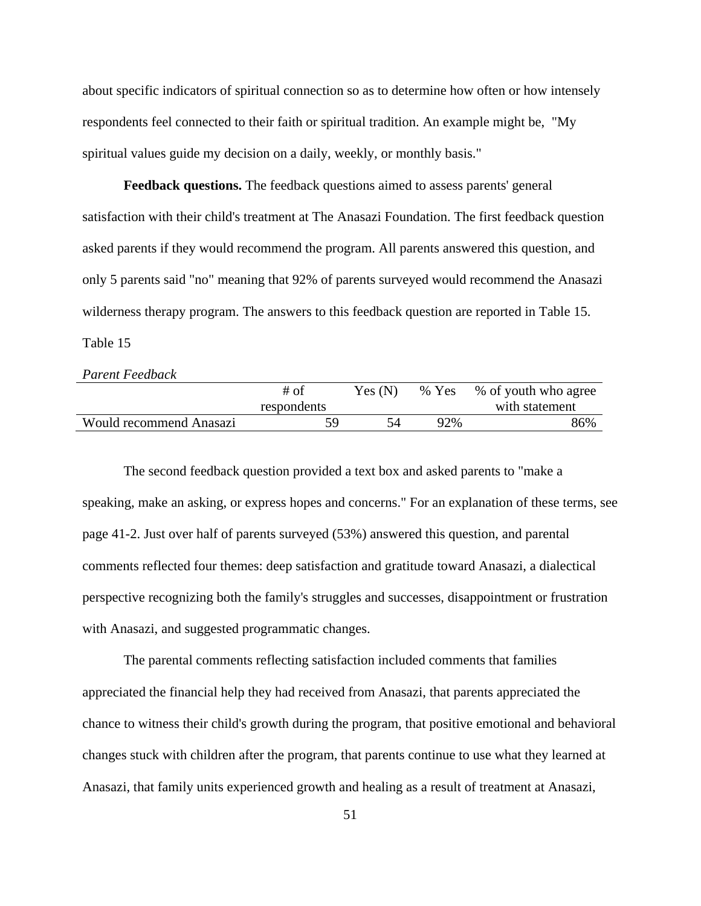about specific indicators of spiritual connection so as to determine how often or how intensely respondents feel connected to their faith or spiritual tradition. An example might be, "My spiritual values guide my decision on a daily, weekly, or monthly basis."

**Feedback questions.** The feedback questions aimed to assess parents' general satisfaction with their child's treatment at The Anasazi Foundation. The first feedback question asked parents if they would recommend the program. All parents answered this question, and only 5 parents said "no" meaning that 92% of parents surveyed would recommend the Anasazi wilderness therapy program. The answers to this feedback question are reported in Table 15.

Table 15

*Parent Feedback*

| | # of respondents | Yes (N) | % Yes | % of youth who agree with statement |
|---|---|---|---|---|
| Would recommend Anasazi | 59 | 54 | 92% | 86% |

The second feedback question provided a text box and asked parents to "make a speaking, make an asking, or express hopes and concerns." For an explanation of these terms, see page 41-2. Just over half of parents surveyed (53%) answered this question, and parental comments reflected four themes: deep satisfaction and gratitude toward Anasazi, a dialectical perspective recognizing both the family's struggles and successes, disappointment or frustration with Anasazi, and suggested programmatic changes.

The parental comments reflecting satisfaction included comments that families appreciated the financial help they had received from Anasazi, that parents appreciated the chance to witness their child's growth during the program, that positive emotional and behavioral changes stuck with children after the program, that parents continue to use what they learned at Anasazi, that family units experienced growth and healing as a result of treatment at Anasazi,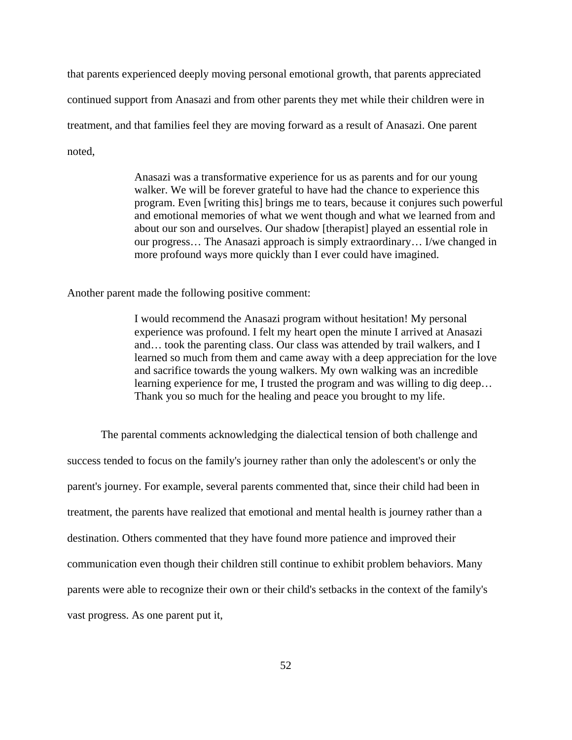that parents experienced deeply moving personal emotional growth, that parents appreciated continued support from Anasazi and from other parents they met while their children were in treatment, and that families feel they are moving forward as a result of Anasazi. One parent noted,

> Anasazi was a transformative experience for us as parents and for our young walker. We will be forever grateful to have had the chance to experience this program. Even [writing this] brings me to tears, because it conjures such powerful and emotional memories of what we went though and what we learned from and about our son and ourselves. Our shadow [therapist] played an essential role in our progress… The Anasazi approach is simply extraordinary… I/we changed in more profound ways more quickly than I ever could have imagined.

Another parent made the following positive comment:

> I would recommend the Anasazi program without hesitation! My personal experience was profound. I felt my heart open the minute I arrived at Anasazi and… took the parenting class. Our class was attended by trail walkers, and I learned so much from them and came away with a deep appreciation for the love and sacrifice towards the young walkers. My own walking was an incredible learning experience for me, I trusted the program and was willing to dig deep… Thank you so much for the healing and peace you brought to my life.

The parental comments acknowledging the dialectical tension of both challenge and success tended to focus on the family's journey rather than only the adolescent's or only the parent's journey. For example, several parents commented that, since their child had been in treatment, the parents have realized that emotional and mental health is journey rather than a destination. Others commented that they have found more patience and improved their communication even though their children still continue to exhibit problem behaviors. Many parents were able to recognize their own or their child's setbacks in the context of the family's vast progress. As one parent put it,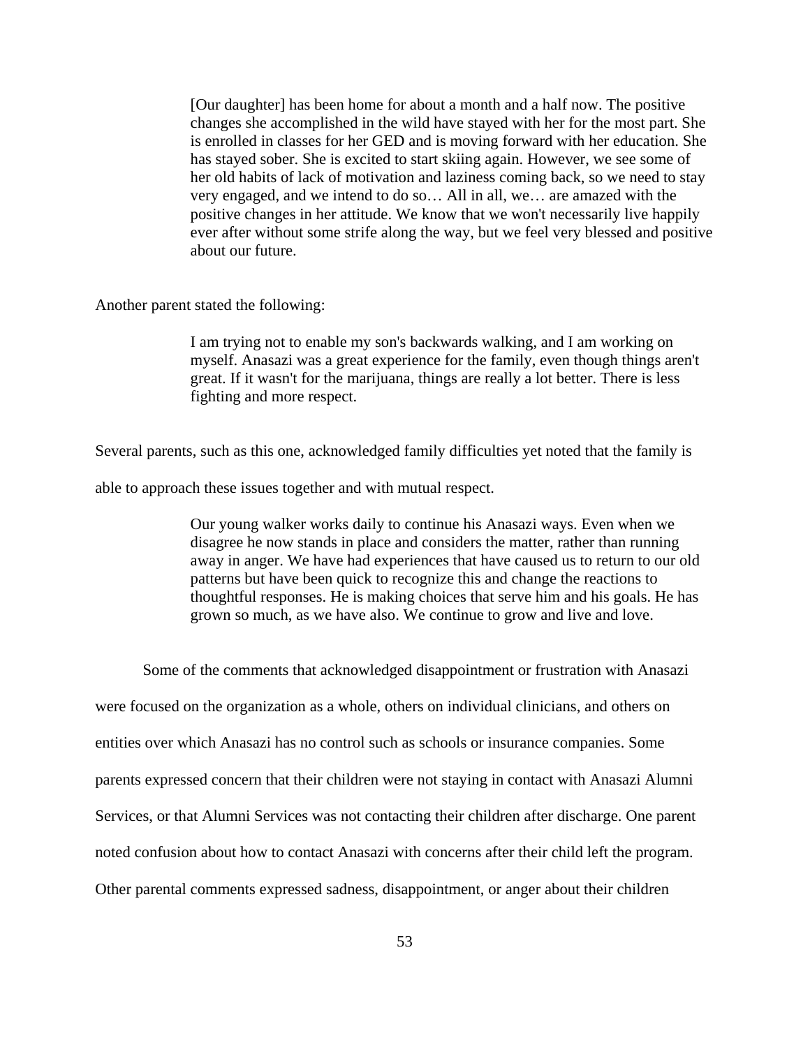> [Our daughter] has been home for about a month and a half now. The positive changes she accomplished in the wild have stayed with her for the most part. She is enrolled in classes for her GED and is moving forward with her education. She has stayed sober. She is excited to start skiing again. However, we see some of her old habits of lack of motivation and laziness coming back, so we need to stay very engaged, and we intend to do so… All in all, we… are amazed with the positive changes in her attitude. We know that we won't necessarily live happily ever after without some strife along the way, but we feel very blessed and positive about our future.

Another parent stated the following:

> I am trying not to enable my son's backwards walking, and I am working on myself. Anasazi was a great experience for the family, even though things aren't great. If it wasn't for the marijuana, things are really a lot better. There is less fighting and more respect.

Several parents, such as this one, acknowledged family difficulties yet noted that the family is able to approach these issues together and with mutual respect.

> Our young walker works daily to continue his Anasazi ways. Even when we disagree he now stands in place and considers the matter, rather than running away in anger. We have had experiences that have caused us to return to our old patterns but have been quick to recognize this and change the reactions to thoughtful responses. He is making choices that serve him and his goals. He has grown so much, as we have also. We continue to grow and live and love.

Some of the comments that acknowledged disappointment or frustration with Anasazi were focused on the organization as a whole, others on individual clinicians, and others on entities over which Anasazi has no control such as schools or insurance companies. Some parents expressed concern that their children were not staying in contact with Anasazi Alumni Services, or that Alumni Services was not contacting their children after discharge. One parent noted confusion about how to contact Anasazi with concerns after their child left the program. Other parental comments expressed sadness, disappointment, or anger about their children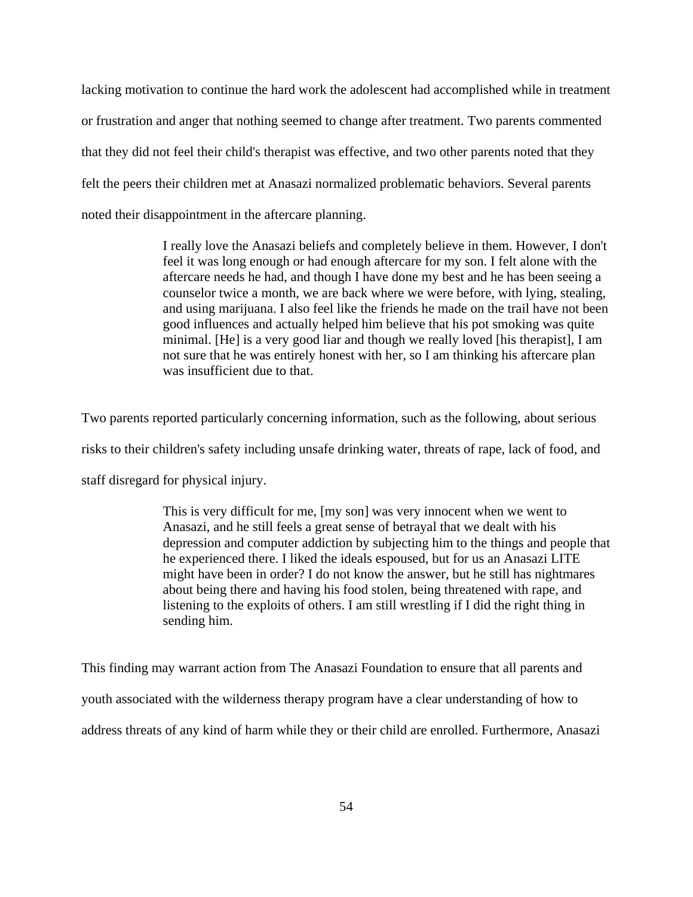lacking motivation to continue the hard work the adolescent had accomplished while in treatment or frustration and anger that nothing seemed to change after treatment. Two parents commented that they did not feel their child's therapist was effective, and two other parents noted that they felt the peers their children met at Anasazi normalized problematic behaviors. Several parents noted their disappointment in the aftercare planning.

> I really love the Anasazi beliefs and completely believe in them. However, I don't feel it was long enough or had enough aftercare for my son. I felt alone with the aftercare needs he had, and though I have done my best and he has been seeing a counselor twice a month, we are back where we were before, with lying, stealing, and using marijuana. I also feel like the friends he made on the trail have not been good influences and actually helped him believe that his pot smoking was quite minimal. [He] is a very good liar and though we really loved [his therapist], I am not sure that he was entirely honest with her, so I am thinking his aftercare plan was insufficient due to that.

Two parents reported particularly concerning information, such as the following, about serious risks to their children's safety including unsafe drinking water, threats of rape, lack of food, and staff disregard for physical injury.

> This is very difficult for me, [my son] was very innocent when we went to Anasazi, and he still feels a great sense of betrayal that we dealt with his depression and computer addiction by subjecting him to the things and people that he experienced there. I liked the ideals espoused, but for us an Anasazi LITE might have been in order? I do not know the answer, but he still has nightmares about being there and having his food stolen, being threatened with rape, and listening to the exploits of others. I am still wrestling if I did the right thing in sending him.

This finding may warrant action from The Anasazi Foundation to ensure that all parents and youth associated with the wilderness therapy program have a clear understanding of how to address threats of any kind of harm while they or their child are enrolled. Furthermore, Anasazi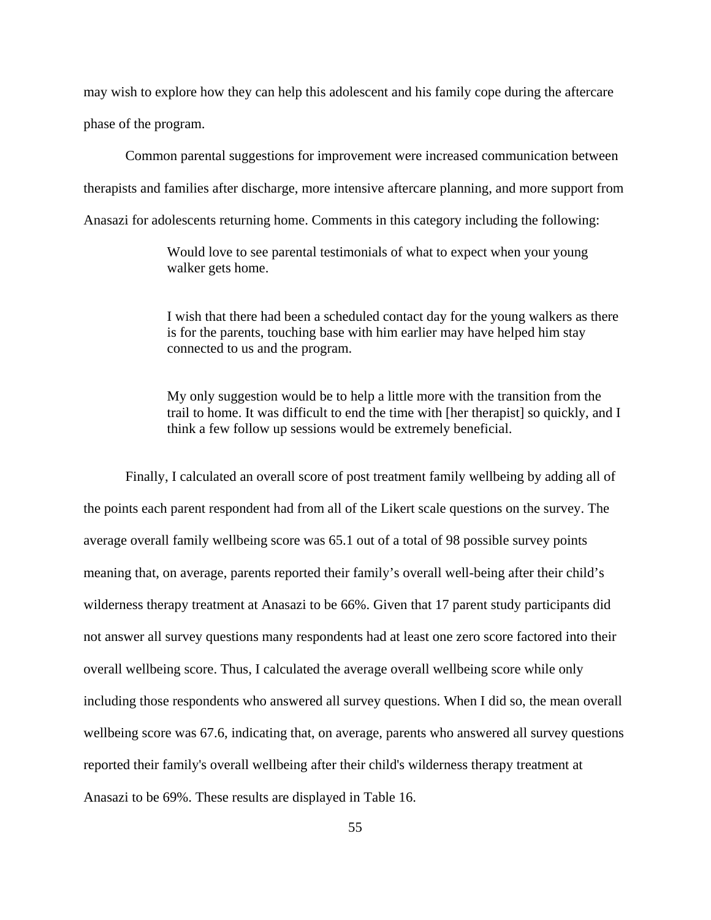may wish to explore how they can help this adolescent and his family cope during the aftercare phase of the program.

Common parental suggestions for improvement were increased communication between therapists and families after discharge, more intensive aftercare planning, and more support from Anasazi for adolescents returning home. Comments in this category including the following:

> Would love to see parental testimonials of what to expect when your young walker gets home.

> I wish that there had been a scheduled contact day for the young walkers as there is for the parents, touching base with him earlier may have helped him stay connected to us and the program.

> My only suggestion would be to help a little more with the transition from the trail to home. It was difficult to end the time with [her therapist] so quickly, and I think a few follow up sessions would be extremely beneficial.

Finally, I calculated an overall score of post treatment family wellbeing by adding all of the points each parent respondent had from all of the Likert scale questions on the survey. The average overall family wellbeing score was 65.1 out of a total of 98 possible survey points meaning that, on average, parents reported their family's overall well-being after their child's wilderness therapy treatment at Anasazi to be 66%. Given that 17 parent study participants did not answer all survey questions many respondents had at least one zero score factored into their overall wellbeing score. Thus, I calculated the average overall wellbeing score while only including those respondents who answered all survey questions. When I did so, the mean overall wellbeing score was 67.6, indicating that, on average, parents who answered all survey questions reported their family's overall wellbeing after their child's wilderness therapy treatment at Anasazi to be 69%. These results are displayed in Table 16.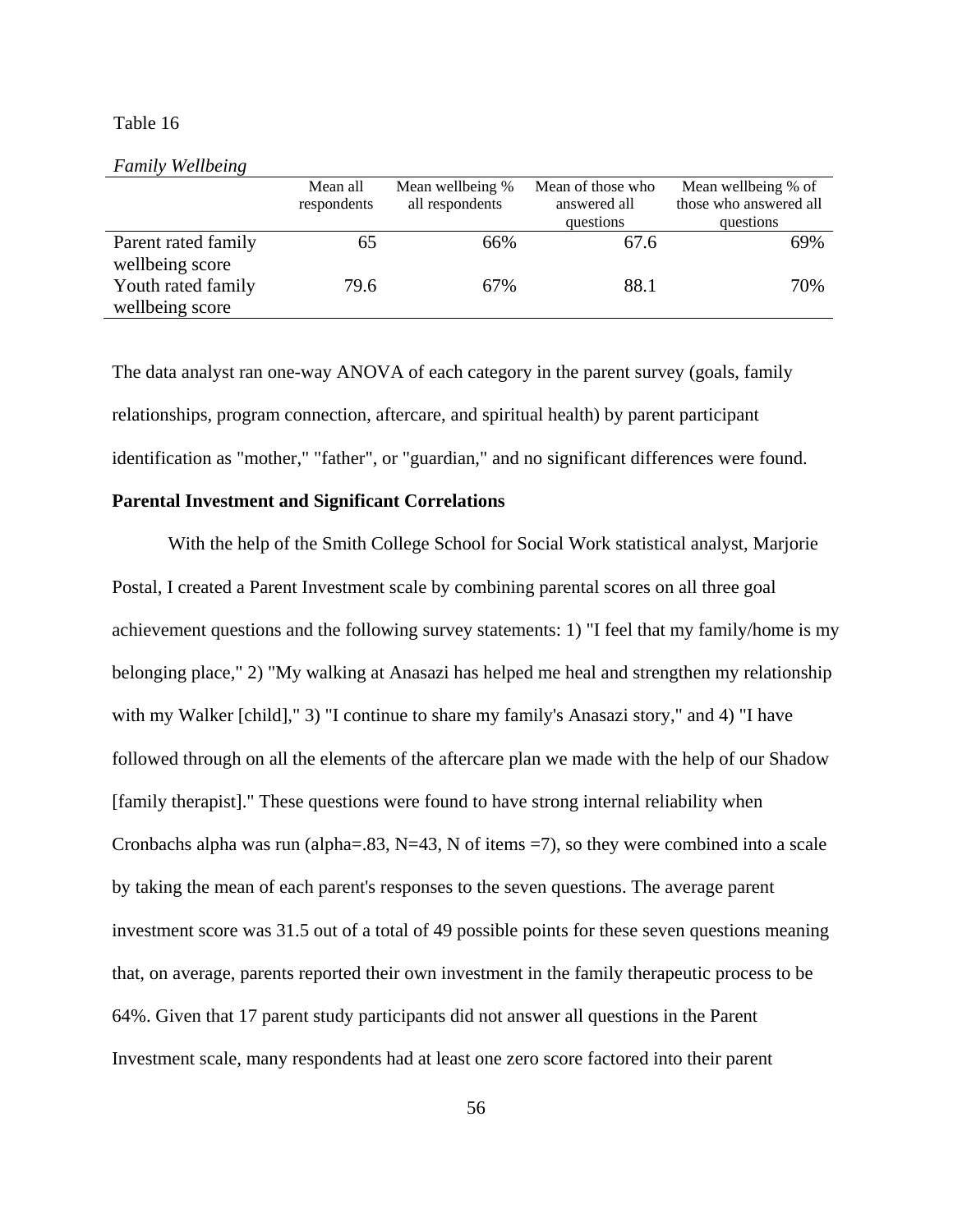Table 16

*Family Wellbeing*

| | Mean all respondents | Mean wellbeing % all respondents | Mean of those who answered all questions | Mean wellbeing % of those who answered all questions |
|---|---|---|---|---|
| Parent rated family wellbeing score | 65 | 66% | 67.6 | 69% |
| Youth rated family wellbeing score | 79.6 | 67% | 88.1 | 70% |

The data analyst ran one-way ANOVA of each category in the parent survey (goals, family relationships, program connection, aftercare, and spiritual health) by parent participant identification as "mother," "father", or "guardian," and no significant differences were found.

**Parental Investment and Significant Correlations**

With the help of the Smith College School for Social Work statistical analyst, Marjorie Postal, I created a Parent Investment scale by combining parental scores on all three goal achievement questions and the following survey statements: 1) "I feel that my family/home is my belonging place," 2) "My walking at Anasazi has helped me heal and strengthen my relationship with my Walker [child]," 3) "I continue to share my family's Anasazi story," and 4) "I have followed through on all the elements of the aftercare plan we made with the help of our Shadow [family therapist]." These questions were found to have strong internal reliability when Cronbachs alpha was run (alpha=.83, N=43, N of items =7), so they were combined into a scale by taking the mean of each parent's responses to the seven questions. The average parent investment score was 31.5 out of a total of 49 possible points for these seven questions meaning that, on average, parents reported their own investment in the family therapeutic process to be 64%. Given that 17 parent study participants did not answer all questions in the Parent Investment scale, many respondents had at least one zero score factored into their parent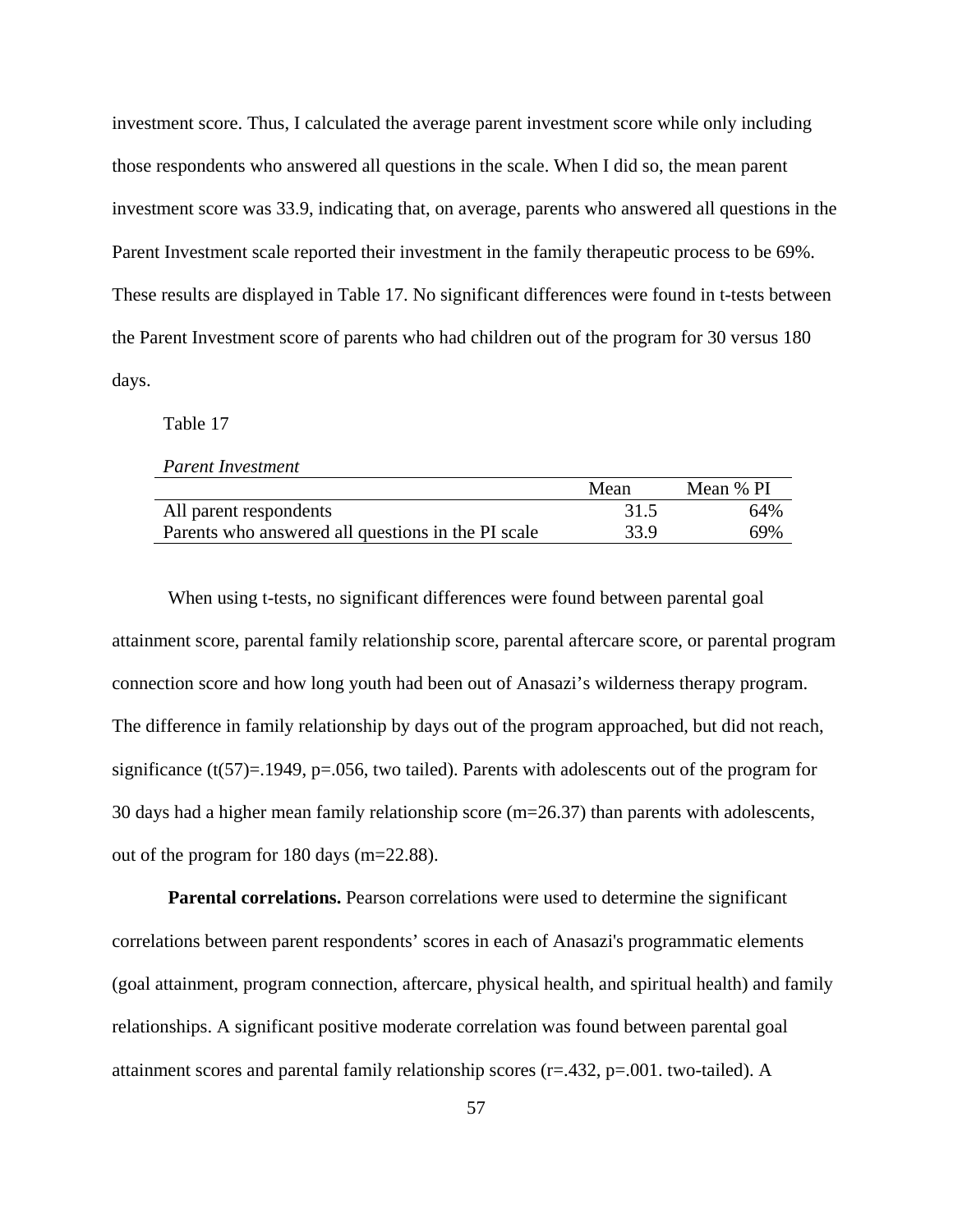investment score. Thus, I calculated the average parent investment score while only including those respondents who answered all questions in the scale. When I did so, the mean parent investment score was 33.9, indicating that, on average, parents who answered all questions in the Parent Investment scale reported their investment in the family therapeutic process to be 69%. These results are displayed in Table 17. No significant differences were found in t-tests between the Parent Investment score of parents who had children out of the program for 30 versus 180 days.

Table 17

*Parent Investment*

| | Mean | Mean % PI |
|---|---|---|
| All parent respondents | 31.5 | 64% |
| Parents who answered all questions in the PI scale | 33.9 | 69% |

When using t-tests, no significant differences were found between parental goal attainment score, parental family relationship score, parental aftercare score, or parental program connection score and how long youth had been out of Anasazi's wilderness therapy program. The difference in family relationship by days out of the program approached, but did not reach, significance ($t(57)=.1949$, $p=.056$, two tailed). Parents with adolescents out of the program for 30 days had a higher mean family relationship score ($m=26.37$) than parents with adolescents, out of the program for 180 days ($m=22.88$).

**Parental correlations.** Pearson correlations were used to determine the significant correlations between parent respondents' scores in each of Anasazi's programmatic elements (goal attainment, program connection, aftercare, physical health, and spiritual health) and family relationships. A significant positive moderate correlation was found between parental goal attainment scores and parental family relationship scores ($r=.432$, $p=.001$. two-tailed). A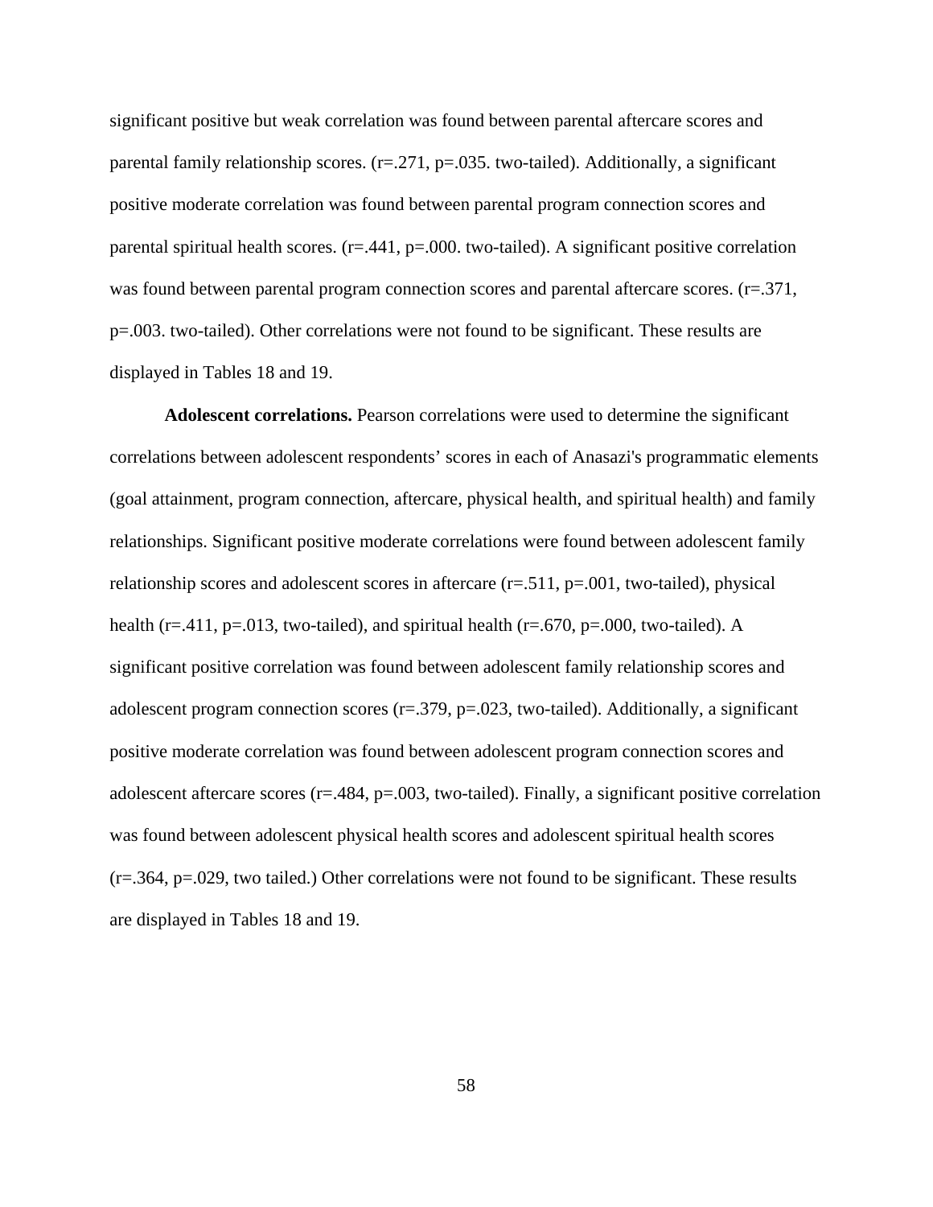significant positive but weak correlation was found between parental aftercare scores and parental family relationship scores. ($r=.271$, $p=.035$. two-tailed). Additionally, a significant positive moderate correlation was found between parental program connection scores and parental spiritual health scores. ($r=.441$, $p=.000$. two-tailed). A significant positive correlation was found between parental program connection scores and parental aftercare scores. ($r=.371$, $p=.003$. two-tailed). Other correlations were not found to be significant. These results are displayed in Tables 18 and 19.

**Adolescent correlations.** Pearson correlations were used to determine the significant correlations between adolescent respondents' scores in each of Anasazi's programmatic elements (goal attainment, program connection, aftercare, physical health, and spiritual health) and family relationships. Significant positive moderate correlations were found between adolescent family relationship scores and adolescent scores in aftercare ($r=.511$, $p=.001$, two-tailed), physical health ($r=.411$, $p=.013$, two-tailed), and spiritual health ($r=.670$, $p=.000$, two-tailed). A significant positive correlation was found between adolescent family relationship scores and adolescent program connection scores ($r=.379$, $p=.023$, two-tailed). Additionally, a significant positive moderate correlation was found between adolescent program connection scores and adolescent aftercare scores ($r=.484$, $p=.003$, two-tailed). Finally, a significant positive correlation was found between adolescent physical health scores and adolescent spiritual health scores ($r=.364$, $p=.029$, two tailed.) Other correlations were not found to be significant. These results are displayed in Tables 18 and 19.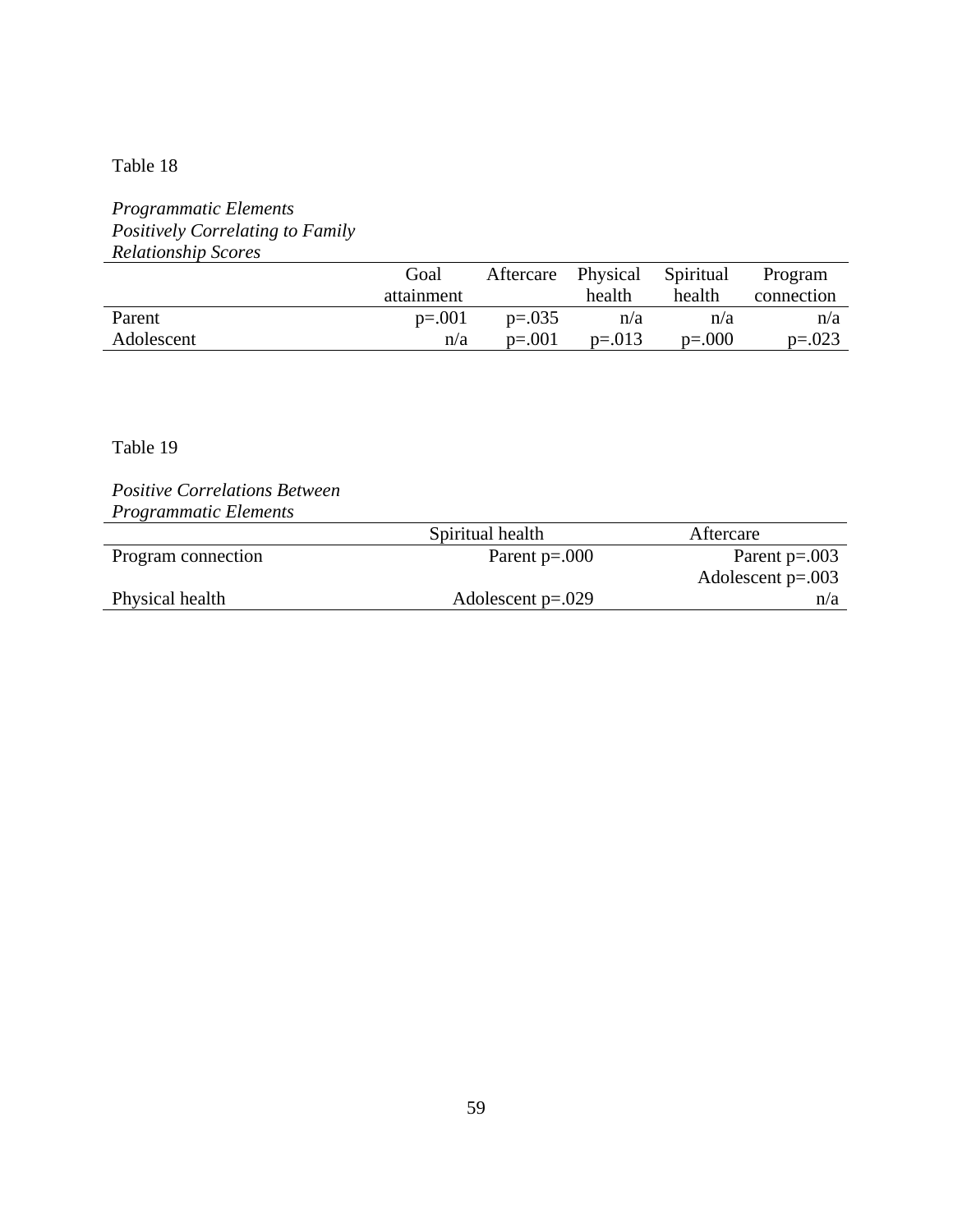Table 18

*Programmatic Elements Positively Correlating to Family Relationship Scores*

| | Goal attainment | Aftercare | Physical health | Spiritual health | Program connection |
|---|---|---|---|---|---|
| Parent | p=.001 | p=.035 | n/a | n/a | n/a |
| Adolescent | n/a | p=.001 | p=.013 | p=.000 | p=.023 |

Table 19

*Positive Correlations Between Programmatic Elements*

| | Spiritual health | Aftercare |
|---|---|---|
| Program connection | Parent p=.000 | Parent p=.003<br>Adolescent p=.003 |
| Physical health | Adolescent p=.029 | n/a |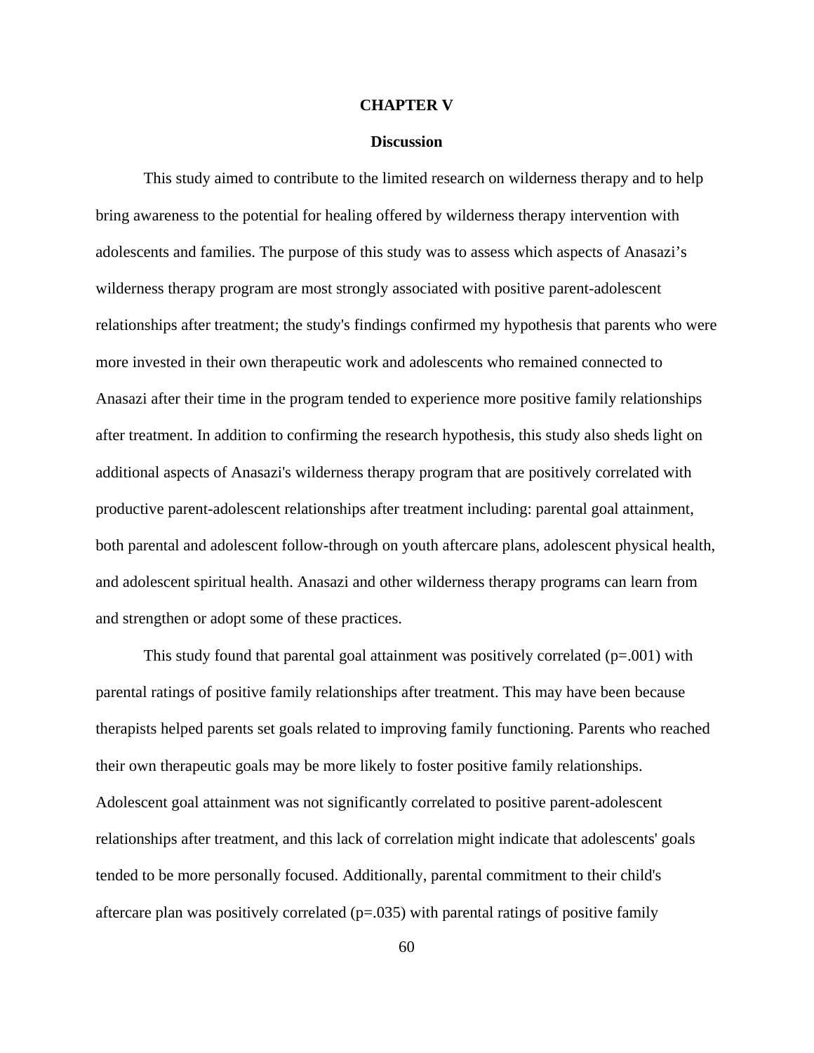# CHAPTER V

## Discussion

This study aimed to contribute to the limited research on wilderness therapy and to help bring awareness to the potential for healing offered by wilderness therapy intervention with adolescents and families. The purpose of this study was to assess which aspects of Anasazi's wilderness therapy program are most strongly associated with positive parent-adolescent relationships after treatment; the study's findings confirmed my hypothesis that parents who were more invested in their own therapeutic work and adolescents who remained connected to Anasazi after their time in the program tended to experience more positive family relationships after treatment. In addition to confirming the research hypothesis, this study also sheds light on additional aspects of Anasazi's wilderness therapy program that are positively correlated with productive parent-adolescent relationships after treatment including: parental goal attainment, both parental and adolescent follow-through on youth aftercare plans, adolescent physical health, and adolescent spiritual health. Anasazi and other wilderness therapy programs can learn from and strengthen or adopt some of these practices.

This study found that parental goal attainment was positively correlated ($p=.001$) with parental ratings of positive family relationships after treatment. This may have been because therapists helped parents set goals related to improving family functioning. Parents who reached their own therapeutic goals may be more likely to foster positive family relationships. Adolescent goal attainment was not significantly correlated to positive parent-adolescent relationships after treatment, and this lack of correlation might indicate that adolescents' goals tended to be more personally focused. Additionally, parental commitment to their child's aftercare plan was positively correlated ($p=.035$) with parental ratings of positive family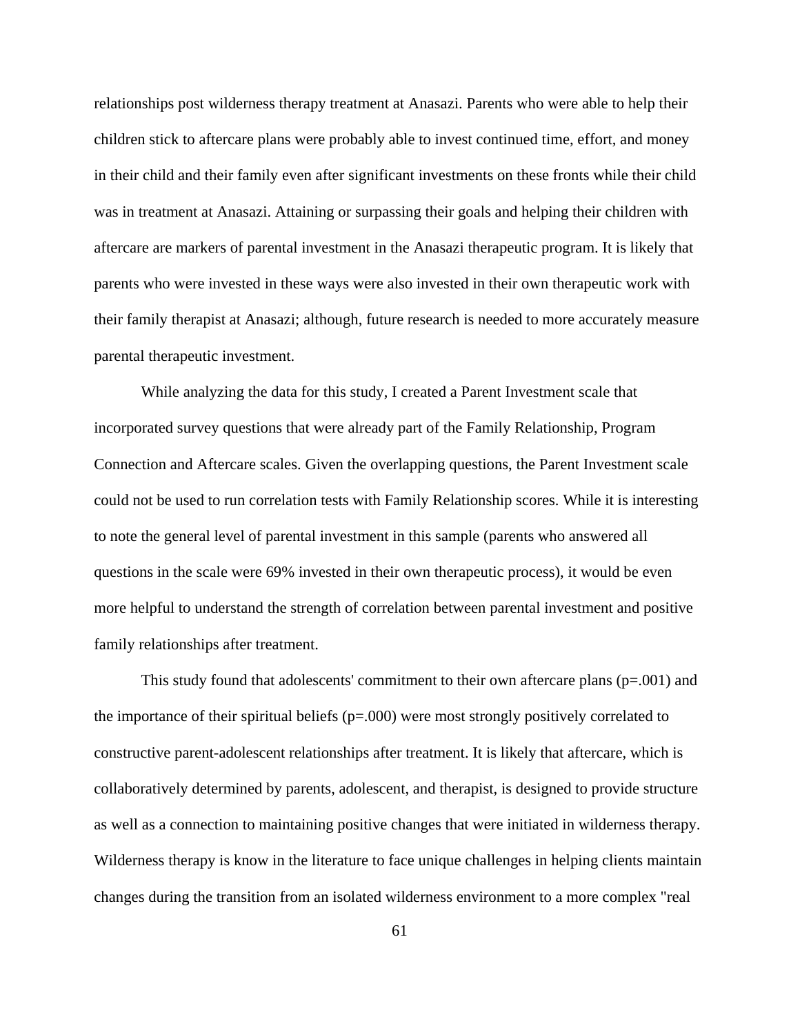relationships post wilderness therapy treatment at Anasazi. Parents who were able to help their children stick to aftercare plans were probably able to invest continued time, effort, and money in their child and their family even after significant investments on these fronts while their child was in treatment at Anasazi. Attaining or surpassing their goals and helping their children with aftercare are markers of parental investment in the Anasazi therapeutic program. It is likely that parents who were invested in these ways were also invested in their own therapeutic work with their family therapist at Anasazi; although, future research is needed to more accurately measure parental therapeutic investment.

While analyzing the data for this study, I created a Parent Investment scale that incorporated survey questions that were already part of the Family Relationship, Program Connection and Aftercare scales. Given the overlapping questions, the Parent Investment scale could not be used to run correlation tests with Family Relationship scores. While it is interesting to note the general level of parental investment in this sample (parents who answered all questions in the scale were 69% invested in their own therapeutic process), it would be even more helpful to understand the strength of correlation between parental investment and positive family relationships after treatment.

This study found that adolescents' commitment to their own aftercare plans ($p=.001$) and the importance of their spiritual beliefs ($p=.000$) were most strongly positively correlated to constructive parent-adolescent relationships after treatment. It is likely that aftercare, which is collaboratively determined by parents, adolescent, and therapist, is designed to provide structure as well as a connection to maintaining positive changes that were initiated in wilderness therapy. Wilderness therapy is know in the literature to face unique challenges in helping clients maintain changes during the transition from an isolated wilderness environment to a more complex "real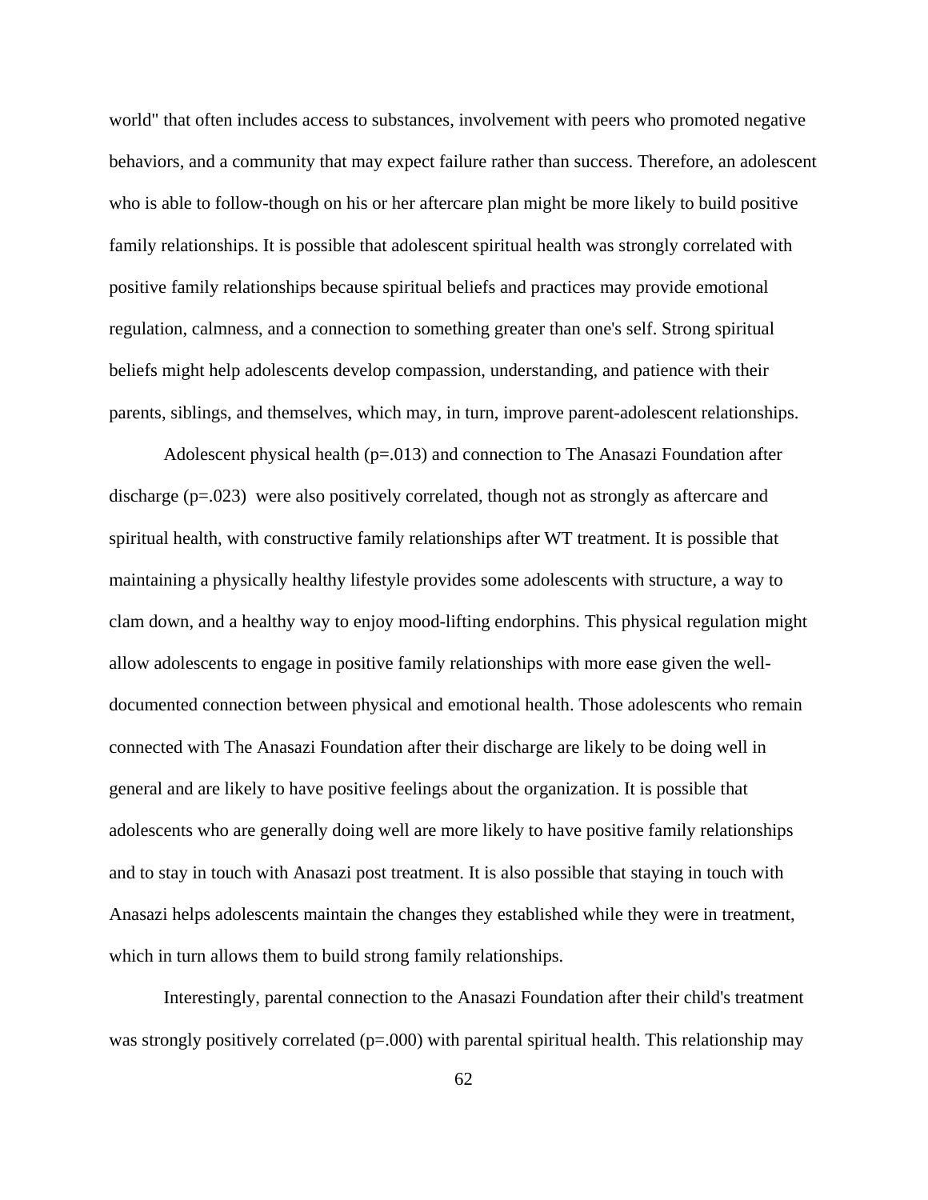world" that often includes access to substances, involvement with peers who promoted negative behaviors, and a community that may expect failure rather than success. Therefore, an adolescent who is able to follow-though on his or her aftercare plan might be more likely to build positive family relationships. It is possible that adolescent spiritual health was strongly correlated with positive family relationships because spiritual beliefs and practices may provide emotional regulation, calmness, and a connection to something greater than one's self. Strong spiritual beliefs might help adolescents develop compassion, understanding, and patience with their parents, siblings, and themselves, which may, in turn, improve parent-adolescent relationships.

Adolescent physical health ($p=.013$) and connection to The Anasazi Foundation after discharge ($p=.023$) were also positively correlated, though not as strongly as aftercare and spiritual health, with constructive family relationships after WT treatment. It is possible that maintaining a physically healthy lifestyle provides some adolescents with structure, a way to clam down, and a healthy way to enjoy mood-lifting endorphins. This physical regulation might allow adolescents to engage in positive family relationships with more ease given the well-documented connection between physical and emotional health. Those adolescents who remain connected with The Anasazi Foundation after their discharge are likely to be doing well in general and are likely to have positive feelings about the organization. It is possible that adolescents who are generally doing well are more likely to have positive family relationships and to stay in touch with Anasazi post treatment. It is also possible that staying in touch with Anasazi helps adolescents maintain the changes they established while they were in treatment, which in turn allows them to build strong family relationships.

Interestingly, parental connection to the Anasazi Foundation after their child's treatment was strongly positively correlated ($p=.000$) with parental spiritual health. This relationship may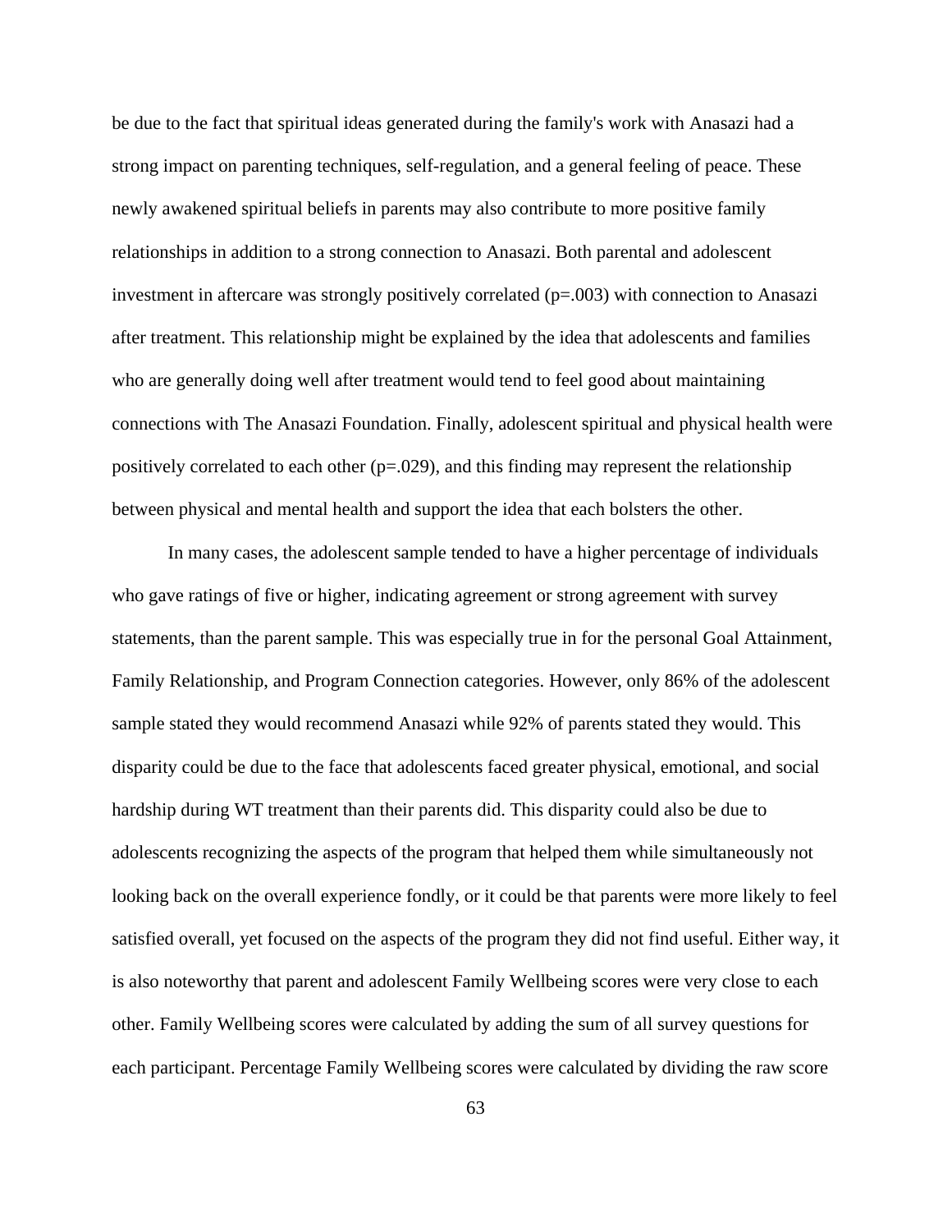be due to the fact that spiritual ideas generated during the family's work with Anasazi had a strong impact on parenting techniques, self-regulation, and a general feeling of peace. These newly awakened spiritual beliefs in parents may also contribute to more positive family relationships in addition to a strong connection to Anasazi. Both parental and adolescent investment in aftercare was strongly positively correlated ($p=.003$) with connection to Anasazi after treatment. This relationship might be explained by the idea that adolescents and families who are generally doing well after treatment would tend to feel good about maintaining connections with The Anasazi Foundation. Finally, adolescent spiritual and physical health were positively correlated to each other ($p=.029$), and this finding may represent the relationship between physical and mental health and support the idea that each bolsters the other.

In many cases, the adolescent sample tended to have a higher percentage of individuals who gave ratings of five or higher, indicating agreement or strong agreement with survey statements, than the parent sample. This was especially true in for the personal Goal Attainment, Family Relationship, and Program Connection categories. However, only 86% of the adolescent sample stated they would recommend Anasazi while 92% of parents stated they would. This disparity could be due to the face that adolescents faced greater physical, emotional, and social hardship during WT treatment than their parents did. This disparity could also be due to adolescents recognizing the aspects of the program that helped them while simultaneously not looking back on the overall experience fondly, or it could be that parents were more likely to feel satisfied overall, yet focused on the aspects of the program they did not find useful. Either way, it is also noteworthy that parent and adolescent Family Wellbeing scores were very close to each other. Family Wellbeing scores were calculated by adding the sum of all survey questions for each participant. Percentage Family Wellbeing scores were calculated by dividing the raw score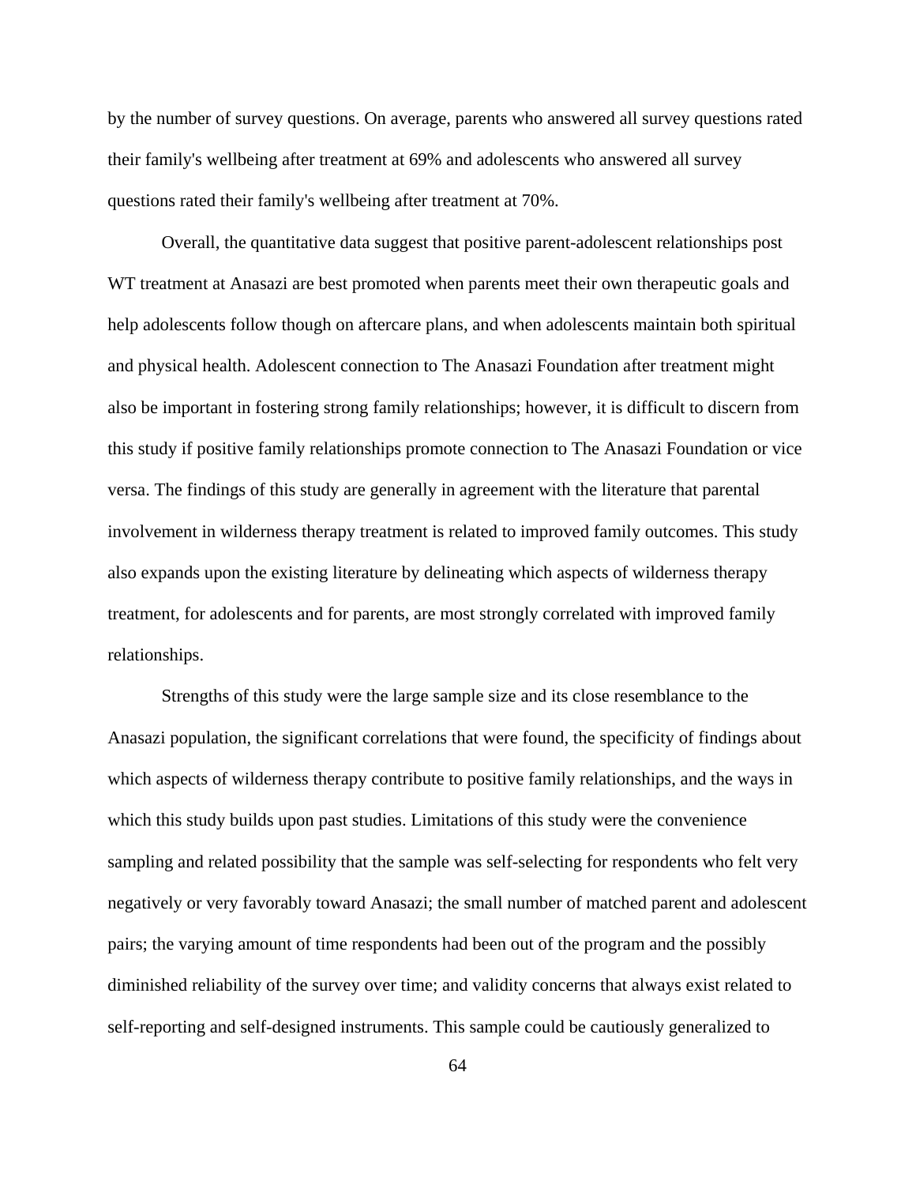by the number of survey questions. On average, parents who answered all survey questions rated their family's wellbeing after treatment at 69% and adolescents who answered all survey questions rated their family's wellbeing after treatment at 70%.

Overall, the quantitative data suggest that positive parent-adolescent relationships post WT treatment at Anasazi are best promoted when parents meet their own therapeutic goals and help adolescents follow though on aftercare plans, and when adolescents maintain both spiritual and physical health. Adolescent connection to The Anasazi Foundation after treatment might also be important in fostering strong family relationships; however, it is difficult to discern from this study if positive family relationships promote connection to The Anasazi Foundation or vice versa. The findings of this study are generally in agreement with the literature that parental involvement in wilderness therapy treatment is related to improved family outcomes. This study also expands upon the existing literature by delineating which aspects of wilderness therapy treatment, for adolescents and for parents, are most strongly correlated with improved family relationships.

Strengths of this study were the large sample size and its close resemblance to the Anasazi population, the significant correlations that were found, the specificity of findings about which aspects of wilderness therapy contribute to positive family relationships, and the ways in which this study builds upon past studies. Limitations of this study were the convenience sampling and related possibility that the sample was self-selecting for respondents who felt very negatively or very favorably toward Anasazi; the small number of matched parent and adolescent pairs; the varying amount of time respondents had been out of the program and the possibly diminished reliability of the survey over time; and validity concerns that always exist related to self-reporting and self-designed instruments. This sample could be cautiously generalized to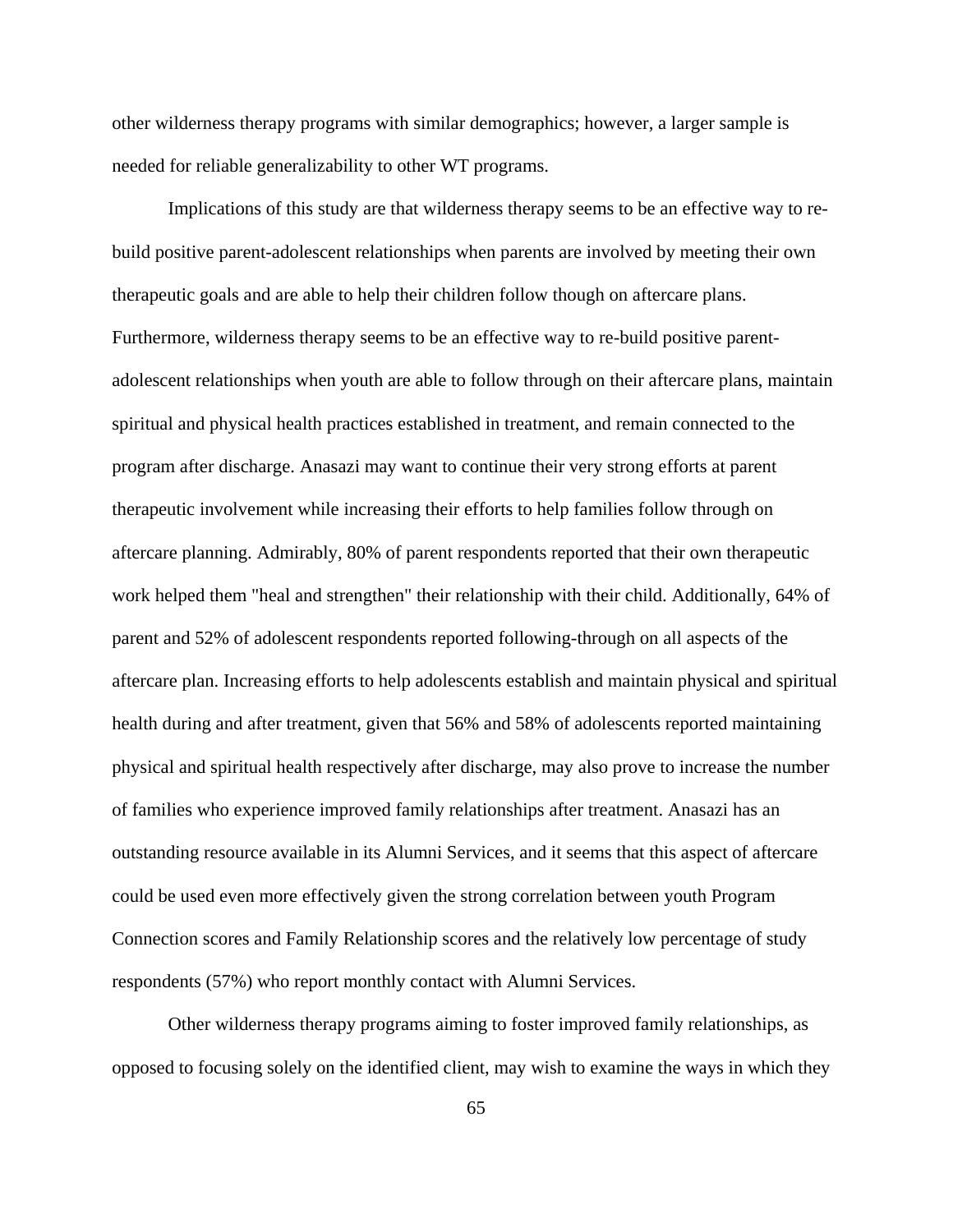other wilderness therapy programs with similar demographics; however, a larger sample is needed for reliable generalizability to other WT programs.

Implications of this study are that wilderness therapy seems to be an effective way to re-build positive parent-adolescent relationships when parents are involved by meeting their own therapeutic goals and are able to help their children follow though on aftercare plans. Furthermore, wilderness therapy seems to be an effective way to re-build positive parent-adolescent relationships when youth are able to follow through on their aftercare plans, maintain spiritual and physical health practices established in treatment, and remain connected to the program after discharge. Anasazi may want to continue their very strong efforts at parent therapeutic involvement while increasing their efforts to help families follow through on aftercare planning. Admirably, 80% of parent respondents reported that their own therapeutic work helped them "heal and strengthen" their relationship with their child. Additionally, 64% of parent and 52% of adolescent respondents reported following-through on all aspects of the aftercare plan. Increasing efforts to help adolescents establish and maintain physical and spiritual health during and after treatment, given that 56% and 58% of adolescents reported maintaining physical and spiritual health respectively after discharge, may also prove to increase the number of families who experience improved family relationships after treatment. Anasazi has an outstanding resource available in its Alumni Services, and it seems that this aspect of aftercare could be used even more effectively given the strong correlation between youth Program Connection scores and Family Relationship scores and the relatively low percentage of study respondents (57%) who report monthly contact with Alumni Services.

Other wilderness therapy programs aiming to foster improved family relationships, as opposed to focusing solely on the identified client, may wish to examine the ways in which they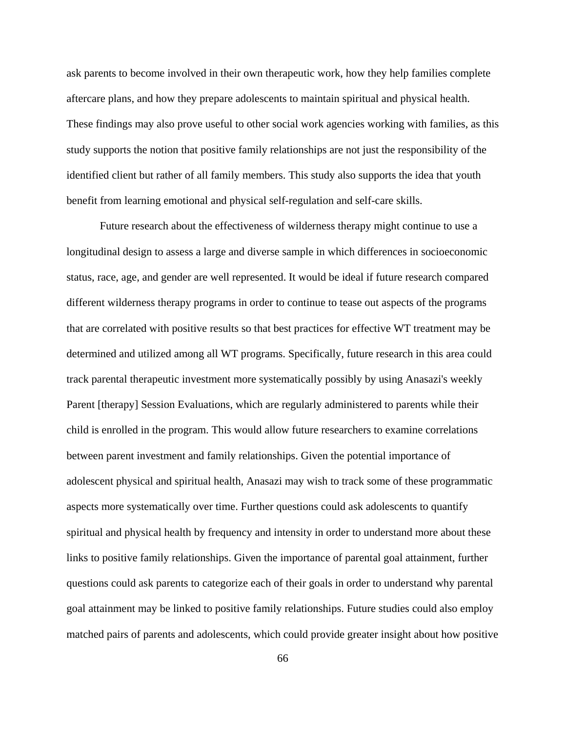ask parents to become involved in their own therapeutic work, how they help families complete aftercare plans, and how they prepare adolescents to maintain spiritual and physical health. These findings may also prove useful to other social work agencies working with families, as this study supports the notion that positive family relationships are not just the responsibility of the identified client but rather of all family members. This study also supports the idea that youth benefit from learning emotional and physical self-regulation and self-care skills.

Future research about the effectiveness of wilderness therapy might continue to use a longitudinal design to assess a large and diverse sample in which differences in socioeconomic status, race, age, and gender are well represented. It would be ideal if future research compared different wilderness therapy programs in order to continue to tease out aspects of the programs that are correlated with positive results so that best practices for effective WT treatment may be determined and utilized among all WT programs. Specifically, future research in this area could track parental therapeutic investment more systematically possibly by using Anasazi's weekly Parent [therapy] Session Evaluations, which are regularly administered to parents while their child is enrolled in the program. This would allow future researchers to examine correlations between parent investment and family relationships. Given the potential importance of adolescent physical and spiritual health, Anasazi may wish to track some of these programmatic aspects more systematically over time. Further questions could ask adolescents to quantify spiritual and physical health by frequency and intensity in order to understand more about these links to positive family relationships. Given the importance of parental goal attainment, further questions could ask parents to categorize each of their goals in order to understand why parental goal attainment may be linked to positive family relationships. Future studies could also employ matched pairs of parents and adolescents, which could provide greater insight about how positive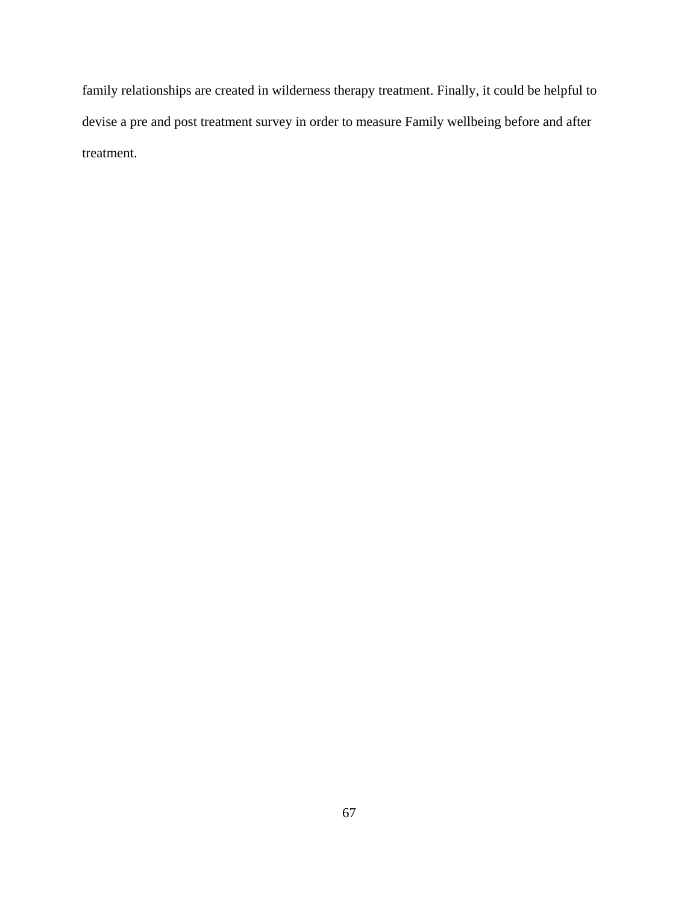family relationships are created in wilderness therapy treatment. Finally, it could be helpful to devise a pre and post treatment survey in order to measure Family wellbeing before and after treatment.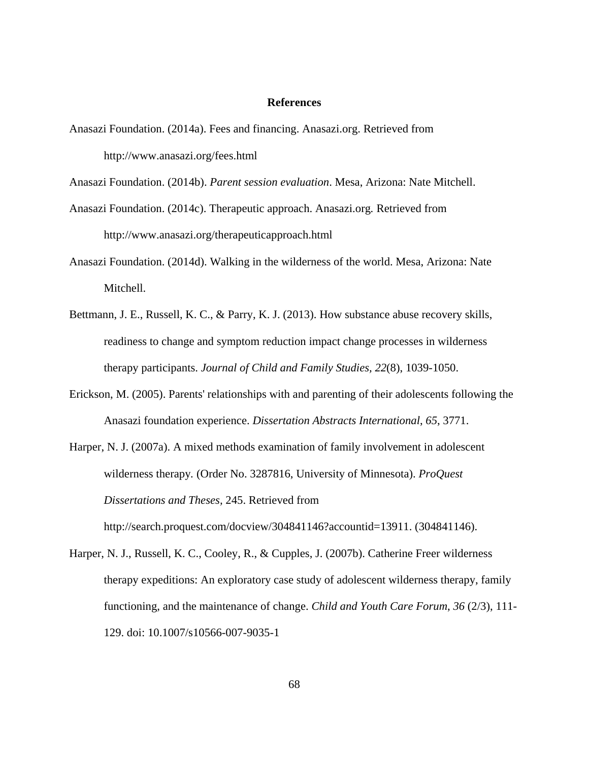# References

Anasazi Foundation. (2014a). Fees and financing. Anasazi.org. Retrieved from http://www.anasazi.org/fees.html

Anasazi Foundation. (2014b). *Parent session evaluation*. Mesa, Arizona: Nate Mitchell.

Anasazi Foundation. (2014c). Therapeutic approach. Anasazi.org. Retrieved from http://www.anasazi.org/therapeuticapproach.html

Anasazi Foundation. (2014d). Walking in the wilderness of the world. Mesa, Arizona: Nate Mitchell.

Bettmann, J. E., Russell, K. C., & Parry, K. J. (2013). How substance abuse recovery skills, readiness to change and symptom reduction impact change processes in wilderness therapy participants. *Journal of Child and Family Studies, 22*(8), 1039-1050.

Erickson, M. (2005). Parents' relationships with and parenting of their adolescents following the Anasazi foundation experience. *Dissertation Abstracts International, 65*, 3771.

Harper, N. J. (2007a). A mixed methods examination of family involvement in adolescent wilderness therapy. (Order No. 3287816, University of Minnesota). *ProQuest Dissertations and Theses,* 245. Retrieved from http://search.proquest.com/docview/304841146?accountid=13911. (304841146).

Harper, N. J., Russell, K. C., Cooley, R., & Cupples, J. (2007b). Catherine Freer wilderness therapy expeditions: An exploratory case study of adolescent wilderness therapy, family functioning, and the maintenance of change. *Child and Youth Care Forum*, *36* (2/3), 111-129. doi: 10.1007/s10566-007-9035-1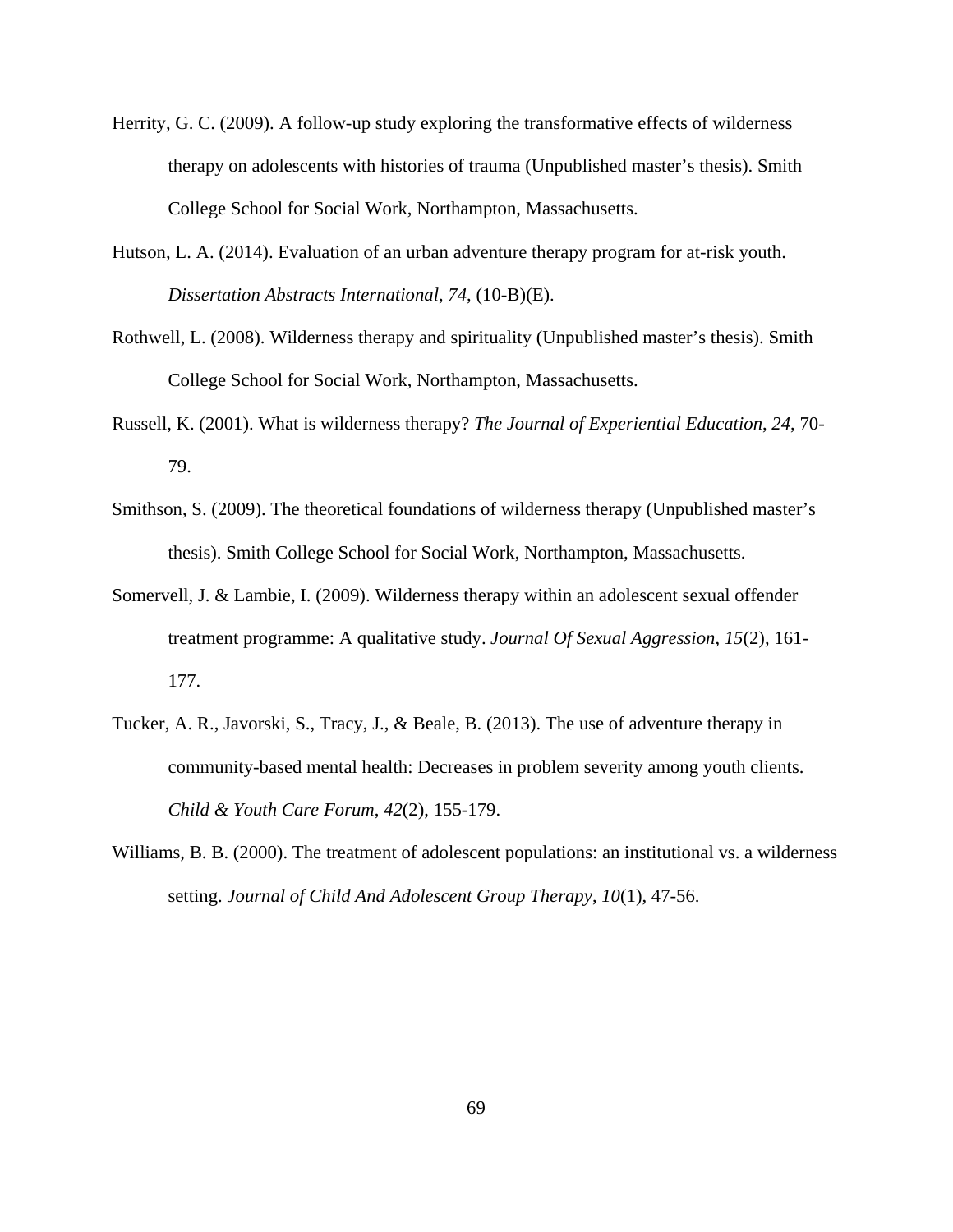Herrity, G. C. (2009). A follow-up study exploring the transformative effects of wilderness therapy on adolescents with histories of trauma (Unpublished master's thesis). Smith College School for Social Work, Northampton, Massachusetts.

Hutson, L. A. (2014). Evaluation of an urban adventure therapy program for at-risk youth. *Dissertation Abstracts International*, *74*, (10-B)(E).

Rothwell, L. (2008). Wilderness therapy and spirituality (Unpublished master's thesis). Smith College School for Social Work, Northampton, Massachusetts.

Russell, K. (2001). What is wilderness therapy? *The Journal of Experiential Education*, *24*, 70-79.

Smithson, S. (2009). The theoretical foundations of wilderness therapy (Unpublished master's thesis). Smith College School for Social Work, Northampton, Massachusetts.

Somervell, J. & Lambie, I. (2009). Wilderness therapy within an adolescent sexual offender treatment programme: A qualitative study. *Journal Of Sexual Aggression*, *15*(2), 161-177.

Tucker, A. R., Javorski, S., Tracy, J., & Beale, B. (2013). The use of adventure therapy in community-based mental health: Decreases in problem severity among youth clients. *Child & Youth Care Forum*, *42*(2), 155-179.

Williams, B. B. (2000). The treatment of adolescent populations: an institutional vs. a wilderness setting. *Journal of Child And Adolescent Group Therapy*, *10*(1), 47-56.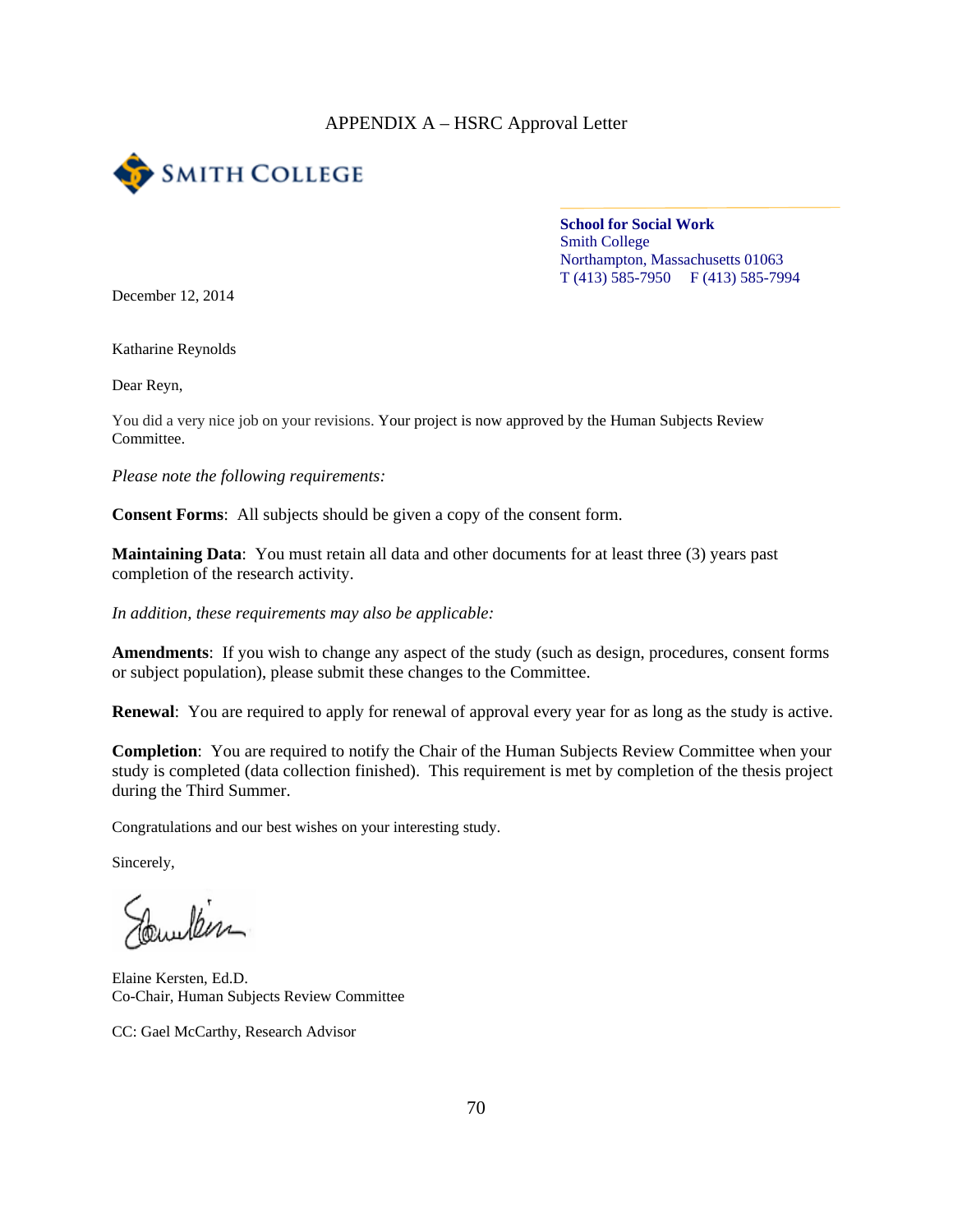APPENDIX A – HSRC Approval Letter

SMITH COLLEGE

**School for Social Work**
Smith College
Northampton, Massachusetts 01063
T (413) 585-7950 F (413) 585-7994

December 12, 2014

Katharine Reynolds

Dear Reyn,

You did a very nice job on your revisions. Your project is now approved by the Human Subjects Review Committee.

*Please note the following requirements:*

**Consent Forms**: All subjects should be given a copy of the consent form.

**Maintaining Data**: You must retain all data and other documents for at least three (3) years past completion of the research activity.

*In addition, these requirements may also be applicable:*

**Amendments**: If you wish to change any aspect of the study (such as design, procedures, consent forms or subject population), please submit these changes to the Committee.

**Renewal**: You are required to apply for renewal of approval every year for as long as the study is active.

**Completion**: You are required to notify the Chair of the Human Subjects Review Committee when your study is completed (data collection finished). This requirement is met by completion of the thesis project during the Third Summer.

Congratulations and our best wishes on your interesting study.

Sincerely,

Elaine Kersten, Ed.D.
Co-Chair, Human Subjects Review Committee

CC: Gael McCarthy, Research Advisor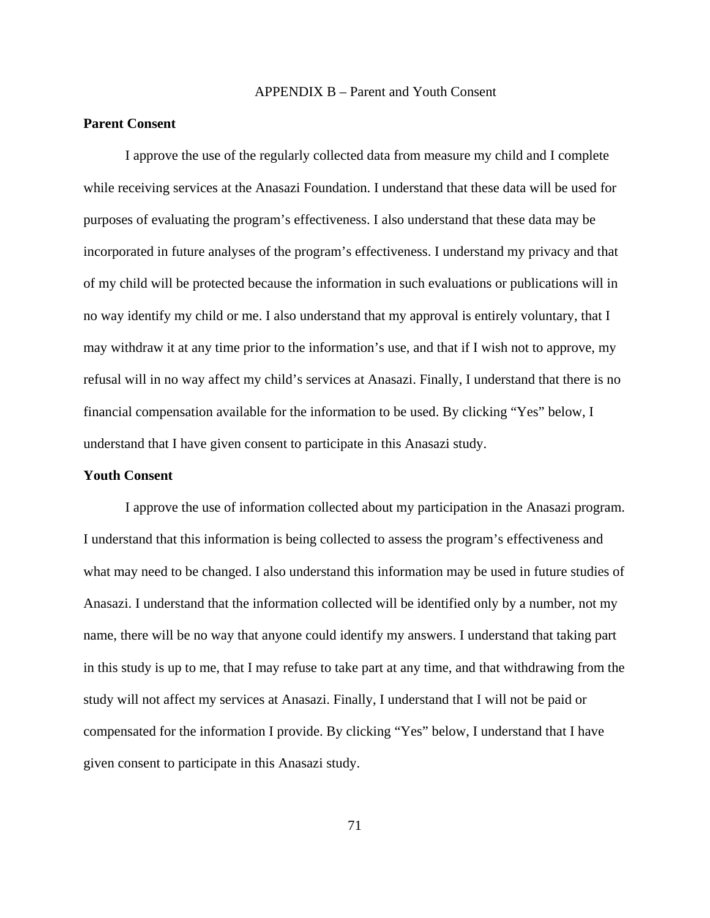# APPENDIX B – Parent and Youth Consent

## Parent Consent

I approve the use of the regularly collected data from measure my child and I complete while receiving services at the Anasazi Foundation. I understand that these data will be used for purposes of evaluating the program's effectiveness. I also understand that these data may be incorporated in future analyses of the program's effectiveness. I understand my privacy and that of my child will be protected because the information in such evaluations or publications will in no way identify my child or me. I also understand that my approval is entirely voluntary, that I may withdraw it at any time prior to the information's use, and that if I wish not to approve, my refusal will in no way affect my child's services at Anasazi. Finally, I understand that there is no financial compensation available for the information to be used. By clicking "Yes" below, I understand that I have given consent to participate in this Anasazi study.

## Youth Consent

I approve the use of information collected about my participation in the Anasazi program. I understand that this information is being collected to assess the program's effectiveness and what may need to be changed. I also understand this information may be used in future studies of Anasazi. I understand that the information collected will be identified only by a number, not my name, there will be no way that anyone could identify my answers. I understand that taking part in this study is up to me, that I may refuse to take part at any time, and that withdrawing from the study will not affect my services at Anasazi. Finally, I understand that I will not be paid or compensated for the information I provide. By clicking "Yes" below, I understand that I have given consent to participate in this Anasazi study.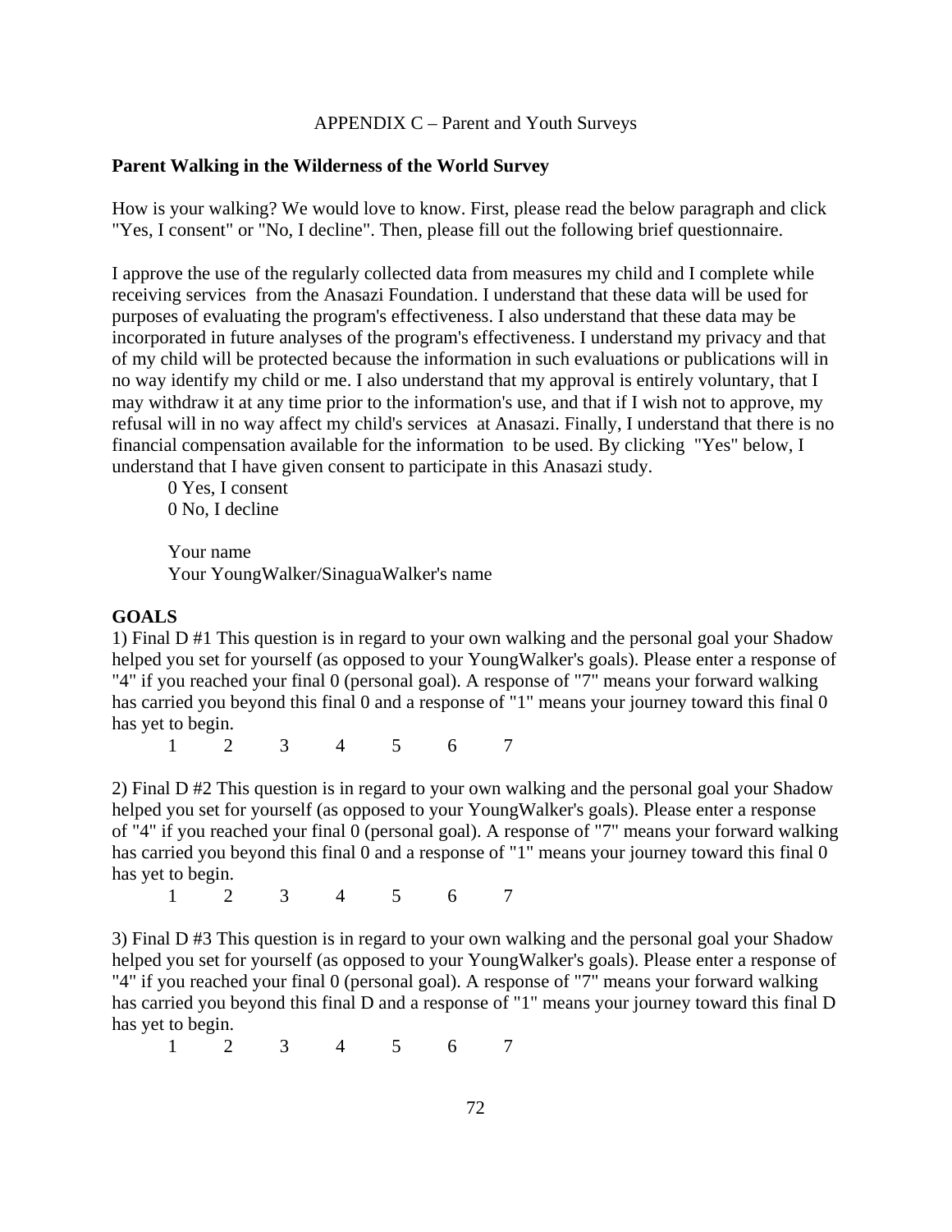APPENDIX C – Parent and Youth Surveys

**Parent Walking in the Wilderness of the World Survey**

How is your walking? We would love to know. First, please read the below paragraph and click "Yes, I consent" or "No, I decline". Then, please fill out the following brief questionnaire.

I approve the use of the regularly collected data from measures my child and I complete while receiving services from the Anasazi Foundation. I understand that these data will be used for purposes of evaluating the program's effectiveness. I also understand that these data may be incorporated in future analyses of the program's effectiveness. I understand my privacy and that of my child will be protected because the information in such evaluations or publications will in no way identify my child or me. I also understand that my approval is entirely voluntary, that I may withdraw it at any time prior to the information's use, and that if I wish not to approve, my refusal will in no way affect my child's services at Anasazi. Finally, I understand that there is no financial compensation available for the information to be used. By clicking "Yes" below, I understand that I have given consent to participate in this Anasazi study.

0 Yes, I consent
0 No, I decline

Your name
Your YoungWalker/SinaguaWalker's name

**GOALS**

1) Final D #1 This question is in regard to your own walking and the personal goal your Shadow helped you set for yourself (as opposed to your YoungWalker's goals). Please enter a response of "4" if you reached your final 0 (personal goal). A response of "7" means your forward walking has carried you beyond this final 0 and a response of "1" means your journey toward this final 0 has yet to begin.

1 2 3 4 5 6 7

2) Final D #2 This question is in regard to your own walking and the personal goal your Shadow helped you set for yourself (as opposed to your YoungWalker's goals). Please enter a response of "4" if you reached your final 0 (personal goal). A response of "7" means your forward walking has carried you beyond this final 0 and a response of "1" means your journey toward this final 0 has yet to begin.

1 2 3 4 5 6 7

3) Final D #3 This question is in regard to your own walking and the personal goal your Shadow helped you set for yourself (as opposed to your YoungWalker's goals). Please enter a response of "4" if you reached your final 0 (personal goal). A response of "7" means your forward walking has carried you beyond this final D and a response of "1" means your journey toward this final D has yet to begin.

1 2 3 4 5 6 7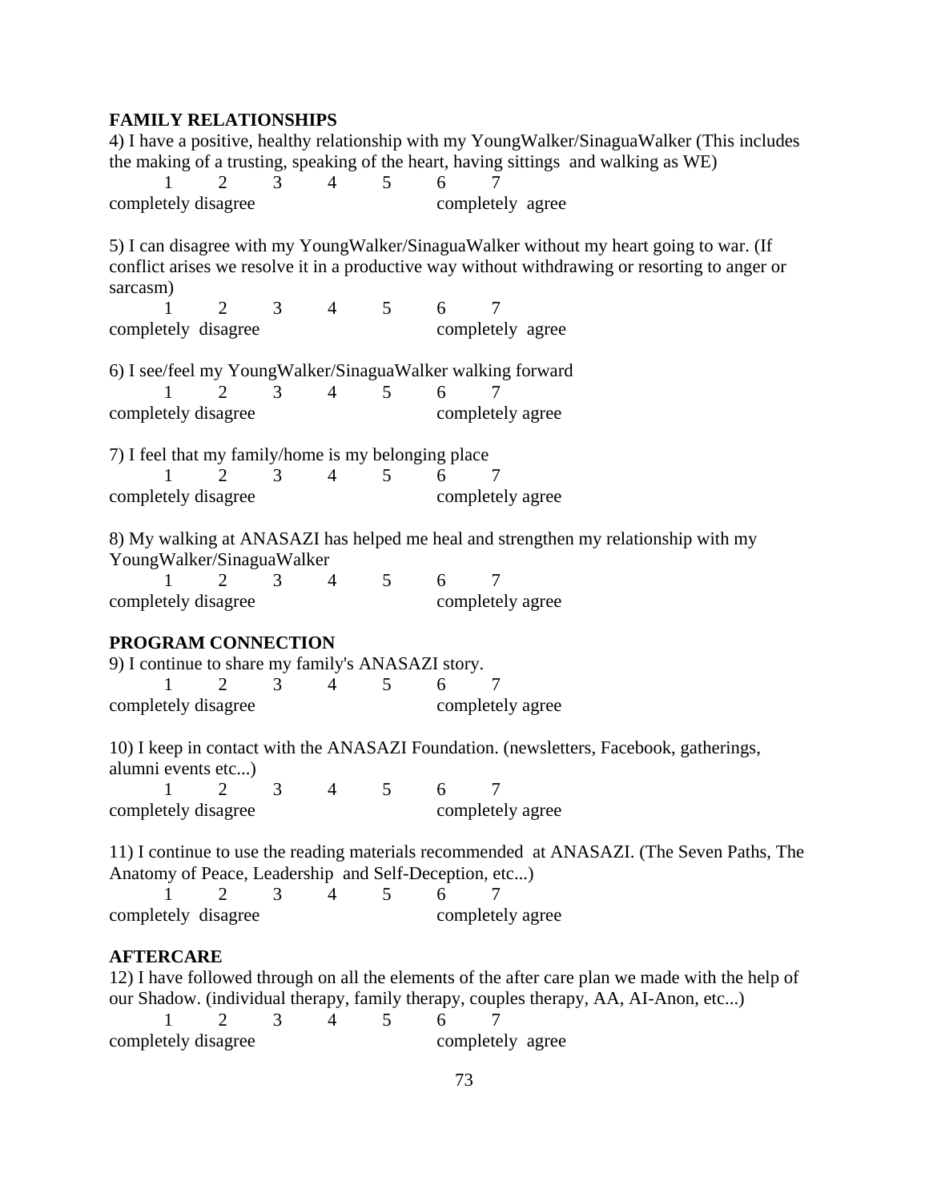**FAMILY RELATIONSHIPS**

4) I have a positive, healthy relationship with my YoungWalker/SinaguaWalker (This includes the making of a trusting, speaking of the heart, having sittings and walking as WE)

1 2 3 4 5 6 7

completely disagree completely agree

5) I can disagree with my YoungWalker/SinaguaWalker without my heart going to war. (If conflict arises we resolve it in a productive way without withdrawing or resorting to anger or sarcasm)

1 2 3 4 5 6 7

completely disagree completely agree

6) I see/feel my YoungWalker/SinaguaWalker walking forward

1 2 3 4 5 6 7

completely disagree completely agree

7) I feel that my family/home is my belonging place

1 2 3 4 5 6 7

completely disagree completely agree

8) My walking at ANASAZI has helped me heal and strengthen my relationship with my YoungWalker/SinaguaWalker

1 2 3 4 5 6 7

completely disagree completely agree

**PROGRAM CONNECTION**

9) I continue to share my family's ANASAZI story.

1 2 3 4 5 6 7

completely disagree completely agree

10) I keep in contact with the ANASAZI Foundation. (newsletters, Facebook, gatherings, alumni events etc...)

1 2 3 4 5 6 7

completely disagree completely agree

11) I continue to use the reading materials recommended at ANASAZI. (The Seven Paths, The Anatomy of Peace, Leadership and Self-Deception, etc...)

1 2 3 4 5 6 7

completely disagree completely agree

**AFTERCARE**

12) I have followed through on all the elements of the after care plan we made with the help of our Shadow. (individual therapy, family therapy, couples therapy, AA, AI-Anon, etc...)

1 2 3 4 5 6 7

completely disagree completely agree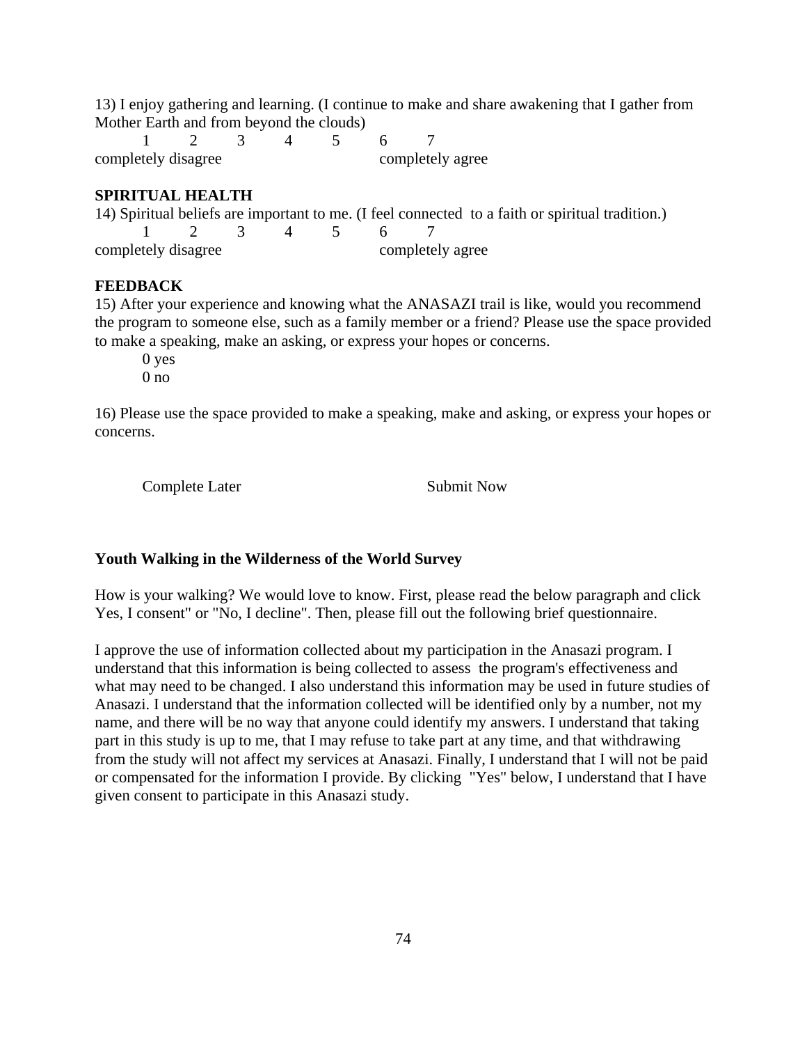13) I enjoy gathering and learning. (I continue to make and share awakening that I gather from Mother Earth and from beyond the clouds)

| 1 | 2 | 3 | 4 | 5 | 6 | 7 |
|---|---|---|---|---|---|---|
| completely disagree | | | | | completely agree | |

**SPIRITUAL HEALTH**

14) Spiritual beliefs are important to me. (I feel connected to a faith or spiritual tradition.)

| 1 | 2 | 3 | 4 | 5 | 6 | 7 |
|---|---|---|---|---|---|---|
| completely disagree | | | | | completely agree | |

**FEEDBACK**

15) After your experience and knowing what the ANASAZI trail is like, would you recommend the program to someone else, such as a family member or a friend? Please use the space provided to make a speaking, make an asking, or express your hopes or concerns.

0 yes
0 no

16) Please use the space provided to make a speaking, make and asking, or express your hopes or concerns.

Complete Later    Submit Now

**Youth Walking in the Wilderness of the World Survey**

How is your walking? We would love to know. First, please read the below paragraph and click Yes, I consent" or "No, I decline". Then, please fill out the following brief questionnaire.

I approve the use of information collected about my participation in the Anasazi program. I understand that this information is being collected to assess the program's effectiveness and what may need to be changed. I also understand this information may be used in future studies of Anasazi. I understand that the information collected will be identified only by a number, not my name, and there will be no way that anyone could identify my answers. I understand that taking part in this study is up to me, that I may refuse to take part at any time, and that withdrawing from the study will not affect my services at Anasazi. Finally, I understand that I will not be paid or compensated for the information I provide. By clicking "Yes" below, I understand that I have given consent to participate in this Anasazi study.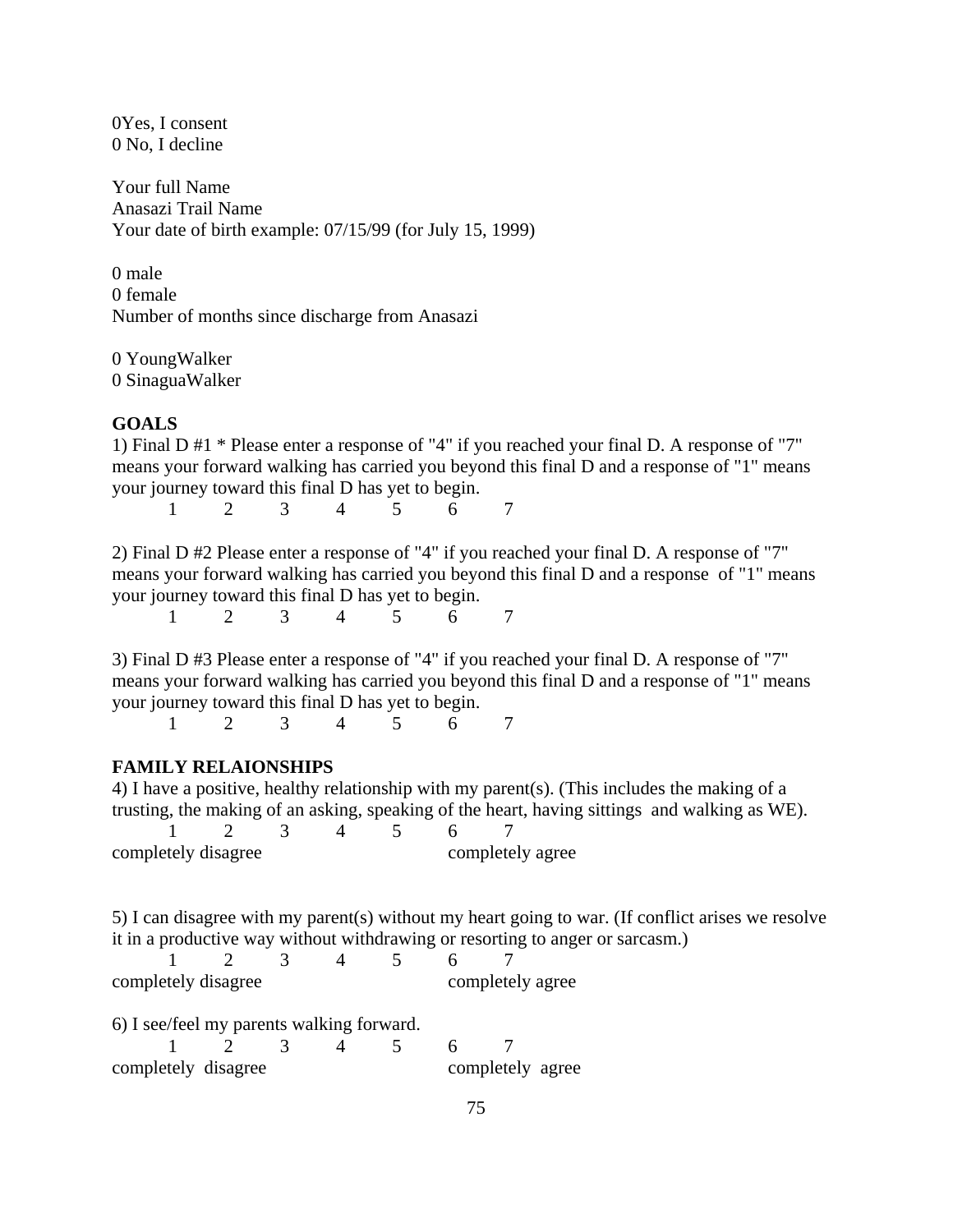0Yes, I consent
0 No, I decline

Your full Name
Anasazi Trail Name
Your date of birth example: 07/15/99 (for July 15, 1999)

0 male
0 female
Number of months since discharge from Anasazi

0 YoungWalker
0 SinaguaWalker

**GOALS**

1) Final D #1 * Please enter a response of "4" if you reached your final D. A response of "7" means your forward walking has carried you beyond this final D and a response of "1" means your journey toward this final D has yet to begin.

1 2 3 4 5 6 7

2) Final D #2 Please enter a response of "4" if you reached your final D. A response of "7" means your forward walking has carried you beyond this final D and a response of "1" means your journey toward this final D has yet to begin.

1 2 3 4 5 6 7

3) Final D #3 Please enter a response of "4" if you reached your final D. A response of "7" means your forward walking has carried you beyond this final D and a response of "1" means your journey toward this final D has yet to begin.

1 2 3 4 5 6 7

**FAMILY RELAIONSHIPS**

4) I have a positive, healthy relationship with my parent(s). (This includes the making of a trusting, the making of an asking, speaking of the heart, having sittings and walking as WE).

1 2 3 4 5 6 7
completely disagree completely agree

5) I can disagree with my parent(s) without my heart going to war. (If conflict arises we resolve it in a productive way without withdrawing or resorting to anger or sarcasm.)

1 2 3 4 5 6 7
completely disagree completely agree

6) I see/feel my parents walking forward.

1 2 3 4 5 6 7
completely disagree completely agree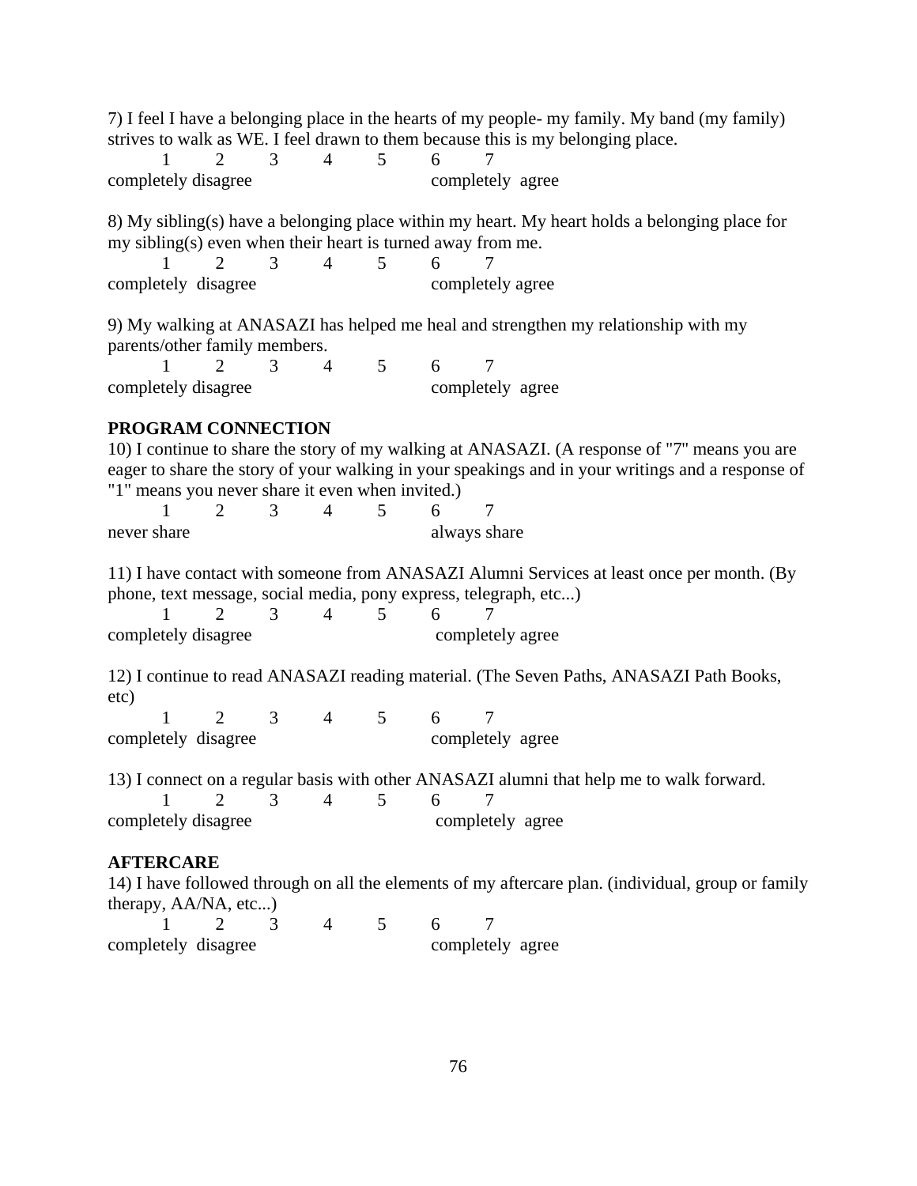7) I feel I have a belonging place in the hearts of my people- my family. My band (my family) strives to walk as WE. I feel drawn to them because this is my belonging place.

1 2 3 4 5 6 7

completely disagree completely agree

8) My sibling(s) have a belonging place within my heart. My heart holds a belonging place for my sibling(s) even when their heart is turned away from me.

1 2 3 4 5 6 7

completely disagree completely agree

9) My walking at ANASAZI has helped me heal and strengthen my relationship with my parents/other family members.

1 2 3 4 5 6 7

completely disagree completely agree

**PROGRAM CONNECTION**

10) I continue to share the story of my walking at ANASAZI. (A response of "7" means you are eager to share the story of your walking in your speakings and in your writings and a response of "1" means you never share it even when invited.)

1 2 3 4 5 6 7

never share always share

11) I have contact with someone from ANASAZI Alumni Services at least once per month. (By phone, text message, social media, pony express, telegraph, etc...)

1 2 3 4 5 6 7

completely disagree completely agree

12) I continue to read ANASAZI reading material. (The Seven Paths, ANASAZI Path Books, etc)

1 2 3 4 5 6 7

completely disagree completely agree

13) I connect on a regular basis with other ANASAZI alumni that help me to walk forward.

1 2 3 4 5 6 7

completely disagree completely agree

**AFTERCARE**

14) I have followed through on all the elements of my aftercare plan. (individual, group or family therapy, AA/NA, etc...)

1 2 3 4 5 6 7

completely disagree completely agree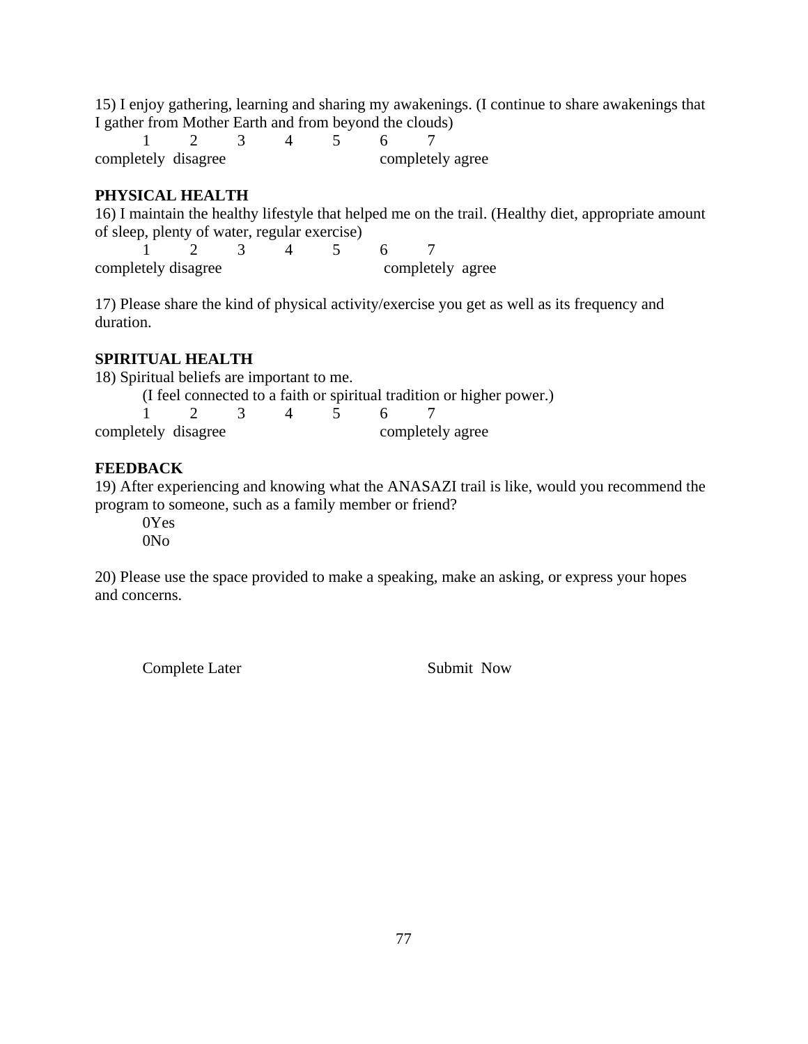15) I enjoy gathering, learning and sharing my awakenings. (I continue to share awakenings that I gather from Mother Earth and from beyond the clouds)

1 2 3 4 5 6 7

completely disagree completely agree

**PHYSICAL HEALTH**

16) I maintain the healthy lifestyle that helped me on the trail. (Healthy diet, appropriate amount of sleep, plenty of water, regular exercise)

1 2 3 4 5 6 7

completely disagree completely agree

17) Please share the kind of physical activity/exercise you get as well as its frequency and duration.

**SPIRITUAL HEALTH**

18) Spiritual beliefs are important to me.

(I feel connected to a faith or spiritual tradition or higher power.)

1 2 3 4 5 6 7

completely disagree completely agree

**FEEDBACK**

19) After experiencing and knowing what the ANASAZI trail is like, would you recommend the program to someone, such as a family member or friend?

0Yes

0No

20) Please use the space provided to make a speaking, make an asking, or express your hopes and concerns.

Complete Later Submit Now